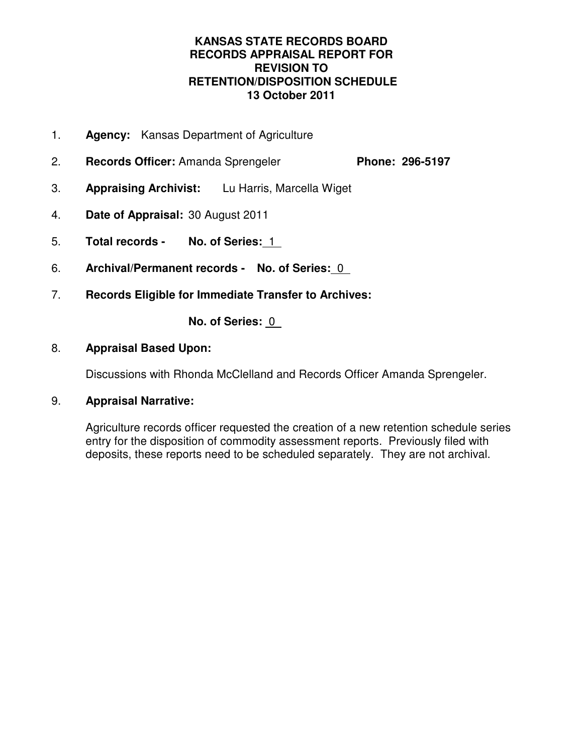**KANSAS STATE RECORDS BOARD**
**RECORDS APPRAISAL REPORT FOR**
**REVISION TO**
**RETENTION/DISPOSITION SCHEDULE**
**13 October 2011**

1. **Agency:** Kansas Department of Agriculture

2. **Records Officer:** Amanda Sprengeler **Phone: 296-5197**

3. **Appraising Archivist:** Lu Harris, Marcella Wiget

4. **Date of Appraisal:** 30 August 2011

5. **Total records - No. of Series:** 1

6. **Archival/Permanent records - No. of Series:** 0

7. **Records Eligible for Immediate Transfer to Archives:**

   **No. of Series:** 0

8. **Appraisal Based Upon:**

   Discussions with Rhonda McClelland and Records Officer Amanda Sprengeler.

9. **Appraisal Narrative:**

   Agriculture records officer requested the creation of a new retention schedule series entry for the disposition of commodity assessment reports. Previously filed with deposits, these reports need to be scheduled separately. They are not archival.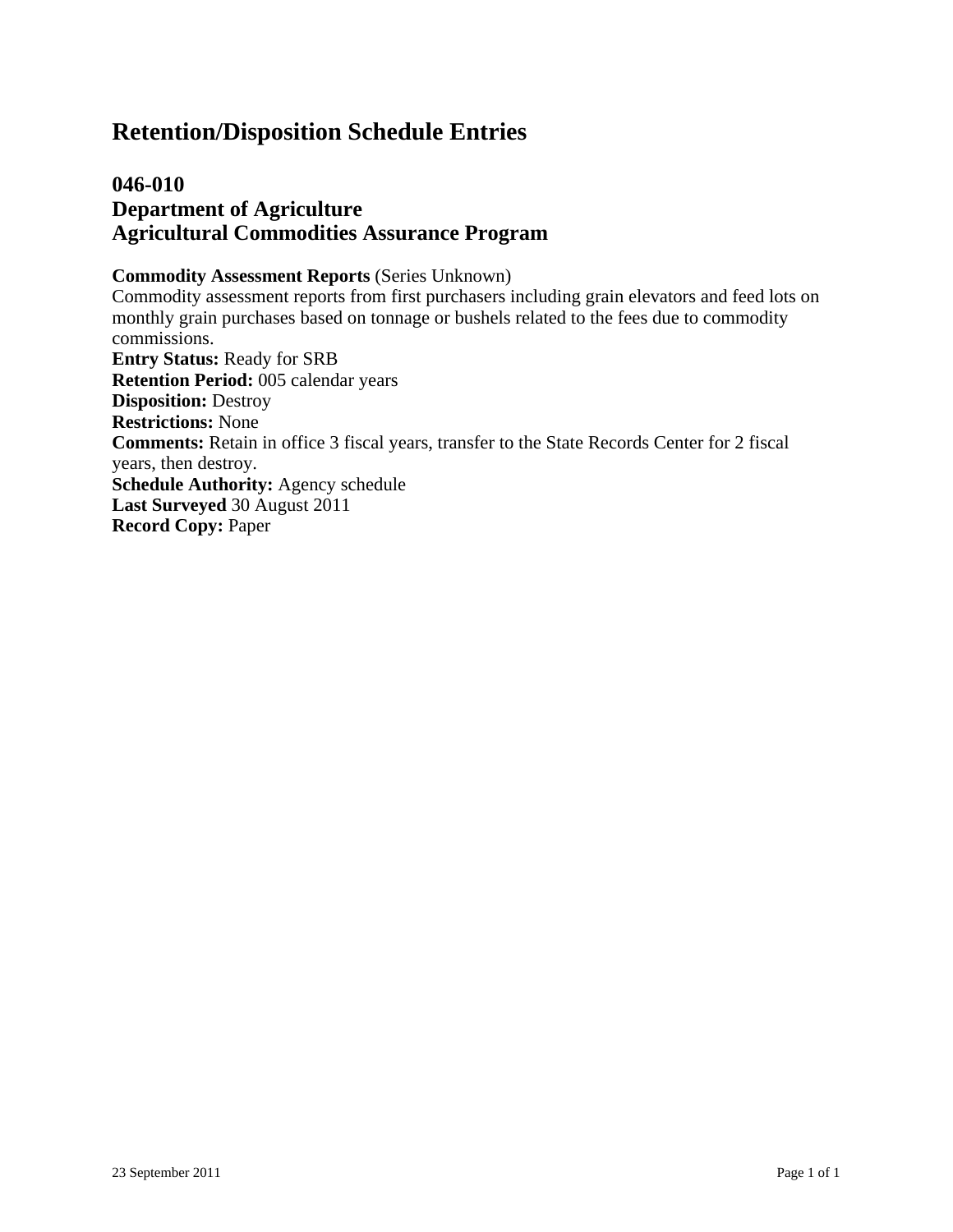# Retention/Disposition Schedule Entries

## 046-010
## Department of Agriculture
## Agricultural Commodities Assurance Program

**Commodity Assessment Reports** (Series Unknown)
Commodity assessment reports from first purchasers including grain elevators and feed lots on monthly grain purchases based on tonnage or bushels related to the fees due to commodity commissions.
**Entry Status:** Ready for SRB
**Retention Period:** 005 calendar years
**Disposition:** Destroy
**Restrictions:** None
**Comments:** Retain in office 3 fiscal years, transfer to the State Records Center for 2 fiscal years, then destroy.
**Schedule Authority:** Agency schedule
**Last Surveyed** 30 August 2011
**Record Copy:** Paper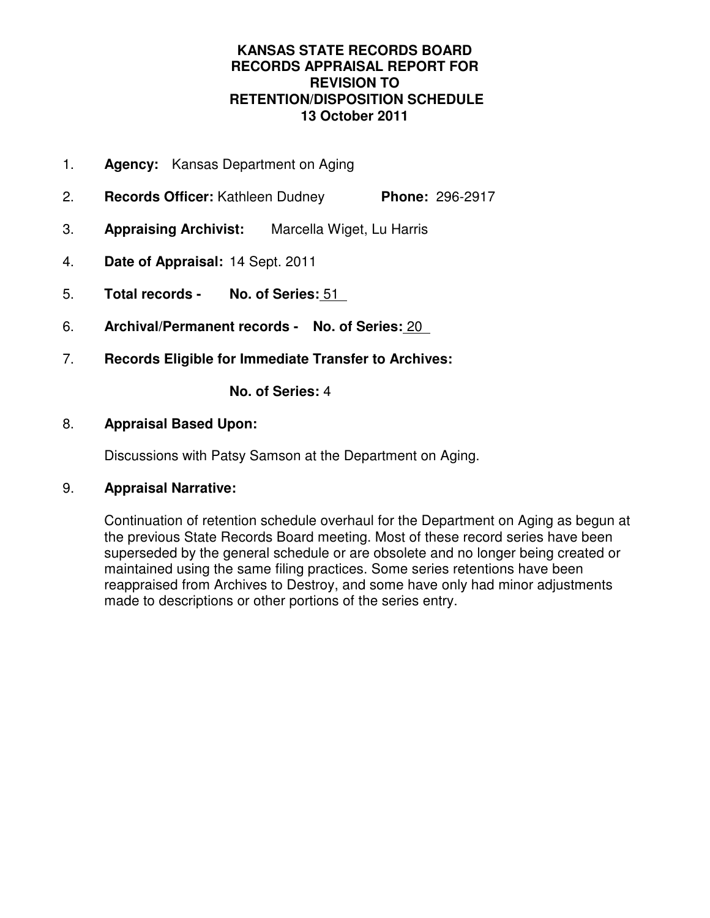# KANSAS STATE RECORDS BOARD RECORDS APPRAISAL REPORT FOR REVISION TO RETENTION/DISPOSITION SCHEDULE 13 October 2011

1. **Agency:** Kansas Department on Aging

2. **Records Officer:** Kathleen Dudney **Phone:** 296-2917

3. **Appraising Archivist:** Marcella Wiget, Lu Harris

4. **Date of Appraisal:** 14 Sept. 2011

5. **Total records - No. of Series:** 51

6. **Archival/Permanent records - No. of Series:** 20

7. **Records Eligible for Immediate Transfer to Archives:**

   **No. of Series:** 4

8. **Appraisal Based Upon:**

   Discussions with Patsy Samson at the Department on Aging.

9. **Appraisal Narrative:**

   Continuation of retention schedule overhaul for the Department on Aging as begun at the previous State Records Board meeting. Most of these record series have been superseded by the general schedule or are obsolete and no longer being created or maintained using the same filing practices. Some series retentions have been reappraised from Archives to Destroy, and some have only had minor adjustments made to descriptions or other portions of the series entry.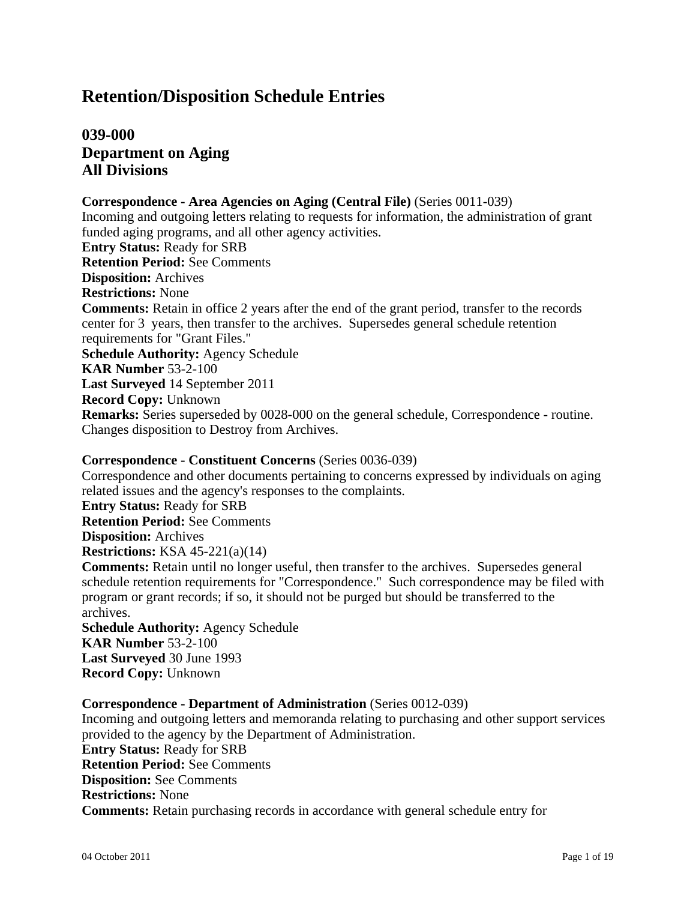# Retention/Disposition Schedule Entries

## 039-000
## Department on Aging
## All Divisions

**Correspondence - Area Agencies on Aging (Central File)** (Series 0011-039)
Incoming and outgoing letters relating to requests for information, the administration of grant funded aging programs, and all other agency activities.
**Entry Status:** Ready for SRB
**Retention Period:** See Comments
**Disposition:** Archives
**Restrictions:** None
**Comments:** Retain in office 2 years after the end of the grant period, transfer to the records center for 3 years, then transfer to the archives. Supersedes general schedule retention requirements for "Grant Files."
**Schedule Authority:** Agency Schedule
**KAR Number** 53-2-100
**Last Surveyed** 14 September 2011
**Record Copy:** Unknown
**Remarks:** Series superseded by 0028-000 on the general schedule, Correspondence - routine. Changes disposition to Destroy from Archives.

**Correspondence - Constituent Concerns** (Series 0036-039)
Correspondence and other documents pertaining to concerns expressed by individuals on aging related issues and the agency's responses to the complaints.
**Entry Status:** Ready for SRB
**Retention Period:** See Comments
**Disposition:** Archives
**Restrictions:** KSA 45-221(a)(14)
**Comments:** Retain until no longer useful, then transfer to the archives. Supersedes general schedule retention requirements for "Correspondence." Such correspondence may be filed with program or grant records; if so, it should not be purged but should be transferred to the archives.
**Schedule Authority:** Agency Schedule
**KAR Number** 53-2-100
**Last Surveyed** 30 June 1993
**Record Copy:** Unknown

**Correspondence - Department of Administration** (Series 0012-039)
Incoming and outgoing letters and memoranda relating to purchasing and other support services provided to the agency by the Department of Administration.
**Entry Status:** Ready for SRB
**Retention Period:** See Comments
**Disposition:** See Comments
**Restrictions:** None
**Comments:** Retain purchasing records in accordance with general schedule entry for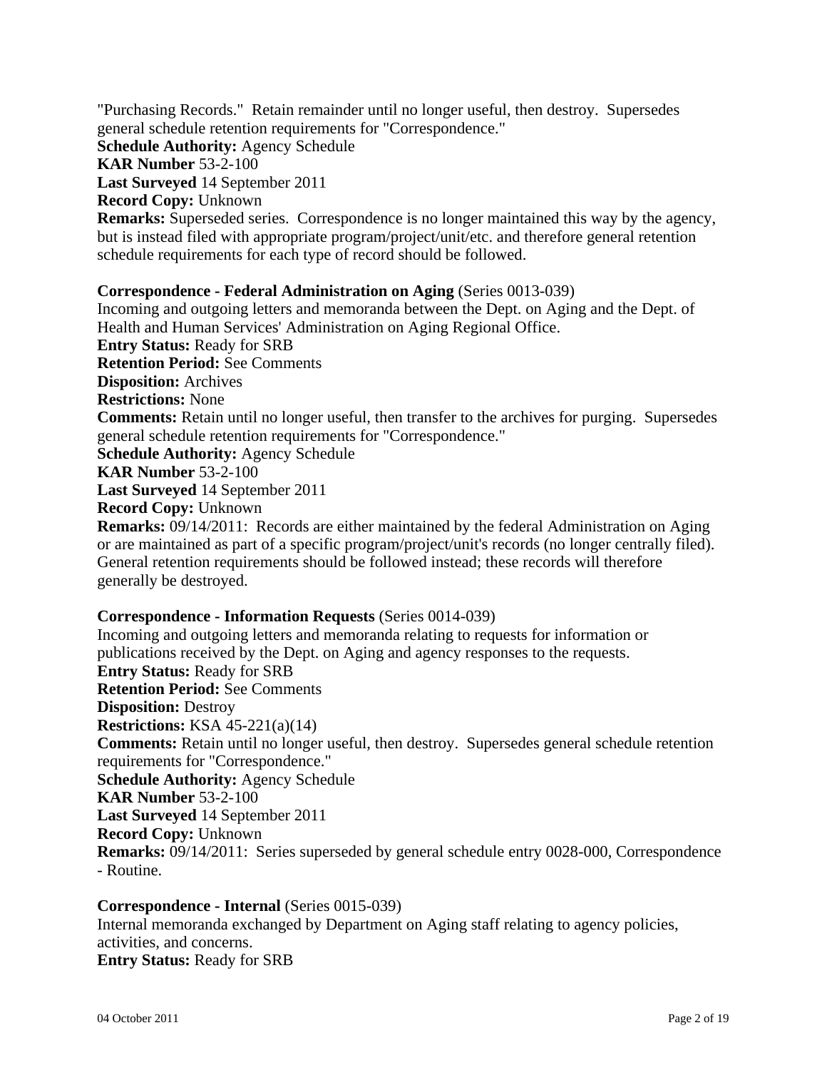"Purchasing Records." Retain remainder until no longer useful, then destroy. Supersedes general schedule retention requirements for "Correspondence."
**Schedule Authority:** Agency Schedule
**KAR Number** 53-2-100
**Last Surveyed** 14 September 2011
**Record Copy:** Unknown
**Remarks:** Superseded series. Correspondence is no longer maintained this way by the agency, but is instead filed with appropriate program/project/unit/etc. and therefore general retention schedule requirements for each type of record should be followed.

**Correspondence - Federal Administration on Aging** (Series 0013-039)
Incoming and outgoing letters and memoranda between the Dept. on Aging and the Dept. of Health and Human Services' Administration on Aging Regional Office.
**Entry Status:** Ready for SRB
**Retention Period:** See Comments
**Disposition:** Archives
**Restrictions:** None
**Comments:** Retain until no longer useful, then transfer to the archives for purging. Supersedes general schedule retention requirements for "Correspondence."
**Schedule Authority:** Agency Schedule
**KAR Number** 53-2-100
**Last Surveyed** 14 September 2011
**Record Copy:** Unknown
**Remarks:** 09/14/2011: Records are either maintained by the federal Administration on Aging or are maintained as part of a specific program/project/unit's records (no longer centrally filed). General retention requirements should be followed instead; these records will therefore generally be destroyed.

**Correspondence - Information Requests** (Series 0014-039)
Incoming and outgoing letters and memoranda relating to requests for information or publications received by the Dept. on Aging and agency responses to the requests.
**Entry Status:** Ready for SRB
**Retention Period:** See Comments
**Disposition:** Destroy
**Restrictions:** KSA 45-221(a)(14)
**Comments:** Retain until no longer useful, then destroy. Supersedes general schedule retention requirements for "Correspondence."
**Schedule Authority:** Agency Schedule
**KAR Number** 53-2-100
**Last Surveyed** 14 September 2011
**Record Copy:** Unknown
**Remarks:** 09/14/2011: Series superseded by general schedule entry 0028-000, Correspondence - Routine.

**Correspondence - Internal** (Series 0015-039)
Internal memoranda exchanged by Department on Aging staff relating to agency policies, activities, and concerns.
**Entry Status:** Ready for SRB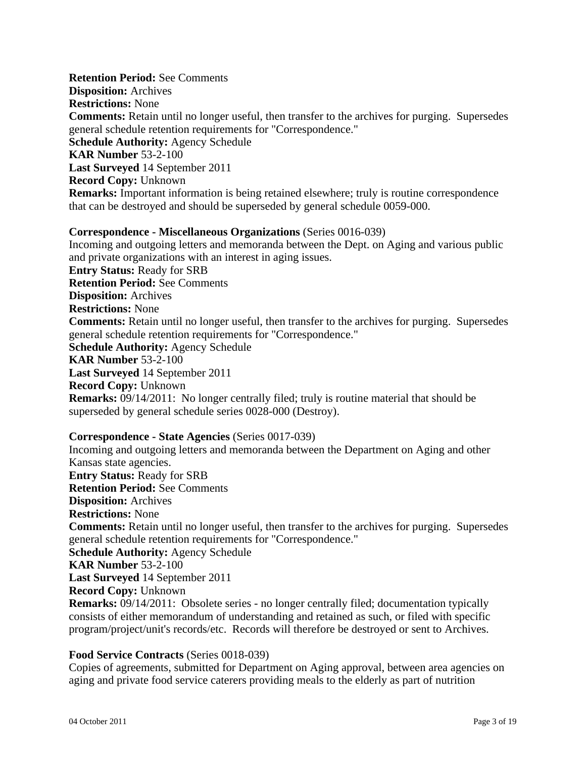**Retention Period:** See Comments
**Disposition:** Archives
**Restrictions:** None
**Comments:** Retain until no longer useful, then transfer to the archives for purging. Supersedes general schedule retention requirements for "Correspondence."
**Schedule Authority:** Agency Schedule
**KAR Number** 53-2-100
**Last Surveyed** 14 September 2011
**Record Copy:** Unknown
**Remarks:** Important information is being retained elsewhere; truly is routine correspondence that can be destroyed and should be superseded by general schedule 0059-000.

**Correspondence - Miscellaneous Organizations** (Series 0016-039)
Incoming and outgoing letters and memoranda between the Dept. on Aging and various public and private organizations with an interest in aging issues.
**Entry Status:** Ready for SRB
**Retention Period:** See Comments
**Disposition:** Archives
**Restrictions:** None
**Comments:** Retain until no longer useful, then transfer to the archives for purging. Supersedes general schedule retention requirements for "Correspondence."
**Schedule Authority:** Agency Schedule
**KAR Number** 53-2-100
**Last Surveyed** 14 September 2011
**Record Copy:** Unknown
**Remarks:** 09/14/2011: No longer centrally filed; truly is routine material that should be superseded by general schedule series 0028-000 (Destroy).

**Correspondence - State Agencies** (Series 0017-039)
Incoming and outgoing letters and memoranda between the Department on Aging and other Kansas state agencies.
**Entry Status:** Ready for SRB
**Retention Period:** See Comments
**Disposition:** Archives
**Restrictions:** None
**Comments:** Retain until no longer useful, then transfer to the archives for purging. Supersedes general schedule retention requirements for "Correspondence."
**Schedule Authority:** Agency Schedule
**KAR Number** 53-2-100
**Last Surveyed** 14 September 2011
**Record Copy:** Unknown
**Remarks:** 09/14/2011: Obsolete series - no longer centrally filed; documentation typically consists of either memorandum of understanding and retained as such, or filed with specific program/project/unit's records/etc. Records will therefore be destroyed or sent to Archives.

**Food Service Contracts** (Series 0018-039)
Copies of agreements, submitted for Department on Aging approval, between area agencies on aging and private food service caterers providing meals to the elderly as part of nutrition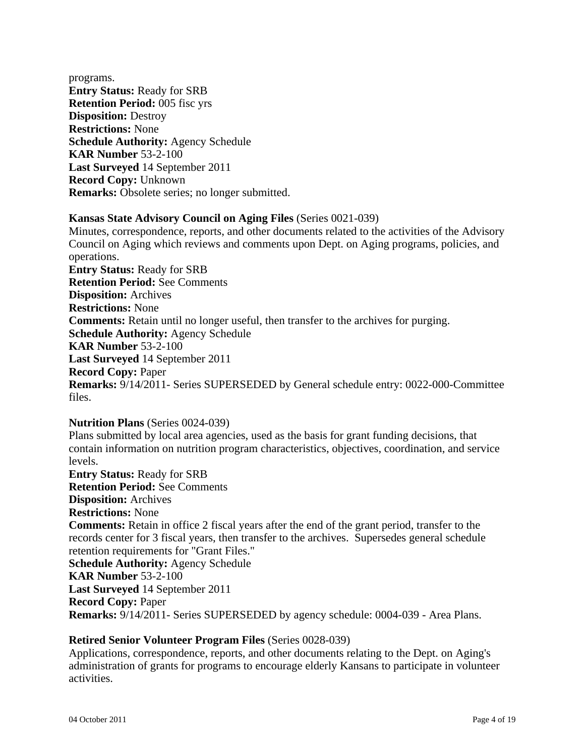programs.
**Entry Status:** Ready for SRB
**Retention Period:** 005 fisc yrs
**Disposition:** Destroy
**Restrictions:** None
**Schedule Authority:** Agency Schedule
**KAR Number** 53-2-100
**Last Surveyed** 14 September 2011
**Record Copy:** Unknown
**Remarks:** Obsolete series; no longer submitted.

**Kansas State Advisory Council on Aging Files** (Series 0021-039)
Minutes, correspondence, reports, and other documents related to the activities of the Advisory Council on Aging which reviews and comments upon Dept. on Aging programs, policies, and operations.
**Entry Status:** Ready for SRB
**Retention Period:** See Comments
**Disposition:** Archives
**Restrictions:** None
**Comments:** Retain until no longer useful, then transfer to the archives for purging.
**Schedule Authority:** Agency Schedule
**KAR Number** 53-2-100
**Last Surveyed** 14 September 2011
**Record Copy:** Paper
**Remarks:** 9/14/2011- Series SUPERSEDED by General schedule entry: 0022-000-Committee files.

**Nutrition Plans** (Series 0024-039)
Plans submitted by local area agencies, used as the basis for grant funding decisions, that contain information on nutrition program characteristics, objectives, coordination, and service levels.
**Entry Status:** Ready for SRB
**Retention Period:** See Comments
**Disposition:** Archives
**Restrictions:** None
**Comments:** Retain in office 2 fiscal years after the end of the grant period, transfer to the records center for 3 fiscal years, then transfer to the archives. Supersedes general schedule retention requirements for "Grant Files."
**Schedule Authority:** Agency Schedule
**KAR Number** 53-2-100
**Last Surveyed** 14 September 2011
**Record Copy:** Paper
**Remarks:** 9/14/2011- Series SUPERSEDED by agency schedule: 0004-039 - Area Plans.

**Retired Senior Volunteer Program Files** (Series 0028-039)
Applications, correspondence, reports, and other documents relating to the Dept. on Aging's administration of grants for programs to encourage elderly Kansans to participate in volunteer activities.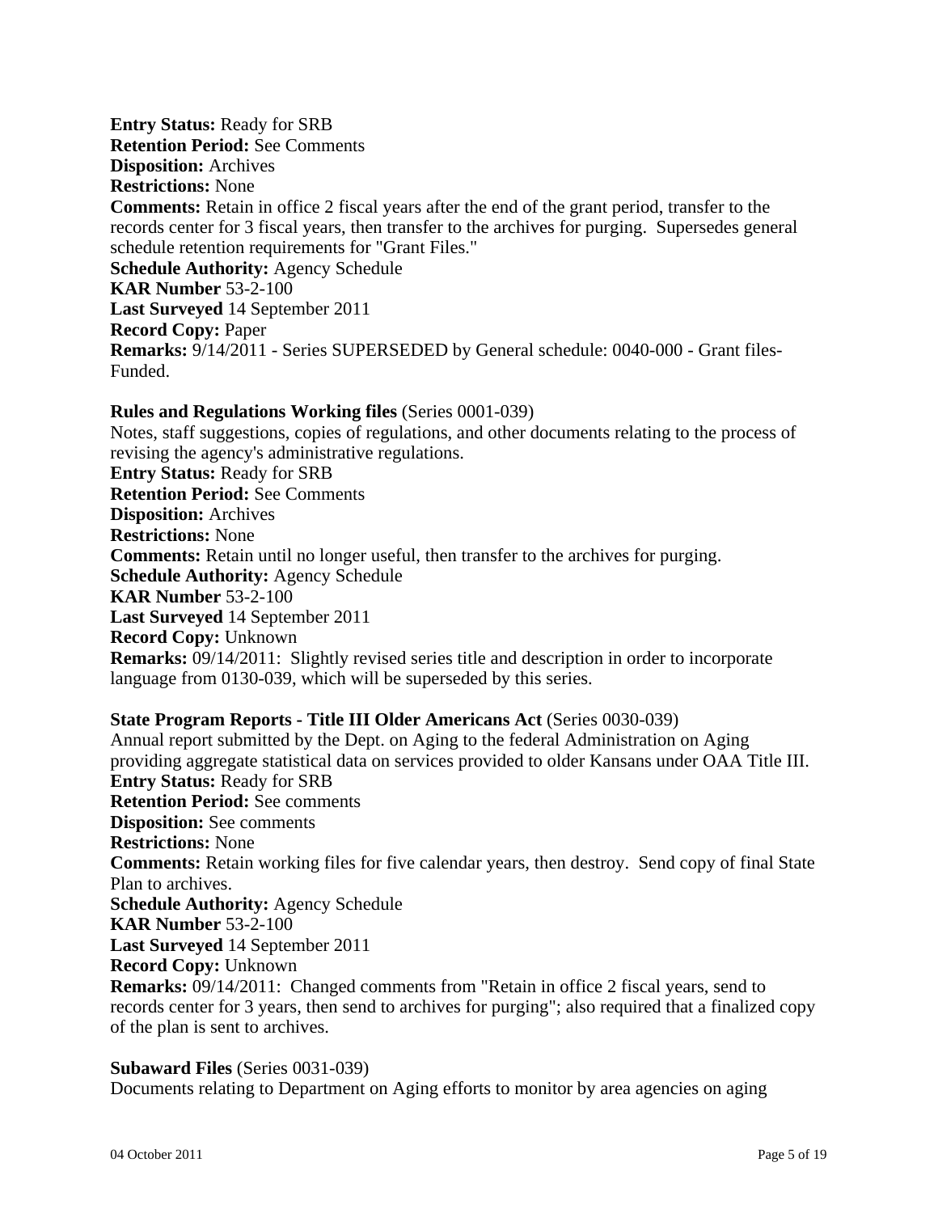**Entry Status:** Ready for SRB
**Retention Period:** See Comments
**Disposition:** Archives
**Restrictions:** None
**Comments:** Retain in office 2 fiscal years after the end of the grant period, transfer to the records center for 3 fiscal years, then transfer to the archives for purging. Supersedes general schedule retention requirements for "Grant Files."
**Schedule Authority:** Agency Schedule
**KAR Number** 53-2-100
**Last Surveyed** 14 September 2011
**Record Copy:** Paper
**Remarks:** 9/14/2011 - Series SUPERSEDED by General schedule: 0040-000 - Grant files-Funded.

**Rules and Regulations Working files** (Series 0001-039)
Notes, staff suggestions, copies of regulations, and other documents relating to the process of revising the agency's administrative regulations.
**Entry Status:** Ready for SRB
**Retention Period:** See Comments
**Disposition:** Archives
**Restrictions:** None
**Comments:** Retain until no longer useful, then transfer to the archives for purging.
**Schedule Authority:** Agency Schedule
**KAR Number** 53-2-100
**Last Surveyed** 14 September 2011
**Record Copy:** Unknown
**Remarks:** 09/14/2011: Slightly revised series title and description in order to incorporate language from 0130-039, which will be superseded by this series.

**State Program Reports - Title III Older Americans Act** (Series 0030-039)
Annual report submitted by the Dept. on Aging to the federal Administration on Aging providing aggregate statistical data on services provided to older Kansans under OAA Title III.
**Entry Status:** Ready for SRB
**Retention Period:** See comments
**Disposition:** See comments
**Restrictions:** None
**Comments:** Retain working files for five calendar years, then destroy. Send copy of final State Plan to archives.
**Schedule Authority:** Agency Schedule
**KAR Number** 53-2-100
**Last Surveyed** 14 September 2011
**Record Copy:** Unknown
**Remarks:** 09/14/2011: Changed comments from "Retain in office 2 fiscal years, send to records center for 3 years, then send to archives for purging"; also required that a finalized copy of the plan is sent to archives.

**Subaward Files** (Series 0031-039)
Documents relating to Department on Aging efforts to monitor by area agencies on aging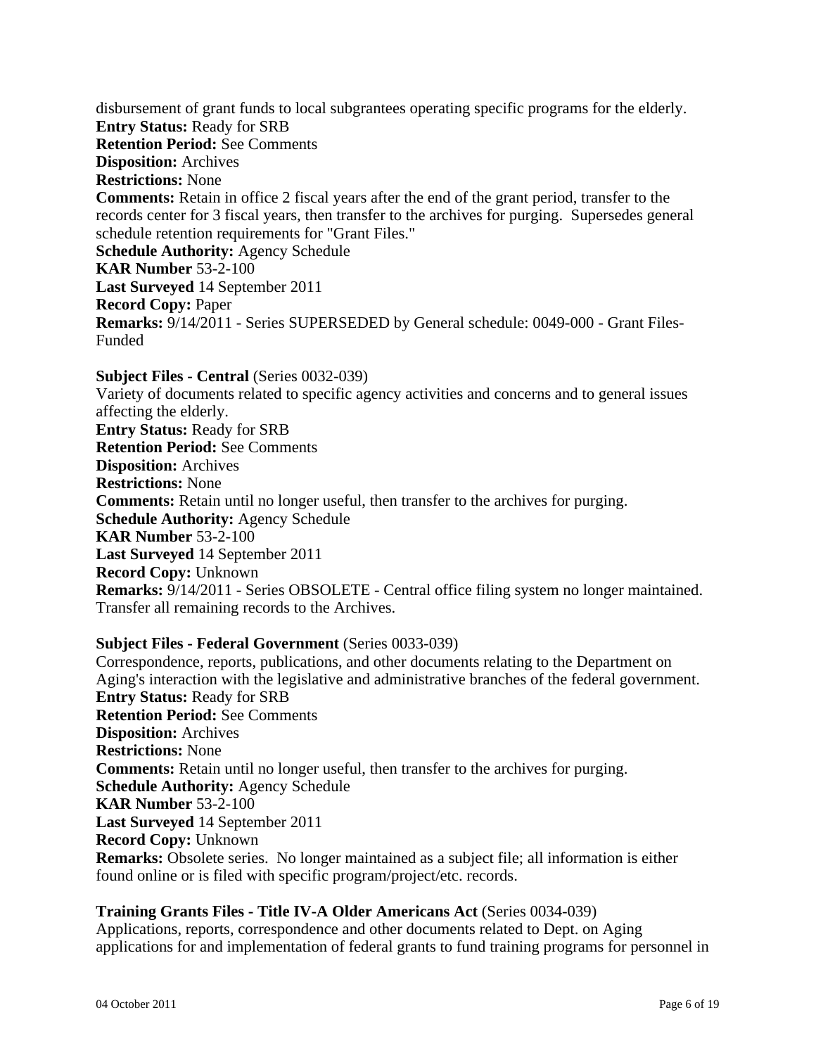disbursement of grant funds to local subgrantees operating specific programs for the elderly.
**Entry Status:** Ready for SRB
**Retention Period:** See Comments
**Disposition:** Archives
**Restrictions:** None
**Comments:** Retain in office 2 fiscal years after the end of the grant period, transfer to the records center for 3 fiscal years, then transfer to the archives for purging. Supersedes general schedule retention requirements for "Grant Files."
**Schedule Authority:** Agency Schedule
**KAR Number** 53-2-100
**Last Surveyed** 14 September 2011
**Record Copy:** Paper
**Remarks:** 9/14/2011 - Series SUPERSEDED by General schedule: 0049-000 - Grant Files-Funded

**Subject Files - Central** (Series 0032-039)
Variety of documents related to specific agency activities and concerns and to general issues affecting the elderly.
**Entry Status:** Ready for SRB
**Retention Period:** See Comments
**Disposition:** Archives
**Restrictions:** None
**Comments:** Retain until no longer useful, then transfer to the archives for purging.
**Schedule Authority:** Agency Schedule
**KAR Number** 53-2-100
**Last Surveyed** 14 September 2011
**Record Copy:** Unknown
**Remarks:** 9/14/2011 - Series OBSOLETE - Central office filing system no longer maintained. Transfer all remaining records to the Archives.

**Subject Files - Federal Government** (Series 0033-039)
Correspondence, reports, publications, and other documents relating to the Department on Aging's interaction with the legislative and administrative branches of the federal government.
**Entry Status:** Ready for SRB
**Retention Period:** See Comments
**Disposition:** Archives
**Restrictions:** None
**Comments:** Retain until no longer useful, then transfer to the archives for purging.
**Schedule Authority:** Agency Schedule
**KAR Number** 53-2-100
**Last Surveyed** 14 September 2011
**Record Copy:** Unknown
**Remarks:** Obsolete series. No longer maintained as a subject file; all information is either found online or is filed with specific program/project/etc. records.

**Training Grants Files - Title IV-A Older Americans Act** (Series 0034-039)
Applications, reports, correspondence and other documents related to Dept. on Aging applications for and implementation of federal grants to fund training programs for personnel in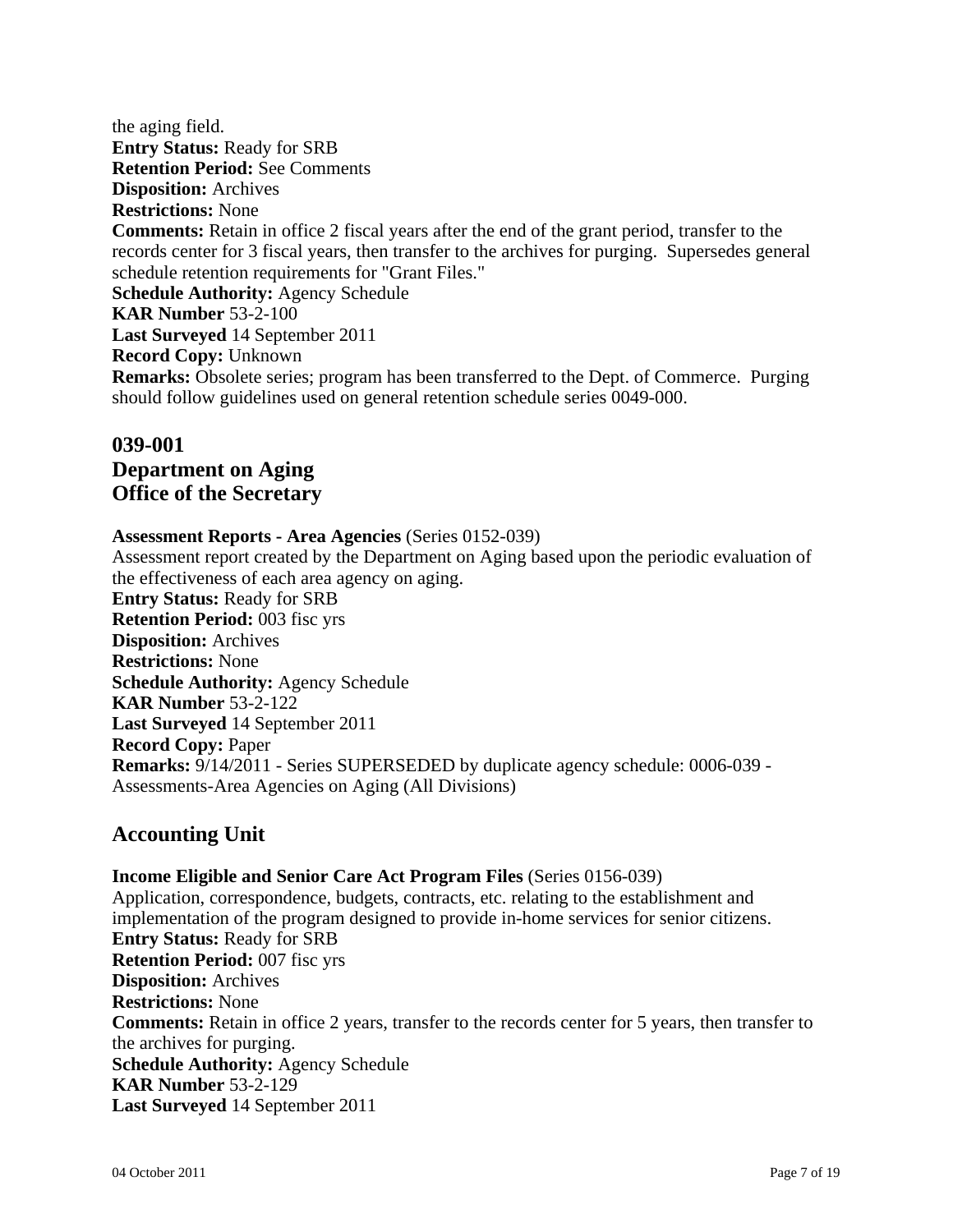the aging field.
**Entry Status:** Ready for SRB
**Retention Period:** See Comments
**Disposition:** Archives
**Restrictions:** None
**Comments:** Retain in office 2 fiscal years after the end of the grant period, transfer to the records center for 3 fiscal years, then transfer to the archives for purging. Supersedes general schedule retention requirements for "Grant Files."
**Schedule Authority:** Agency Schedule
**KAR Number** 53-2-100
**Last Surveyed** 14 September 2011
**Record Copy:** Unknown
**Remarks:** Obsolete series; program has been transferred to the Dept. of Commerce. Purging should follow guidelines used on general retention schedule series 0049-000.

## 039-001
## Department on Aging
## Office of the Secretary

**Assessment Reports - Area Agencies** (Series 0152-039)
Assessment report created by the Department on Aging based upon the periodic evaluation of the effectiveness of each area agency on aging.
**Entry Status:** Ready for SRB
**Retention Period:** 003 fisc yrs
**Disposition:** Archives
**Restrictions:** None
**Schedule Authority:** Agency Schedule
**KAR Number** 53-2-122
**Last Surveyed** 14 September 2011
**Record Copy:** Paper
**Remarks:** 9/14/2011 - Series SUPERSEDED by duplicate agency schedule: 0006-039 - Assessments-Area Agencies on Aging (All Divisions)

## Accounting Unit

**Income Eligible and Senior Care Act Program Files** (Series 0156-039)
Application, correspondence, budgets, contracts, etc. relating to the establishment and implementation of the program designed to provide in-home services for senior citizens.
**Entry Status:** Ready for SRB
**Retention Period:** 007 fisc yrs
**Disposition:** Archives
**Restrictions:** None
**Comments:** Retain in office 2 years, transfer to the records center for 5 years, then transfer to the archives for purging.
**Schedule Authority:** Agency Schedule
**KAR Number** 53-2-129
**Last Surveyed** 14 September 2011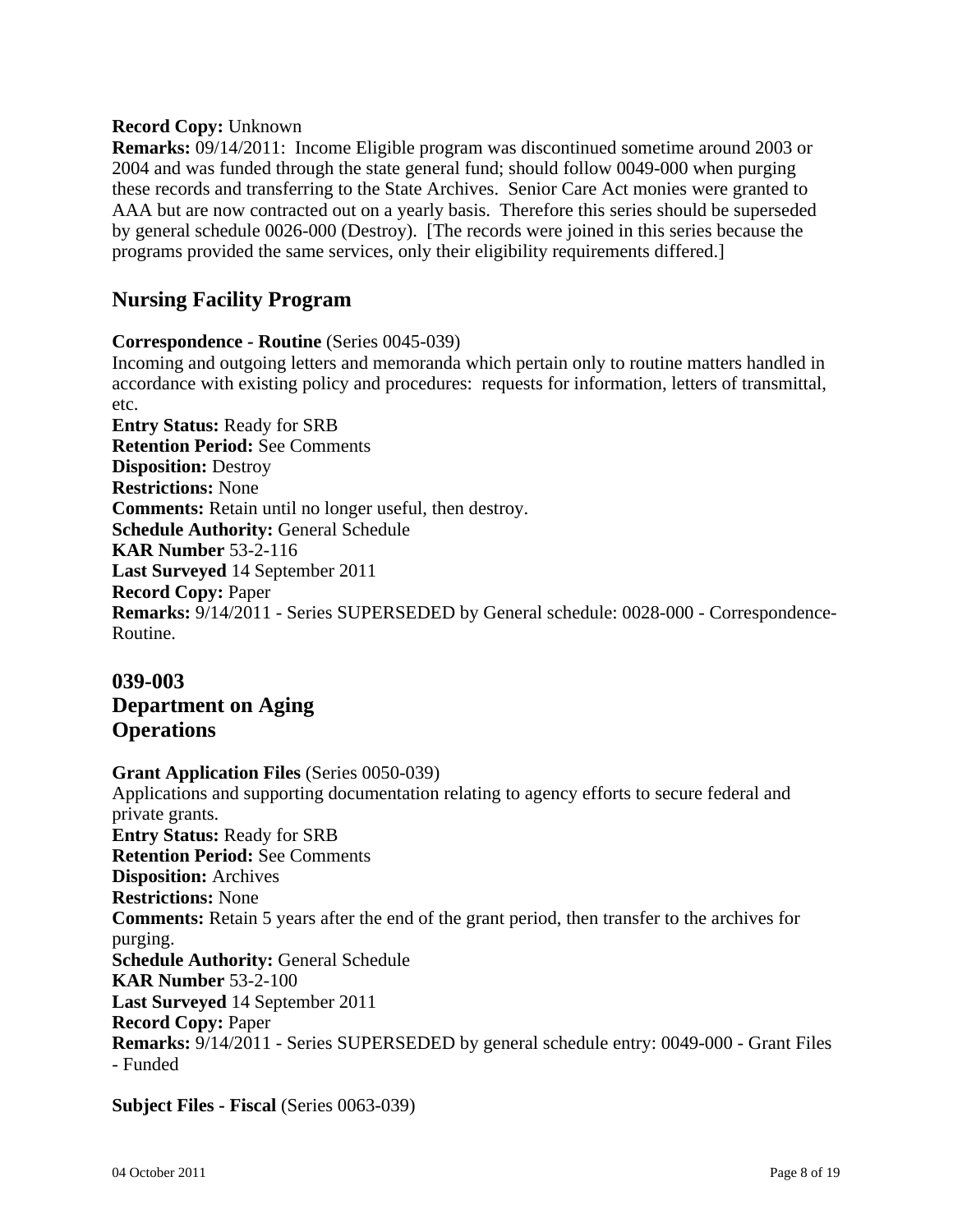**Record Copy:** Unknown
**Remarks:** 09/14/2011: Income Eligible program was discontinued sometime around 2003 or 2004 and was funded through the state general fund; should follow 0049-000 when purging these records and transferring to the State Archives. Senior Care Act monies were granted to AAA but are now contracted out on a yearly basis. Therefore this series should be superseded by general schedule 0026-000 (Destroy). [The records were joined in this series because the programs provided the same services, only their eligibility requirements differed.]

## Nursing Facility Program

**Correspondence - Routine** (Series 0045-039)
Incoming and outgoing letters and memoranda which pertain only to routine matters handled in accordance with existing policy and procedures: requests for information, letters of transmittal, etc.
**Entry Status:** Ready for SRB
**Retention Period:** See Comments
**Disposition:** Destroy
**Restrictions:** None
**Comments:** Retain until no longer useful, then destroy.
**Schedule Authority:** General Schedule
**KAR Number** 53-2-116
**Last Surveyed** 14 September 2011
**Record Copy:** Paper
**Remarks:** 9/14/2011 - Series SUPERSEDED by General schedule: 0028-000 - Correspondence-Routine.

## 039-003
## Department on Aging
## Operations

**Grant Application Files** (Series 0050-039)
Applications and supporting documentation relating to agency efforts to secure federal and private grants.
**Entry Status:** Ready for SRB
**Retention Period:** See Comments
**Disposition:** Archives
**Restrictions:** None
**Comments:** Retain 5 years after the end of the grant period, then transfer to the archives for purging.
**Schedule Authority:** General Schedule
**KAR Number** 53-2-100
**Last Surveyed** 14 September 2011
**Record Copy:** Paper
**Remarks:** 9/14/2011 - Series SUPERSEDED by general schedule entry: 0049-000 - Grant Files - Funded

**Subject Files - Fiscal** (Series 0063-039)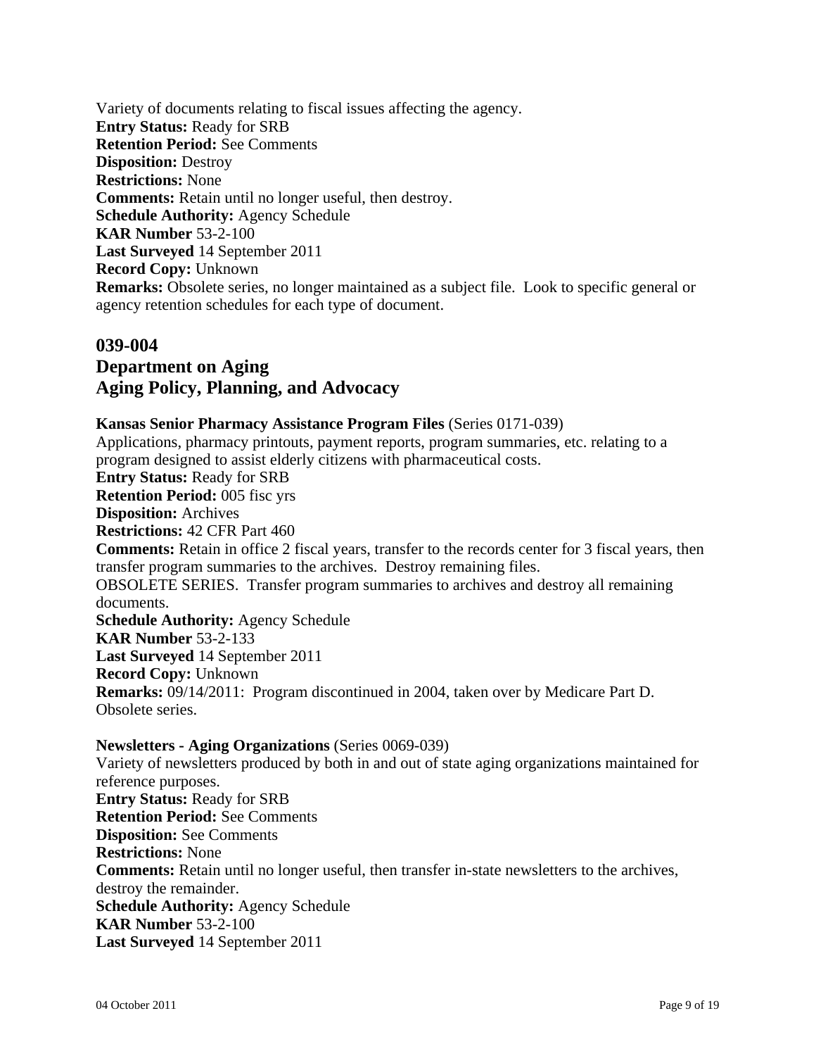Variety of documents relating to fiscal issues affecting the agency.
**Entry Status:** Ready for SRB
**Retention Period:** See Comments
**Disposition:** Destroy
**Restrictions:** None
**Comments:** Retain until no longer useful, then destroy.
**Schedule Authority:** Agency Schedule
**KAR Number** 53-2-100
**Last Surveyed** 14 September 2011
**Record Copy:** Unknown
**Remarks:** Obsolete series, no longer maintained as a subject file. Look to specific general or agency retention schedules for each type of document.

## 039-004
## Department on Aging
## Aging Policy, Planning, and Advocacy

**Kansas Senior Pharmacy Assistance Program Files** (Series 0171-039)
Applications, pharmacy printouts, payment reports, program summaries, etc. relating to a program designed to assist elderly citizens with pharmaceutical costs.
**Entry Status:** Ready for SRB
**Retention Period:** 005 fisc yrs
**Disposition:** Archives
**Restrictions:** 42 CFR Part 460
**Comments:** Retain in office 2 fiscal years, transfer to the records center for 3 fiscal years, then transfer program summaries to the archives. Destroy remaining files.
OBSOLETE SERIES. Transfer program summaries to archives and destroy all remaining documents.
**Schedule Authority:** Agency Schedule
**KAR Number** 53-2-133
**Last Surveyed** 14 September 2011
**Record Copy:** Unknown
**Remarks:** 09/14/2011: Program discontinued in 2004, taken over by Medicare Part D. Obsolete series.

**Newsletters - Aging Organizations** (Series 0069-039)
Variety of newsletters produced by both in and out of state aging organizations maintained for reference purposes.
**Entry Status:** Ready for SRB
**Retention Period:** See Comments
**Disposition:** See Comments
**Restrictions:** None
**Comments:** Retain until no longer useful, then transfer in-state newsletters to the archives, destroy the remainder.
**Schedule Authority:** Agency Schedule
**KAR Number** 53-2-100
**Last Surveyed** 14 September 2011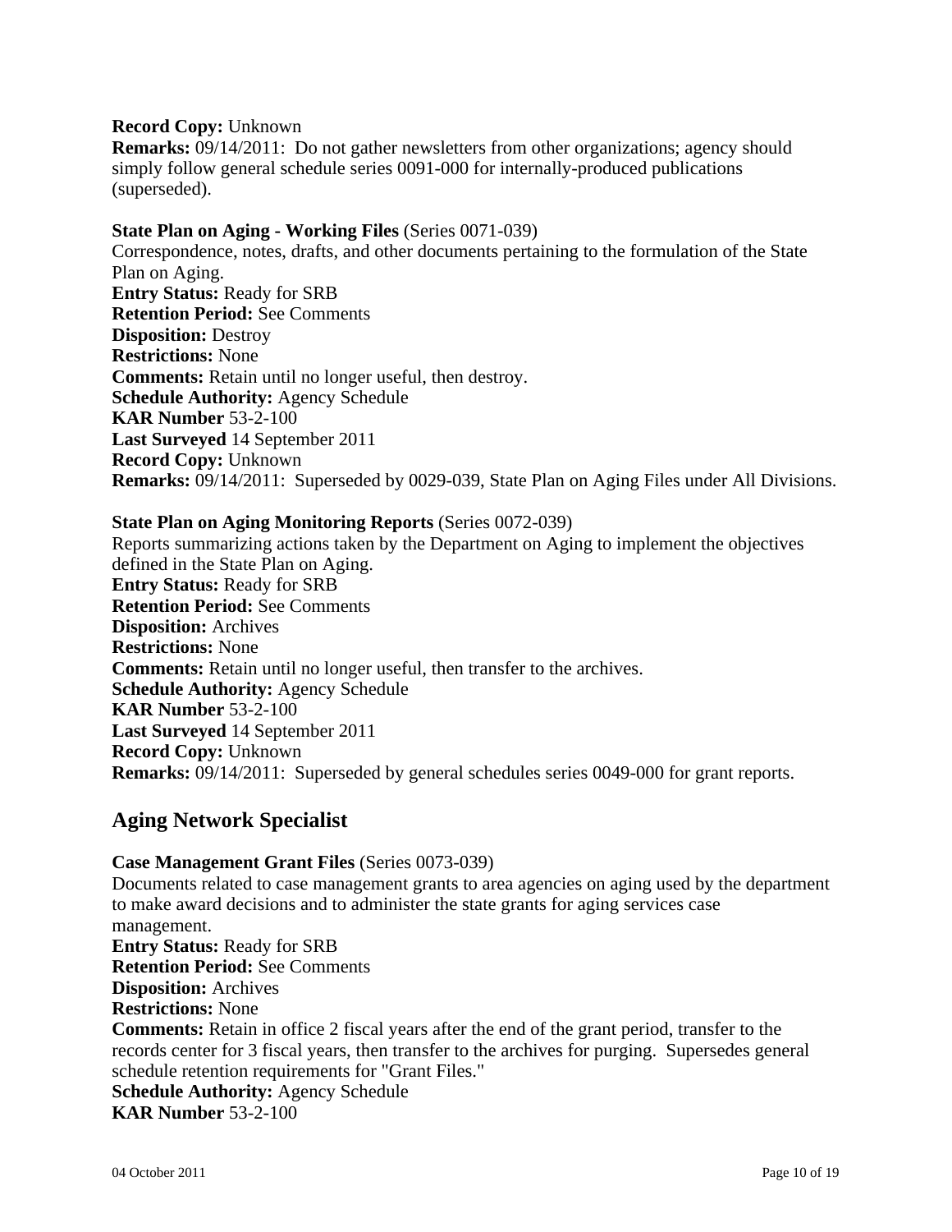**Record Copy:** Unknown
**Remarks:** 09/14/2011: Do not gather newsletters from other organizations; agency should simply follow general schedule series 0091-000 for internally-produced publications (superseded).

**State Plan on Aging - Working Files** (Series 0071-039)
Correspondence, notes, drafts, and other documents pertaining to the formulation of the State Plan on Aging.
**Entry Status:** Ready for SRB
**Retention Period:** See Comments
**Disposition:** Destroy
**Restrictions:** None
**Comments:** Retain until no longer useful, then destroy.
**Schedule Authority:** Agency Schedule
**KAR Number** 53-2-100
**Last Surveyed** 14 September 2011
**Record Copy:** Unknown
**Remarks:** 09/14/2011: Superseded by 0029-039, State Plan on Aging Files under All Divisions.

**State Plan on Aging Monitoring Reports** (Series 0072-039)
Reports summarizing actions taken by the Department on Aging to implement the objectives defined in the State Plan on Aging.
**Entry Status:** Ready for SRB
**Retention Period:** See Comments
**Disposition:** Archives
**Restrictions:** None
**Comments:** Retain until no longer useful, then transfer to the archives.
**Schedule Authority:** Agency Schedule
**KAR Number** 53-2-100
**Last Surveyed** 14 September 2011
**Record Copy:** Unknown
**Remarks:** 09/14/2011: Superseded by general schedules series 0049-000 for grant reports.

## Aging Network Specialist

**Case Management Grant Files** (Series 0073-039)
Documents related to case management grants to area agencies on aging used by the department to make award decisions and to administer the state grants for aging services case management.
**Entry Status:** Ready for SRB
**Retention Period:** See Comments
**Disposition:** Archives
**Restrictions:** None
**Comments:** Retain in office 2 fiscal years after the end of the grant period, transfer to the records center for 3 fiscal years, then transfer to the archives for purging. Supersedes general schedule retention requirements for "Grant Files."
**Schedule Authority:** Agency Schedule
**KAR Number** 53-2-100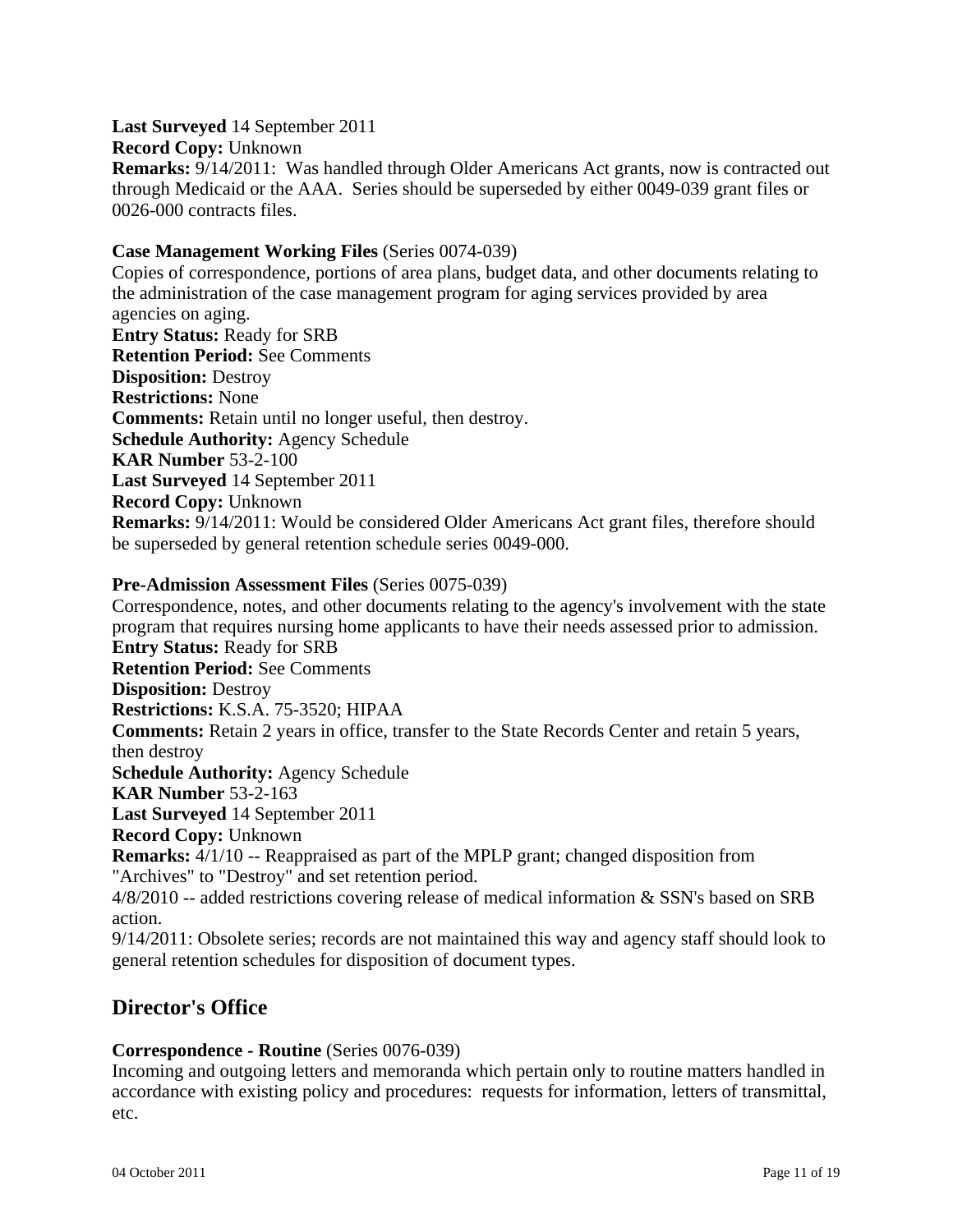**Last Surveyed** 14 September 2011
**Record Copy:** Unknown
**Remarks:** 9/14/2011: Was handled through Older Americans Act grants, now is contracted out through Medicaid or the AAA. Series should be superseded by either 0049-039 grant files or 0026-000 contracts files.

**Case Management Working Files** (Series 0074-039)
Copies of correspondence, portions of area plans, budget data, and other documents relating to the administration of the case management program for aging services provided by area agencies on aging.
**Entry Status:** Ready for SRB
**Retention Period:** See Comments
**Disposition:** Destroy
**Restrictions:** None
**Comments:** Retain until no longer useful, then destroy.
**Schedule Authority:** Agency Schedule
**KAR Number** 53-2-100
**Last Surveyed** 14 September 2011
**Record Copy:** Unknown
**Remarks:** 9/14/2011: Would be considered Older Americans Act grant files, therefore should be superseded by general retention schedule series 0049-000.

**Pre-Admission Assessment Files** (Series 0075-039)
Correspondence, notes, and other documents relating to the agency's involvement with the state program that requires nursing home applicants to have their needs assessed prior to admission.
**Entry Status:** Ready for SRB
**Retention Period:** See Comments
**Disposition:** Destroy
**Restrictions:** K.S.A. 75-3520; HIPAA
**Comments:** Retain 2 years in office, transfer to the State Records Center and retain 5 years, then destroy
**Schedule Authority:** Agency Schedule
**KAR Number** 53-2-163
**Last Surveyed** 14 September 2011
**Record Copy:** Unknown
**Remarks:** 4/1/10 -- Reappraised as part of the MPLP grant; changed disposition from "Archives" to "Destroy" and set retention period.
4/8/2010 -- added restrictions covering release of medical information & SSN's based on SRB action.
9/14/2011: Obsolete series; records are not maintained this way and agency staff should look to general retention schedules for disposition of document types.

## Director's Office

**Correspondence - Routine** (Series 0076-039)
Incoming and outgoing letters and memoranda which pertain only to routine matters handled in accordance with existing policy and procedures: requests for information, letters of transmittal, etc.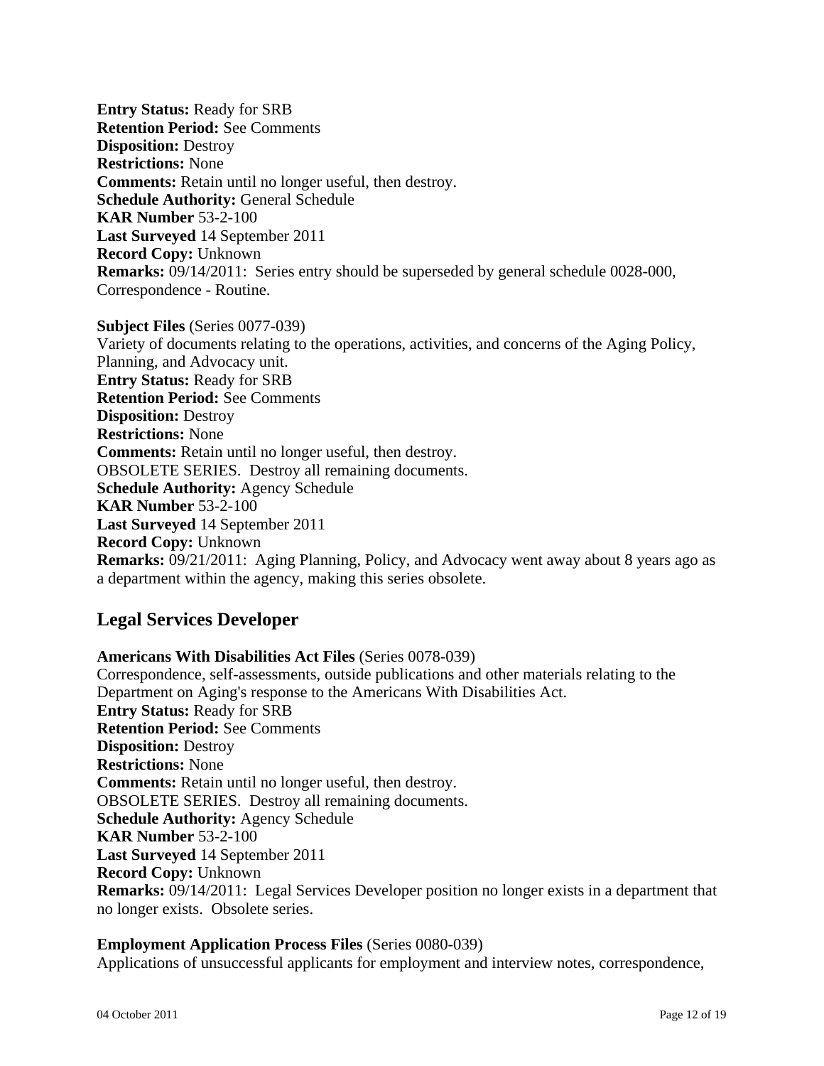**Entry Status:** Ready for SRB
**Retention Period:** See Comments
**Disposition:** Destroy
**Restrictions:** None
**Comments:** Retain until no longer useful, then destroy.
**Schedule Authority:** General Schedule
**KAR Number** 53-2-100
**Last Surveyed** 14 September 2011
**Record Copy:** Unknown
**Remarks:** 09/14/2011: Series entry should be superseded by general schedule 0028-000, Correspondence - Routine.

**Subject Files** (Series 0077-039)
Variety of documents relating to the operations, activities, and concerns of the Aging Policy, Planning, and Advocacy unit.
**Entry Status:** Ready for SRB
**Retention Period:** See Comments
**Disposition:** Destroy
**Restrictions:** None
**Comments:** Retain until no longer useful, then destroy.
OBSOLETE SERIES. Destroy all remaining documents.
**Schedule Authority:** Agency Schedule
**KAR Number** 53-2-100
**Last Surveyed** 14 September 2011
**Record Copy:** Unknown
**Remarks:** 09/21/2011: Aging Planning, Policy, and Advocacy went away about 8 years ago as a department within the agency, making this series obsolete.

## Legal Services Developer

**Americans With Disabilities Act Files** (Series 0078-039)
Correspondence, self-assessments, outside publications and other materials relating to the Department on Aging's response to the Americans With Disabilities Act.
**Entry Status:** Ready for SRB
**Retention Period:** See Comments
**Disposition:** Destroy
**Restrictions:** None
**Comments:** Retain until no longer useful, then destroy.
OBSOLETE SERIES. Destroy all remaining documents.
**Schedule Authority:** Agency Schedule
**KAR Number** 53-2-100
**Last Surveyed** 14 September 2011
**Record Copy:** Unknown
**Remarks:** 09/14/2011: Legal Services Developer position no longer exists in a department that no longer exists. Obsolete series.

**Employment Application Process Files** (Series 0080-039)
Applications of unsuccessful applicants for employment and interview notes, correspondence,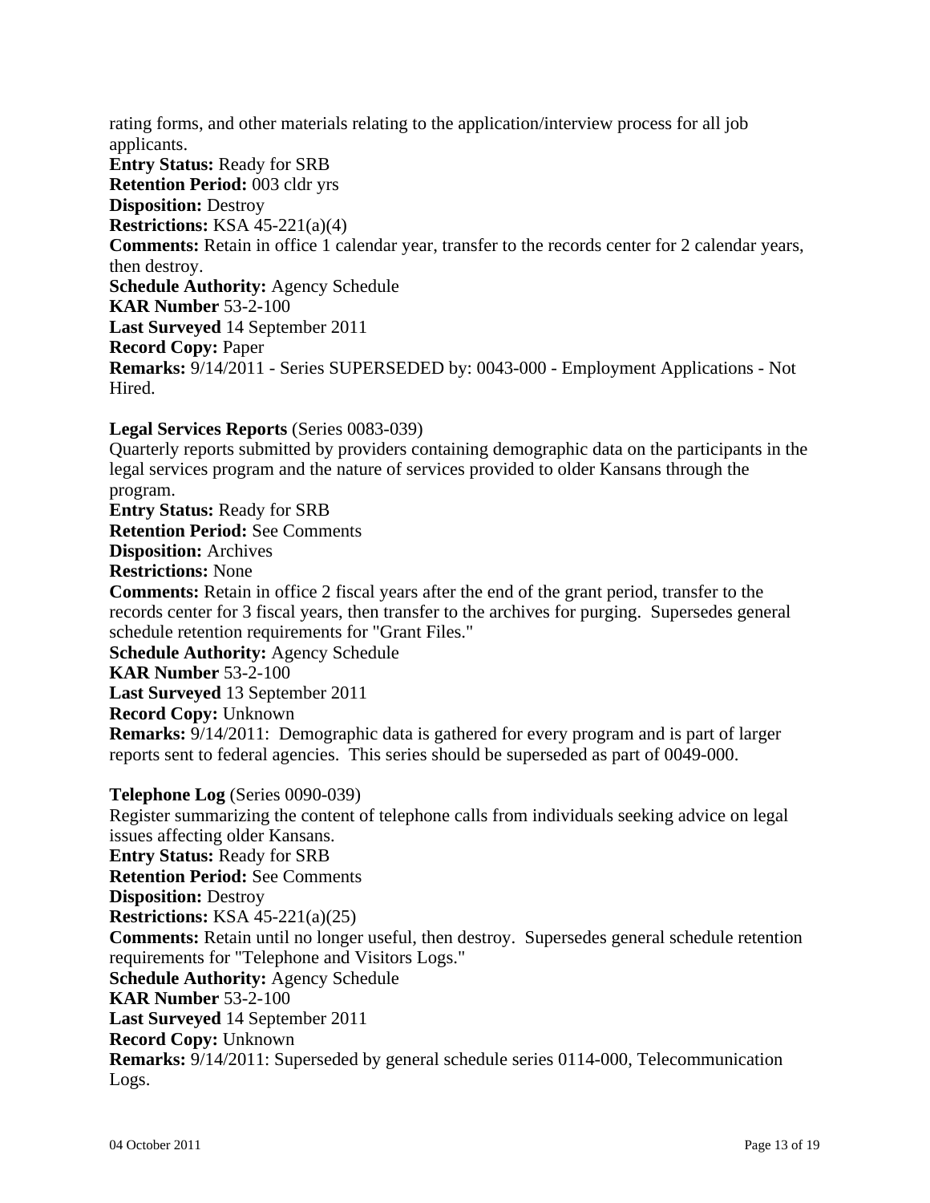rating forms, and other materials relating to the application/interview process for all job applicants.
**Entry Status:** Ready for SRB
**Retention Period:** 003 cldr yrs
**Disposition:** Destroy
**Restrictions:** KSA 45-221(a)(4)
**Comments:** Retain in office 1 calendar year, transfer to the records center for 2 calendar years, then destroy.
**Schedule Authority:** Agency Schedule
**KAR Number** 53-2-100
**Last Surveyed** 14 September 2011
**Record Copy:** Paper
**Remarks:** 9/14/2011 - Series SUPERSEDED by: 0043-000 - Employment Applications - Not Hired.

**Legal Services Reports** (Series 0083-039)
Quarterly reports submitted by providers containing demographic data on the participants in the legal services program and the nature of services provided to older Kansans through the program.
**Entry Status:** Ready for SRB
**Retention Period:** See Comments
**Disposition:** Archives
**Restrictions:** None
**Comments:** Retain in office 2 fiscal years after the end of the grant period, transfer to the records center for 3 fiscal years, then transfer to the archives for purging. Supersedes general schedule retention requirements for "Grant Files."
**Schedule Authority:** Agency Schedule
**KAR Number** 53-2-100
**Last Surveyed** 13 September 2011
**Record Copy:** Unknown
**Remarks:** 9/14/2011: Demographic data is gathered for every program and is part of larger reports sent to federal agencies. This series should be superseded as part of 0049-000.

**Telephone Log** (Series 0090-039)
Register summarizing the content of telephone calls from individuals seeking advice on legal issues affecting older Kansans.
**Entry Status:** Ready for SRB
**Retention Period:** See Comments
**Disposition:** Destroy
**Restrictions:** KSA 45-221(a)(25)
**Comments:** Retain until no longer useful, then destroy. Supersedes general schedule retention requirements for "Telephone and Visitors Logs."
**Schedule Authority:** Agency Schedule
**KAR Number** 53-2-100
**Last Surveyed** 14 September 2011
**Record Copy:** Unknown
**Remarks:** 9/14/2011: Superseded by general schedule series 0114-000, Telecommunication Logs.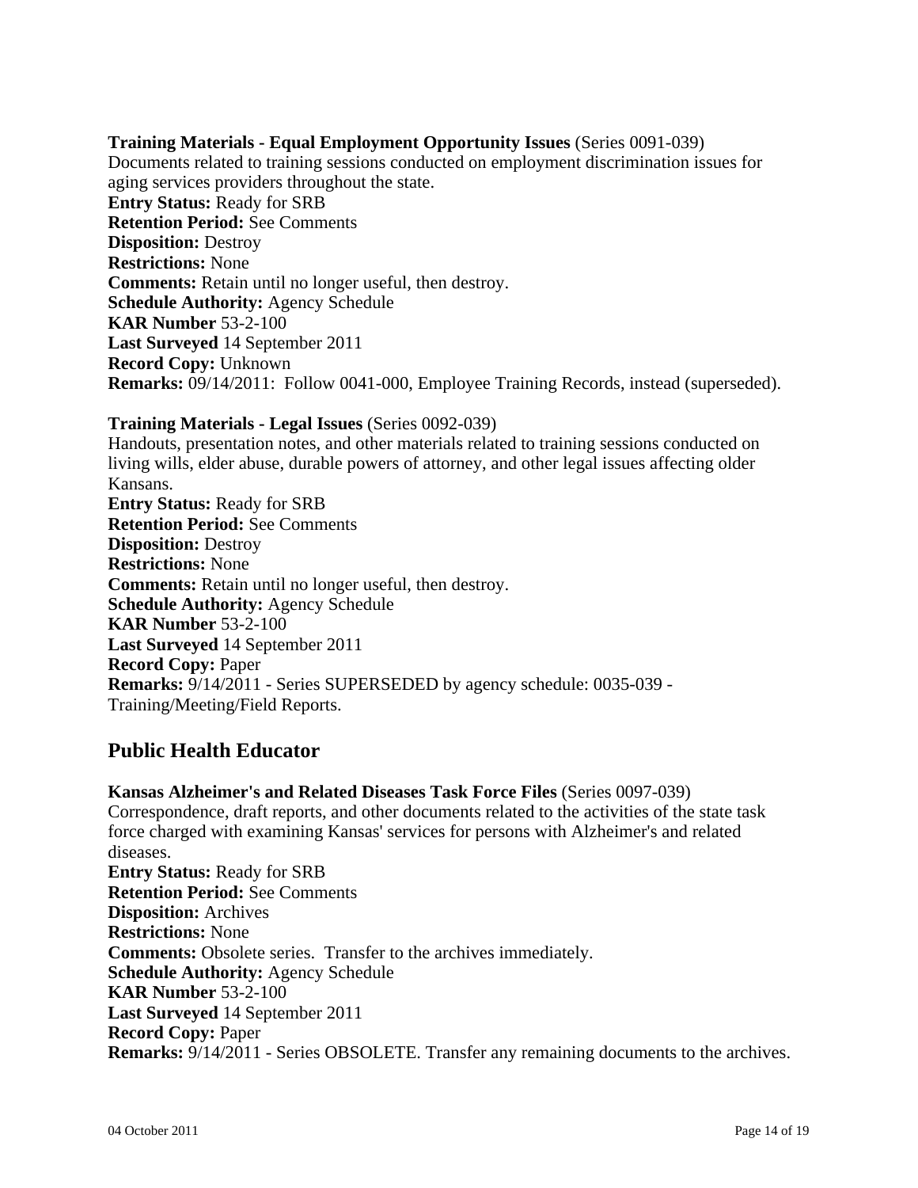**Training Materials - Equal Employment Opportunity Issues** (Series 0091-039)
Documents related to training sessions conducted on employment discrimination issues for aging services providers throughout the state.
**Entry Status:** Ready for SRB
**Retention Period:** See Comments
**Disposition:** Destroy
**Restrictions:** None
**Comments:** Retain until no longer useful, then destroy.
**Schedule Authority:** Agency Schedule
**KAR Number** 53-2-100
**Last Surveyed** 14 September 2011
**Record Copy:** Unknown
**Remarks:** 09/14/2011: Follow 0041-000, Employee Training Records, instead (superseded).

**Training Materials - Legal Issues** (Series 0092-039)
Handouts, presentation notes, and other materials related to training sessions conducted on living wills, elder abuse, durable powers of attorney, and other legal issues affecting older Kansans.
**Entry Status:** Ready for SRB
**Retention Period:** See Comments
**Disposition:** Destroy
**Restrictions:** None
**Comments:** Retain until no longer useful, then destroy.
**Schedule Authority:** Agency Schedule
**KAR Number** 53-2-100
**Last Surveyed** 14 September 2011
**Record Copy:** Paper
**Remarks:** 9/14/2011 - Series SUPERSEDED by agency schedule: 0035-039 - Training/Meeting/Field Reports.

## Public Health Educator

**Kansas Alzheimer's and Related Diseases Task Force Files** (Series 0097-039)
Correspondence, draft reports, and other documents related to the activities of the state task force charged with examining Kansas' services for persons with Alzheimer's and related diseases.
**Entry Status:** Ready for SRB
**Retention Period:** See Comments
**Disposition:** Archives
**Restrictions:** None
**Comments:** Obsolete series. Transfer to the archives immediately.
**Schedule Authority:** Agency Schedule
**KAR Number** 53-2-100
**Last Surveyed** 14 September 2011
**Record Copy:** Paper
**Remarks:** 9/14/2011 - Series OBSOLETE. Transfer any remaining documents to the archives.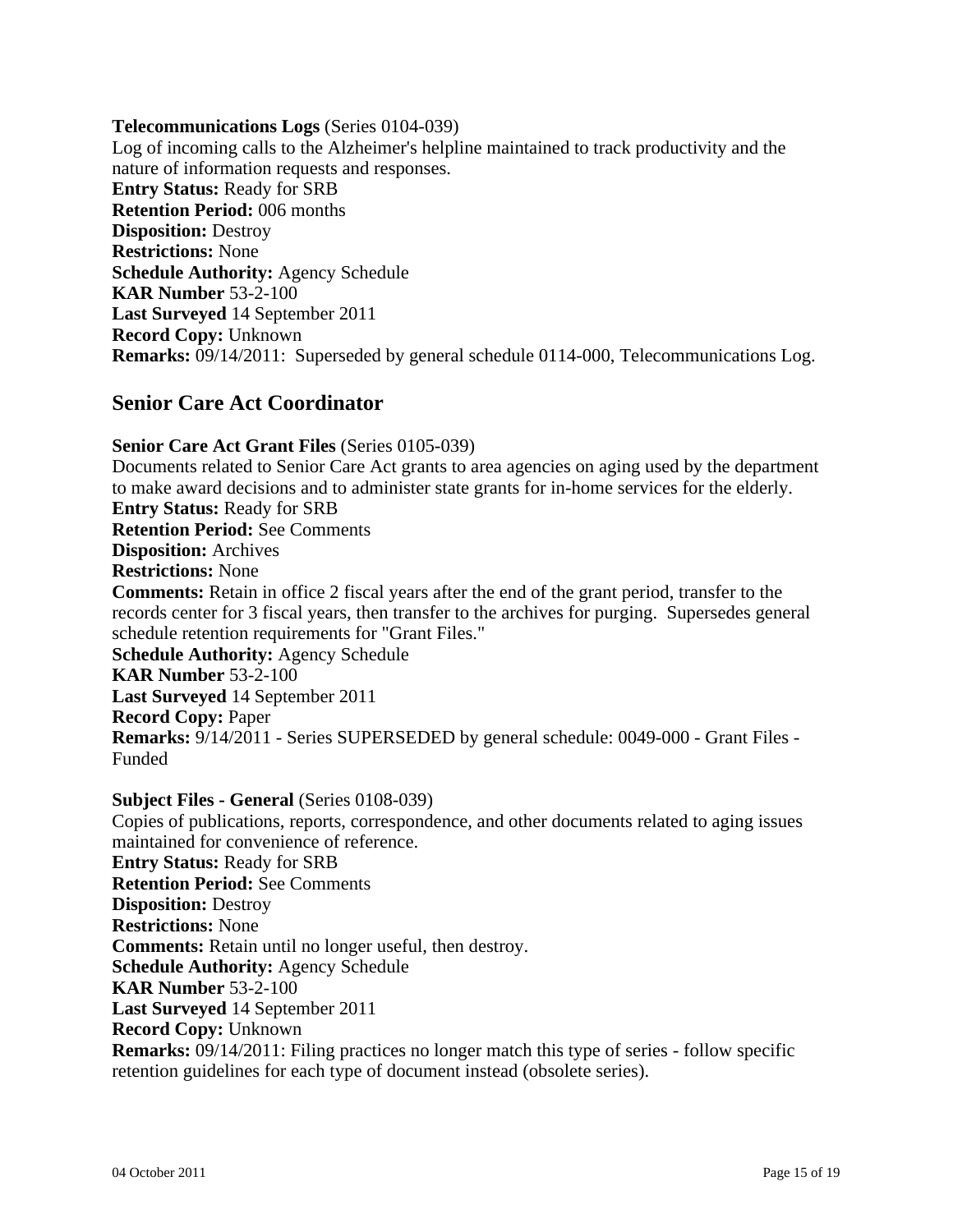**Telecommunications Logs** (Series 0104-039)
Log of incoming calls to the Alzheimer's helpline maintained to track productivity and the nature of information requests and responses.
**Entry Status:** Ready for SRB
**Retention Period:** 006 months
**Disposition:** Destroy
**Restrictions:** None
**Schedule Authority:** Agency Schedule
**KAR Number** 53-2-100
**Last Surveyed** 14 September 2011
**Record Copy:** Unknown
**Remarks:** 09/14/2011: Superseded by general schedule 0114-000, Telecommunications Log.

## Senior Care Act Coordinator

**Senior Care Act Grant Files** (Series 0105-039)
Documents related to Senior Care Act grants to area agencies on aging used by the department to make award decisions and to administer state grants for in-home services for the elderly.
**Entry Status:** Ready for SRB
**Retention Period:** See Comments
**Disposition:** Archives
**Restrictions:** None
**Comments:** Retain in office 2 fiscal years after the end of the grant period, transfer to the records center for 3 fiscal years, then transfer to the archives for purging. Supersedes general schedule retention requirements for "Grant Files."
**Schedule Authority:** Agency Schedule
**KAR Number** 53-2-100
**Last Surveyed** 14 September 2011
**Record Copy:** Paper
**Remarks:** 9/14/2011 - Series SUPERSEDED by general schedule: 0049-000 - Grant Files - Funded

**Subject Files - General** (Series 0108-039)
Copies of publications, reports, correspondence, and other documents related to aging issues maintained for convenience of reference.
**Entry Status:** Ready for SRB
**Retention Period:** See Comments
**Disposition:** Destroy
**Restrictions:** None
**Comments:** Retain until no longer useful, then destroy.
**Schedule Authority:** Agency Schedule
**KAR Number** 53-2-100
**Last Surveyed** 14 September 2011
**Record Copy:** Unknown
**Remarks:** 09/14/2011: Filing practices no longer match this type of series - follow specific retention guidelines for each type of document instead (obsolete series).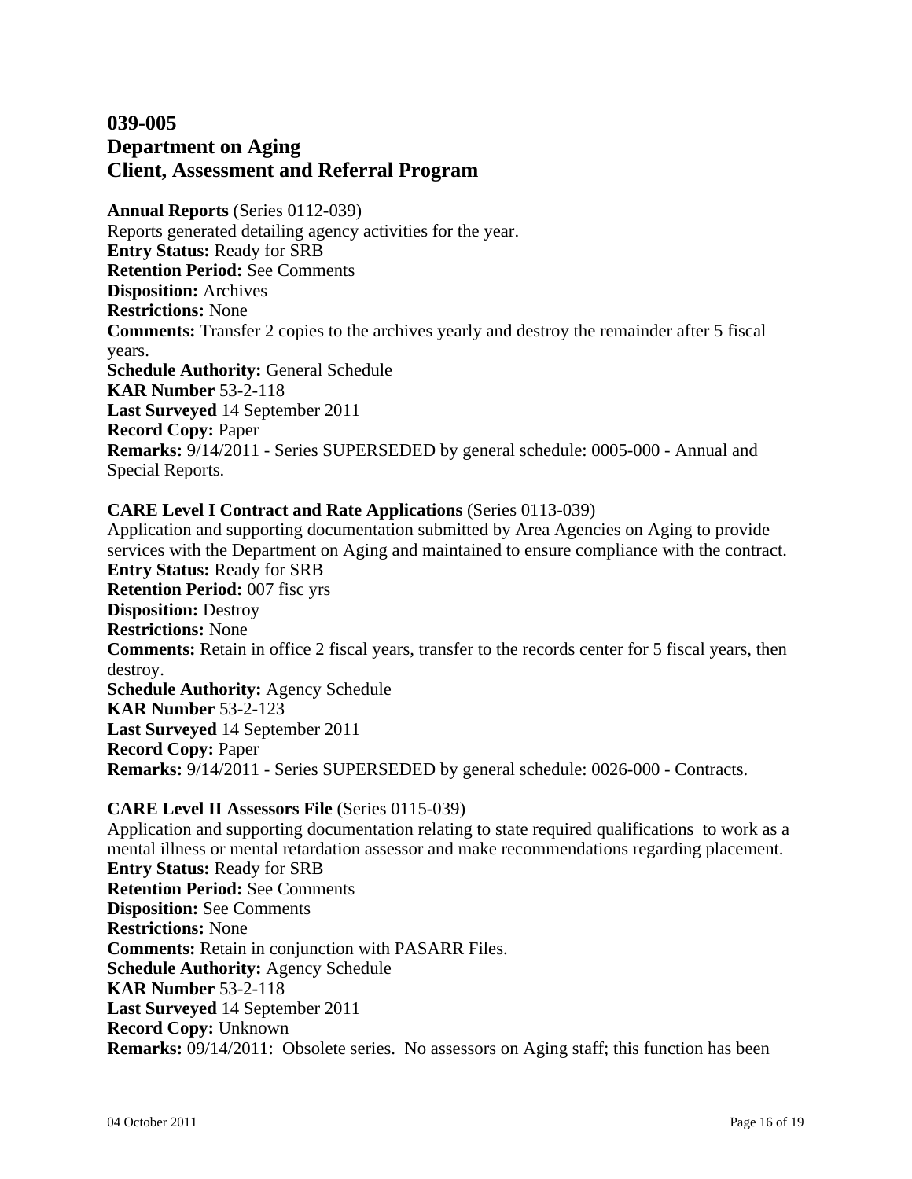# 039-005
# Department on Aging
# Client, Assessment and Referral Program

**Annual Reports** (Series 0112-039)
Reports generated detailing agency activities for the year.
**Entry Status:** Ready for SRB
**Retention Period:** See Comments
**Disposition:** Archives
**Restrictions:** None
**Comments:** Transfer 2 copies to the archives yearly and destroy the remainder after 5 fiscal years.
**Schedule Authority:** General Schedule
**KAR Number** 53-2-118
**Last Surveyed** 14 September 2011
**Record Copy:** Paper
**Remarks:** 9/14/2011 - Series SUPERSEDED by general schedule: 0005-000 - Annual and Special Reports.

**CARE Level I Contract and Rate Applications** (Series 0113-039)
Application and supporting documentation submitted by Area Agencies on Aging to provide services with the Department on Aging and maintained to ensure compliance with the contract.
**Entry Status:** Ready for SRB
**Retention Period:** 007 fisc yrs
**Disposition:** Destroy
**Restrictions:** None
**Comments:** Retain in office 2 fiscal years, transfer to the records center for 5 fiscal years, then destroy.
**Schedule Authority:** Agency Schedule
**KAR Number** 53-2-123
**Last Surveyed** 14 September 2011
**Record Copy:** Paper
**Remarks:** 9/14/2011 - Series SUPERSEDED by general schedule: 0026-000 - Contracts.

**CARE Level II Assessors File** (Series 0115-039)
Application and supporting documentation relating to state required qualifications to work as a mental illness or mental retardation assessor and make recommendations regarding placement.
**Entry Status:** Ready for SRB
**Retention Period:** See Comments
**Disposition:** See Comments
**Restrictions:** None
**Comments:** Retain in conjunction with PASARR Files.
**Schedule Authority:** Agency Schedule
**KAR Number** 53-2-118
**Last Surveyed** 14 September 2011
**Record Copy:** Unknown
**Remarks:** 09/14/2011: Obsolete series. No assessors on Aging staff; this function has been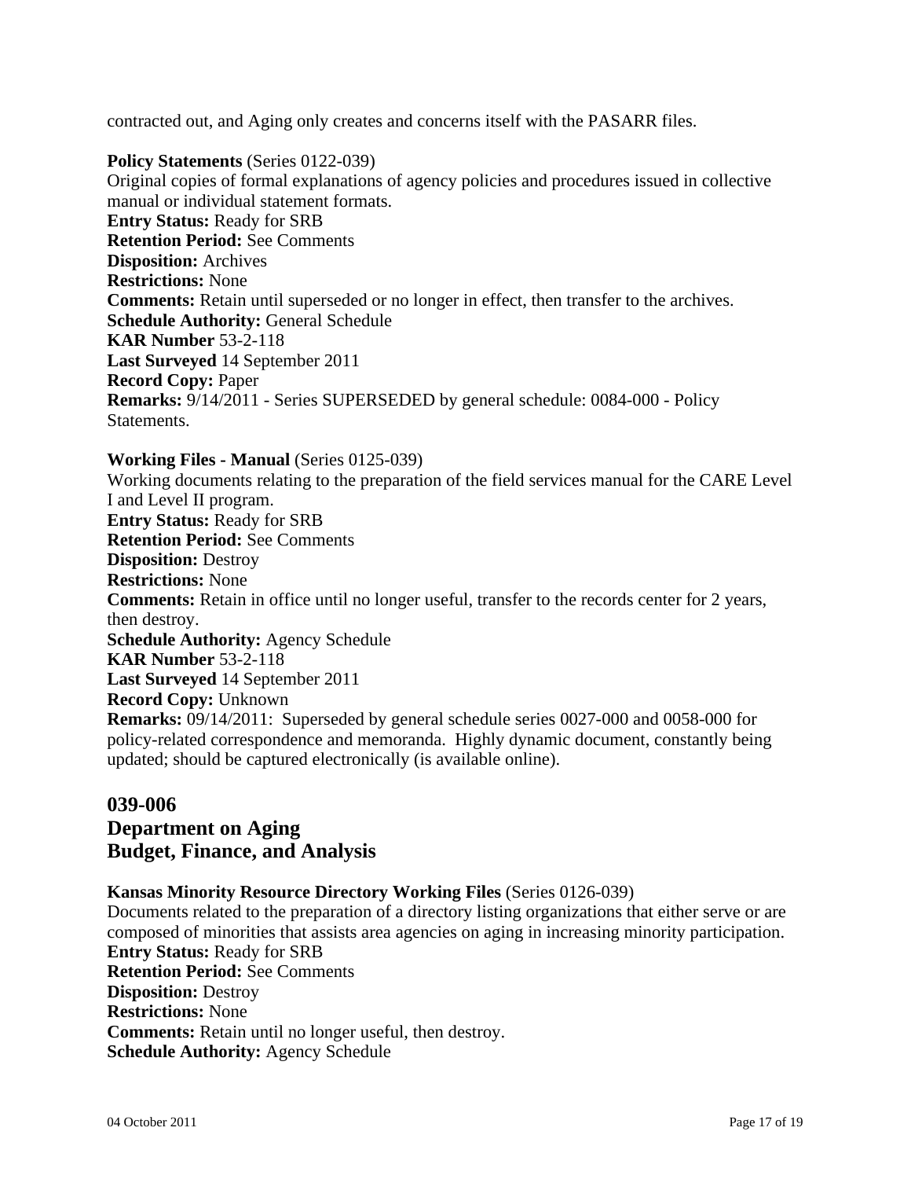contracted out, and Aging only creates and concerns itself with the PASARR files.

**Policy Statements** (Series 0122-039)
Original copies of formal explanations of agency policies and procedures issued in collective manual or individual statement formats.
**Entry Status:** Ready for SRB
**Retention Period:** See Comments
**Disposition:** Archives
**Restrictions:** None
**Comments:** Retain until superseded or no longer in effect, then transfer to the archives.
**Schedule Authority:** General Schedule
**KAR Number** 53-2-118
**Last Surveyed** 14 September 2011
**Record Copy:** Paper
**Remarks:** 9/14/2011 - Series SUPERSEDED by general schedule: 0084-000 - Policy Statements.

**Working Files - Manual** (Series 0125-039)
Working documents relating to the preparation of the field services manual for the CARE Level I and Level II program.
**Entry Status:** Ready for SRB
**Retention Period:** See Comments
**Disposition:** Destroy
**Restrictions:** None
**Comments:** Retain in office until no longer useful, transfer to the records center for 2 years, then destroy.
**Schedule Authority:** Agency Schedule
**KAR Number** 53-2-118
**Last Surveyed** 14 September 2011
**Record Copy:** Unknown
**Remarks:** 09/14/2011: Superseded by general schedule series 0027-000 and 0058-000 for policy-related correspondence and memoranda. Highly dynamic document, constantly being updated; should be captured electronically (is available online).

## 039-006
## Department on Aging
## Budget, Finance, and Analysis

**Kansas Minority Resource Directory Working Files** (Series 0126-039)
Documents related to the preparation of a directory listing organizations that either serve or are composed of minorities that assists area agencies on aging in increasing minority participation.
**Entry Status:** Ready for SRB
**Retention Period:** See Comments
**Disposition:** Destroy
**Restrictions:** None
**Comments:** Retain until no longer useful, then destroy.
**Schedule Authority:** Agency Schedule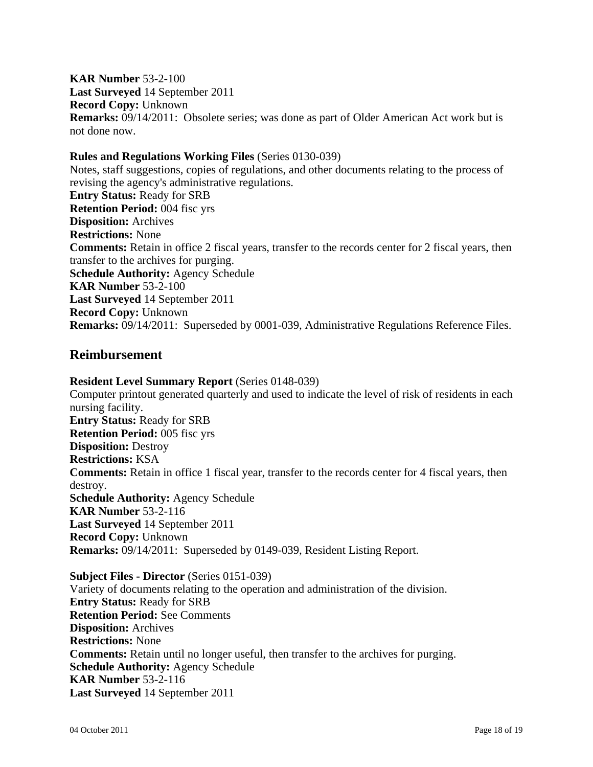**KAR Number** 53-2-100
**Last Surveyed** 14 September 2011
**Record Copy:** Unknown
**Remarks:** 09/14/2011: Obsolete series; was done as part of Older American Act work but is not done now.

**Rules and Regulations Working Files** (Series 0130-039)
Notes, staff suggestions, copies of regulations, and other documents relating to the process of revising the agency's administrative regulations.
**Entry Status:** Ready for SRB
**Retention Period:** 004 fisc yrs
**Disposition:** Archives
**Restrictions:** None
**Comments:** Retain in office 2 fiscal years, transfer to the records center for 2 fiscal years, then transfer to the archives for purging.
**Schedule Authority:** Agency Schedule
**KAR Number** 53-2-100
**Last Surveyed** 14 September 2011
**Record Copy:** Unknown
**Remarks:** 09/14/2011: Superseded by 0001-039, Administrative Regulations Reference Files.

## Reimbursement

**Resident Level Summary Report** (Series 0148-039)
Computer printout generated quarterly and used to indicate the level of risk of residents in each nursing facility.
**Entry Status:** Ready for SRB
**Retention Period:** 005 fisc yrs
**Disposition:** Destroy
**Restrictions:** KSA
**Comments:** Retain in office 1 fiscal year, transfer to the records center for 4 fiscal years, then destroy.
**Schedule Authority:** Agency Schedule
**KAR Number** 53-2-116
**Last Surveyed** 14 September 2011
**Record Copy:** Unknown
**Remarks:** 09/14/2011: Superseded by 0149-039, Resident Listing Report.

**Subject Files - Director** (Series 0151-039)
Variety of documents relating to the operation and administration of the division.
**Entry Status:** Ready for SRB
**Retention Period:** See Comments
**Disposition:** Archives
**Restrictions:** None
**Comments:** Retain until no longer useful, then transfer to the archives for purging.
**Schedule Authority:** Agency Schedule
**KAR Number** 53-2-116
**Last Surveyed** 14 September 2011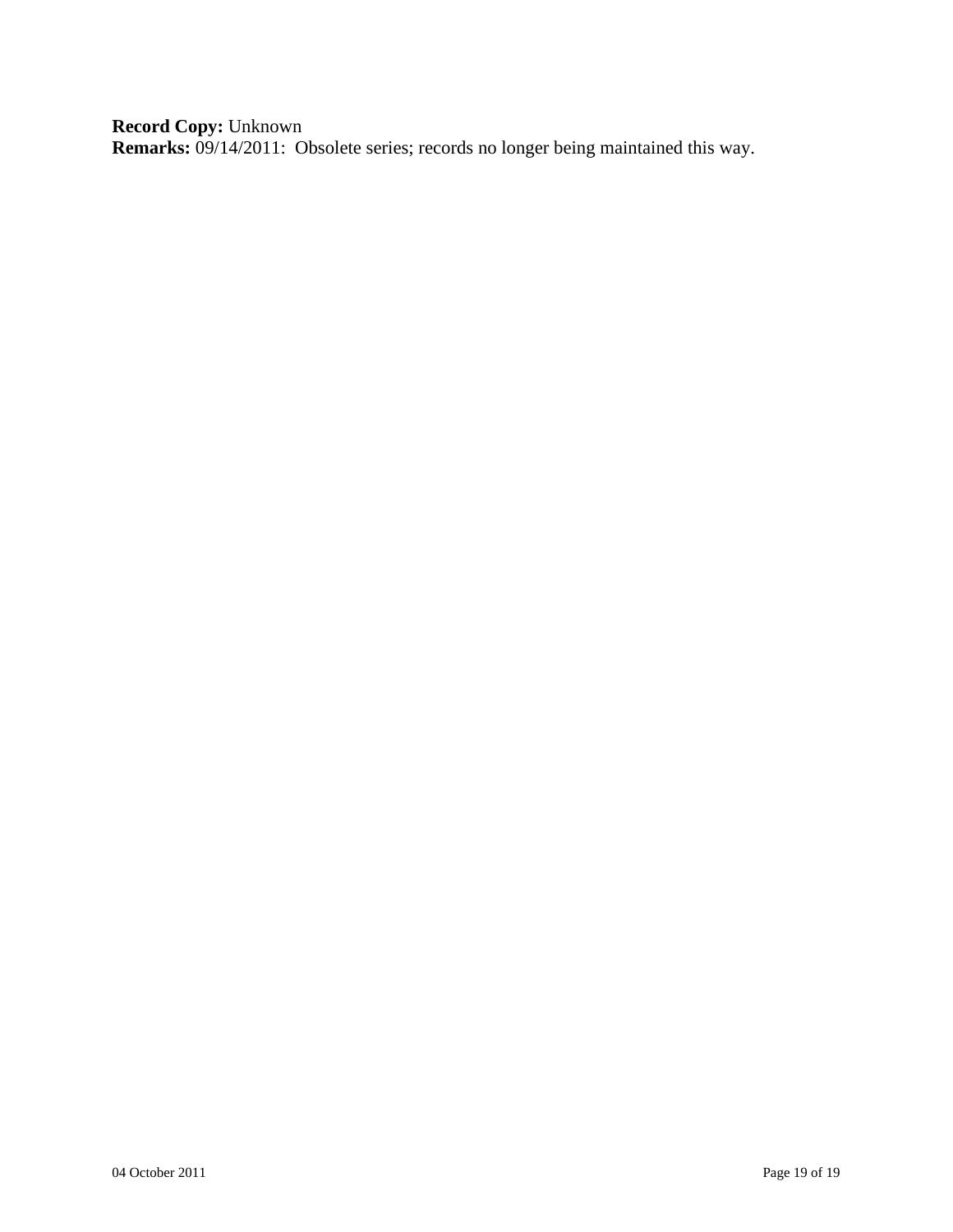**Record Copy:** Unknown
**Remarks:** 09/14/2011: Obsolete series; records no longer being maintained this way.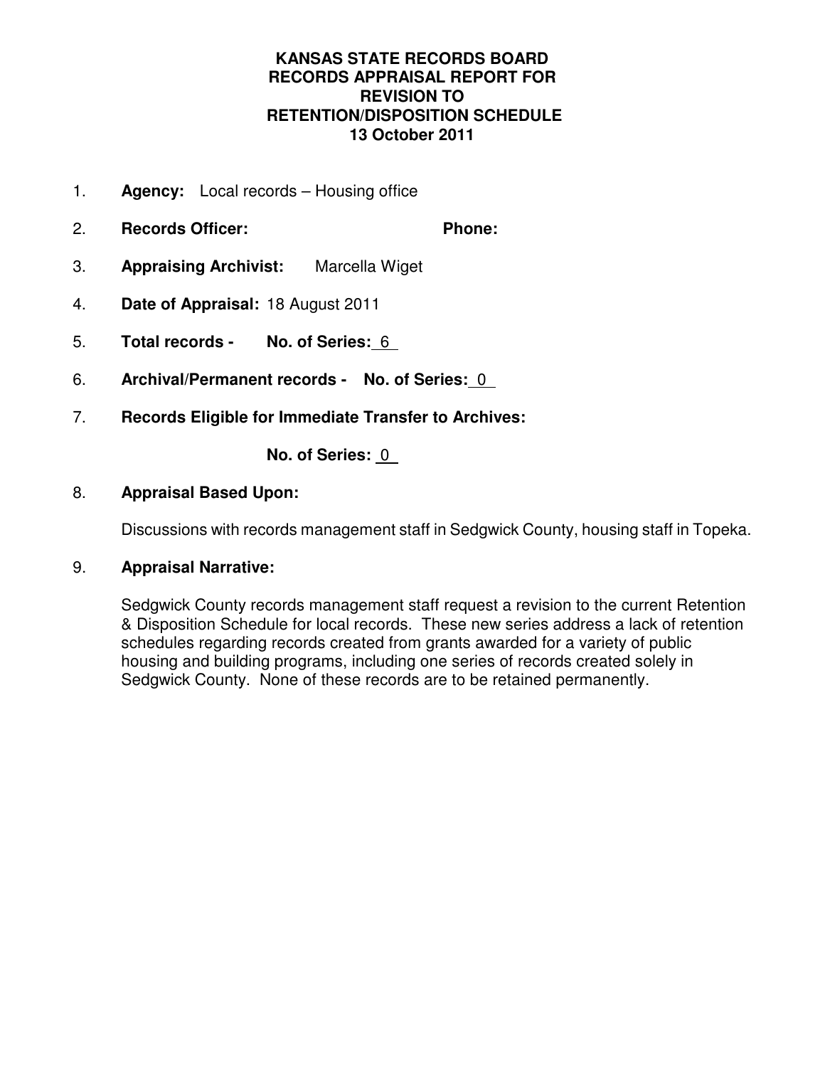**KANSAS STATE RECORDS BOARD**
**RECORDS APPRAISAL REPORT FOR**
**REVISION TO**
**RETENTION/DISPOSITION SCHEDULE**
**13 October 2011**

1. **Agency:** Local records – Housing office

2. **Records Officer:** **Phone:**

3. **Appraising Archivist:** Marcella Wiget

4. **Date of Appraisal:** 18 August 2011

5. **Total records - No. of Series:** 6

6. **Archival/Permanent records - No. of Series:** 0

7. **Records Eligible for Immediate Transfer to Archives:**

   **No. of Series:** 0

8. **Appraisal Based Upon:**

   Discussions with records management staff in Sedgwick County, housing staff in Topeka.

9. **Appraisal Narrative:**

   Sedgwick County records management staff request a revision to the current Retention & Disposition Schedule for local records. These new series address a lack of retention schedules regarding records created from grants awarded for a variety of public housing and building programs, including one series of records created solely in Sedgwick County. None of these records are to be retained permanently.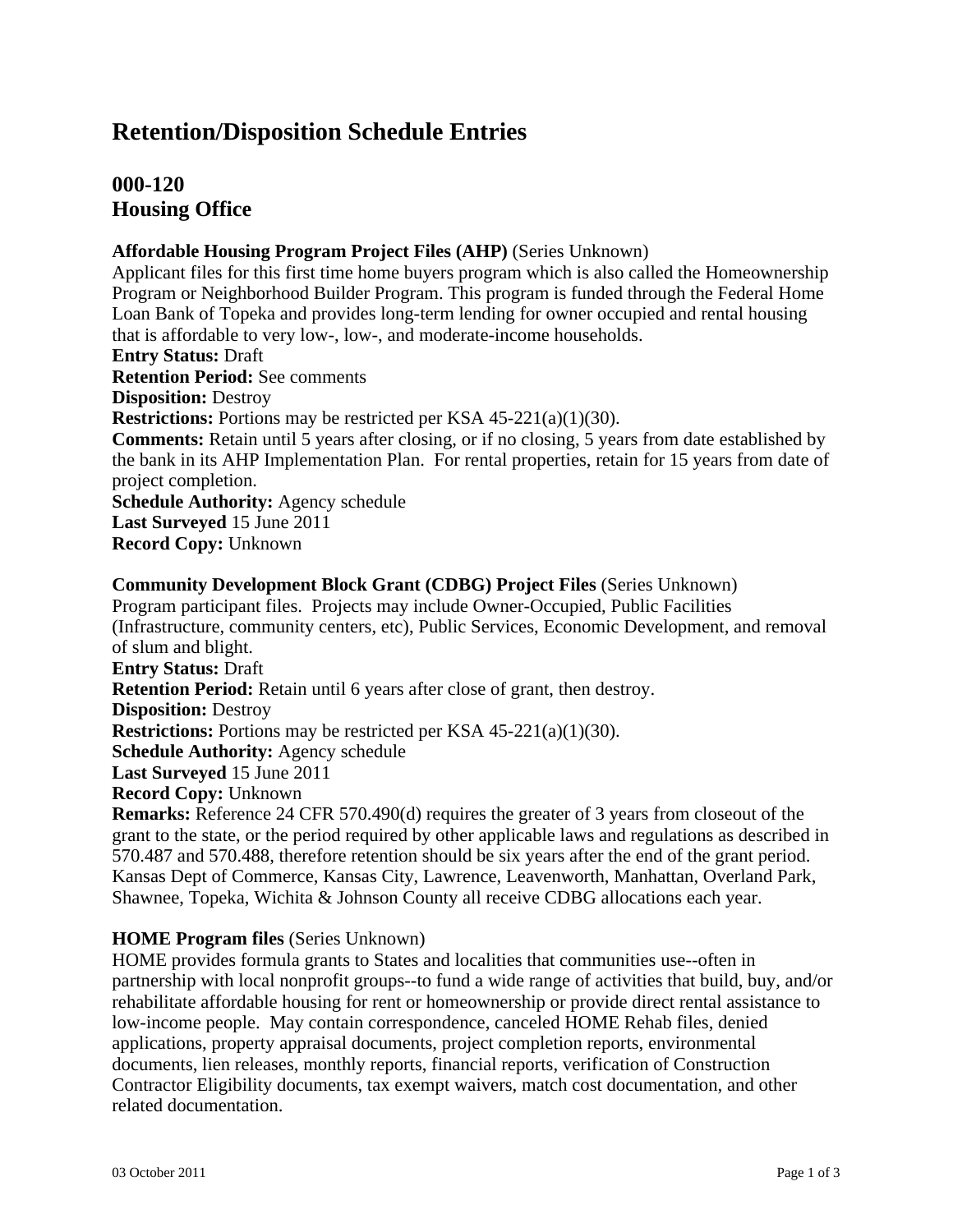# Retention/Disposition Schedule Entries

## 000-120
## Housing Office

**Affordable Housing Program Project Files (AHP)** (Series Unknown)
Applicant files for this first time home buyers program which is also called the Homeownership Program or Neighborhood Builder Program. This program is funded through the Federal Home Loan Bank of Topeka and provides long-term lending for owner occupied and rental housing that is affordable to very low-, low-, and moderate-income households.
**Entry Status:** Draft
**Retention Period:** See comments
**Disposition:** Destroy
**Restrictions:** Portions may be restricted per KSA 45-221(a)(1)(30).
**Comments:** Retain until 5 years after closing, or if no closing, 5 years from date established by the bank in its AHP Implementation Plan. For rental properties, retain for 15 years from date of project completion.
**Schedule Authority:** Agency schedule
**Last Surveyed** 15 June 2011
**Record Copy:** Unknown

**Community Development Block Grant (CDBG) Project Files** (Series Unknown)
Program participant files. Projects may include Owner-Occupied, Public Facilities (Infrastructure, community centers, etc), Public Services, Economic Development, and removal of slum and blight.
**Entry Status:** Draft
**Retention Period:** Retain until 6 years after close of grant, then destroy.
**Disposition:** Destroy
**Restrictions:** Portions may be restricted per KSA 45-221(a)(1)(30).
**Schedule Authority:** Agency schedule
**Last Surveyed** 15 June 2011
**Record Copy:** Unknown
**Remarks:** Reference 24 CFR 570.490(d) requires the greater of 3 years from closeout of the grant to the state, or the period required by other applicable laws and regulations as described in 570.487 and 570.488, therefore retention should be six years after the end of the grant period. Kansas Dept of Commerce, Kansas City, Lawrence, Leavenworth, Manhattan, Overland Park, Shawnee, Topeka, Wichita & Johnson County all receive CDBG allocations each year.

**HOME Program files** (Series Unknown)
HOME provides formula grants to States and localities that communities use--often in partnership with local nonprofit groups--to fund a wide range of activities that build, buy, and/or rehabilitate affordable housing for rent or homeownership or provide direct rental assistance to low-income people. May contain correspondence, canceled HOME Rehab files, denied applications, property appraisal documents, project completion reports, environmental documents, lien releases, monthly reports, financial reports, verification of Construction Contractor Eligibility documents, tax exempt waivers, match cost documentation, and other related documentation.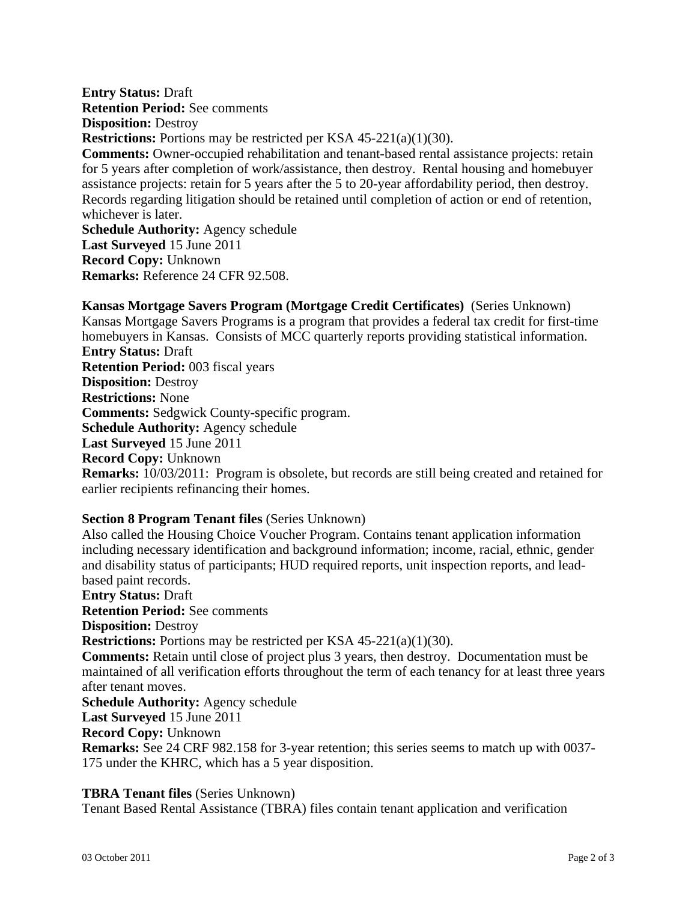**Entry Status:** Draft
**Retention Period:** See comments
**Disposition:** Destroy
**Restrictions:** Portions may be restricted per KSA 45-221(a)(1)(30).
**Comments:** Owner-occupied rehabilitation and tenant-based rental assistance projects: retain for 5 years after completion of work/assistance, then destroy. Rental housing and homebuyer assistance projects: retain for 5 years after the 5 to 20-year affordability period, then destroy. Records regarding litigation should be retained until completion of action or end of retention, whichever is later.
**Schedule Authority:** Agency schedule
**Last Surveyed** 15 June 2011
**Record Copy:** Unknown
**Remarks:** Reference 24 CFR 92.508.

**Kansas Mortgage Savers Program (Mortgage Credit Certificates)** (Series Unknown)
Kansas Mortgage Savers Programs is a program that provides a federal tax credit for first-time homebuyers in Kansas. Consists of MCC quarterly reports providing statistical information.
**Entry Status:** Draft
**Retention Period:** 003 fiscal years
**Disposition:** Destroy
**Restrictions:** None
**Comments:** Sedgwick County-specific program.
**Schedule Authority:** Agency schedule
**Last Surveyed** 15 June 2011
**Record Copy:** Unknown
**Remarks:** 10/03/2011: Program is obsolete, but records are still being created and retained for earlier recipients refinancing their homes.

**Section 8 Program Tenant files** (Series Unknown)
Also called the Housing Choice Voucher Program. Contains tenant application information including necessary identification and background information; income, racial, ethnic, gender and disability status of participants; HUD required reports, unit inspection reports, and lead-based paint records.
**Entry Status:** Draft
**Retention Period:** See comments
**Disposition:** Destroy
**Restrictions:** Portions may be restricted per KSA 45-221(a)(1)(30).
**Comments:** Retain until close of project plus 3 years, then destroy. Documentation must be maintained of all verification efforts throughout the term of each tenancy for at least three years after tenant moves.
**Schedule Authority:** Agency schedule
**Last Surveyed** 15 June 2011
**Record Copy:** Unknown
**Remarks:** See 24 CRF 982.158 for 3-year retention; this series seems to match up with 0037-175 under the KHRC, which has a 5 year disposition.

**TBRA Tenant files** (Series Unknown)
Tenant Based Rental Assistance (TBRA) files contain tenant application and verification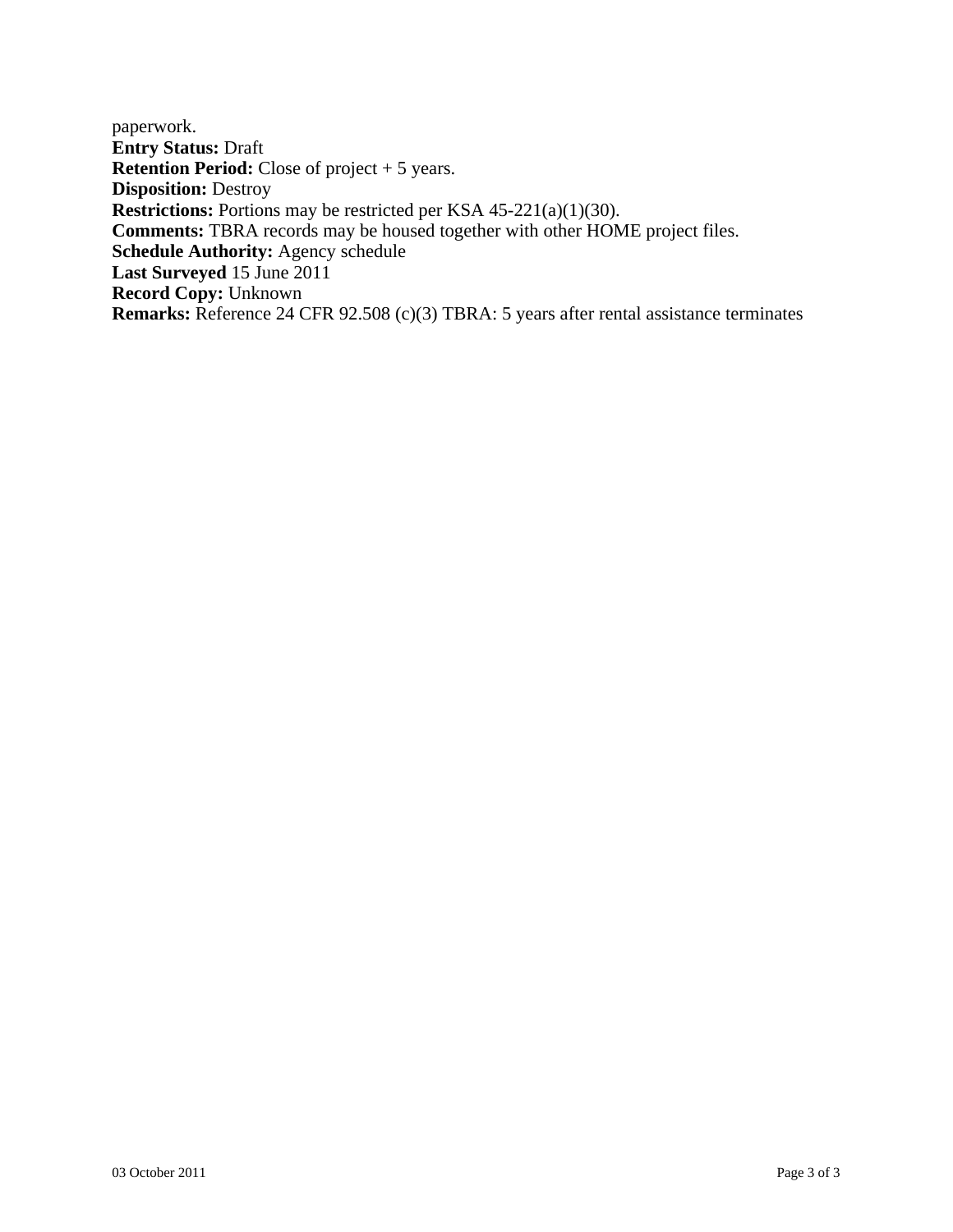paperwork.
**Entry Status:** Draft
**Retention Period:** Close of project + 5 years.
**Disposition:** Destroy
**Restrictions:** Portions may be restricted per KSA 45-221(a)(1)(30).
**Comments:** TBRA records may be housed together with other HOME project files.
**Schedule Authority:** Agency schedule
**Last Surveyed** 15 June 2011
**Record Copy:** Unknown
**Remarks:** Reference 24 CFR 92.508 (c)(3) TBRA: 5 years after rental assistance terminates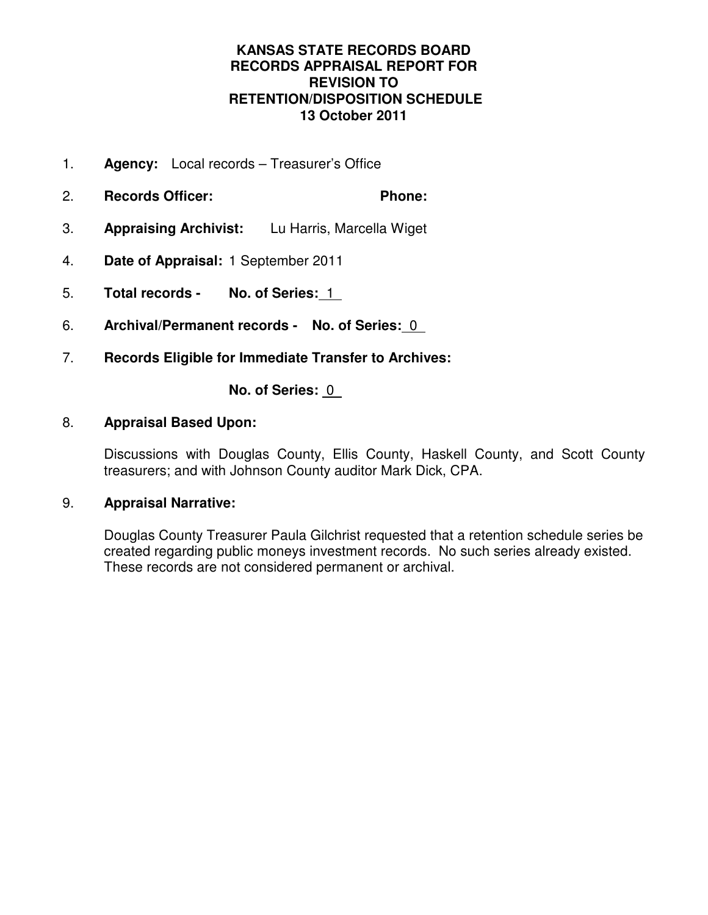**KANSAS STATE RECORDS BOARD**
**RECORDS APPRAISAL REPORT FOR**
**REVISION TO**
**RETENTION/DISPOSITION SCHEDULE**
**13 October 2011**

1. **Agency:** Local records – Treasurer's Office

2. **Records Officer:** **Phone:**

3. **Appraising Archivist:** Lu Harris, Marcella Wiget

4. **Date of Appraisal:** 1 September 2011

5. **Total records - No. of Series:** 1

6. **Archival/Permanent records - No. of Series:** 0

7. **Records Eligible for Immediate Transfer to Archives:**

   **No. of Series:** 0

8. **Appraisal Based Upon:**

   Discussions with Douglas County, Ellis County, Haskell County, and Scott County treasurers; and with Johnson County auditor Mark Dick, CPA.

9. **Appraisal Narrative:**

   Douglas County Treasurer Paula Gilchrist requested that a retention schedule series be created regarding public moneys investment records. No such series already existed. These records are not considered permanent or archival.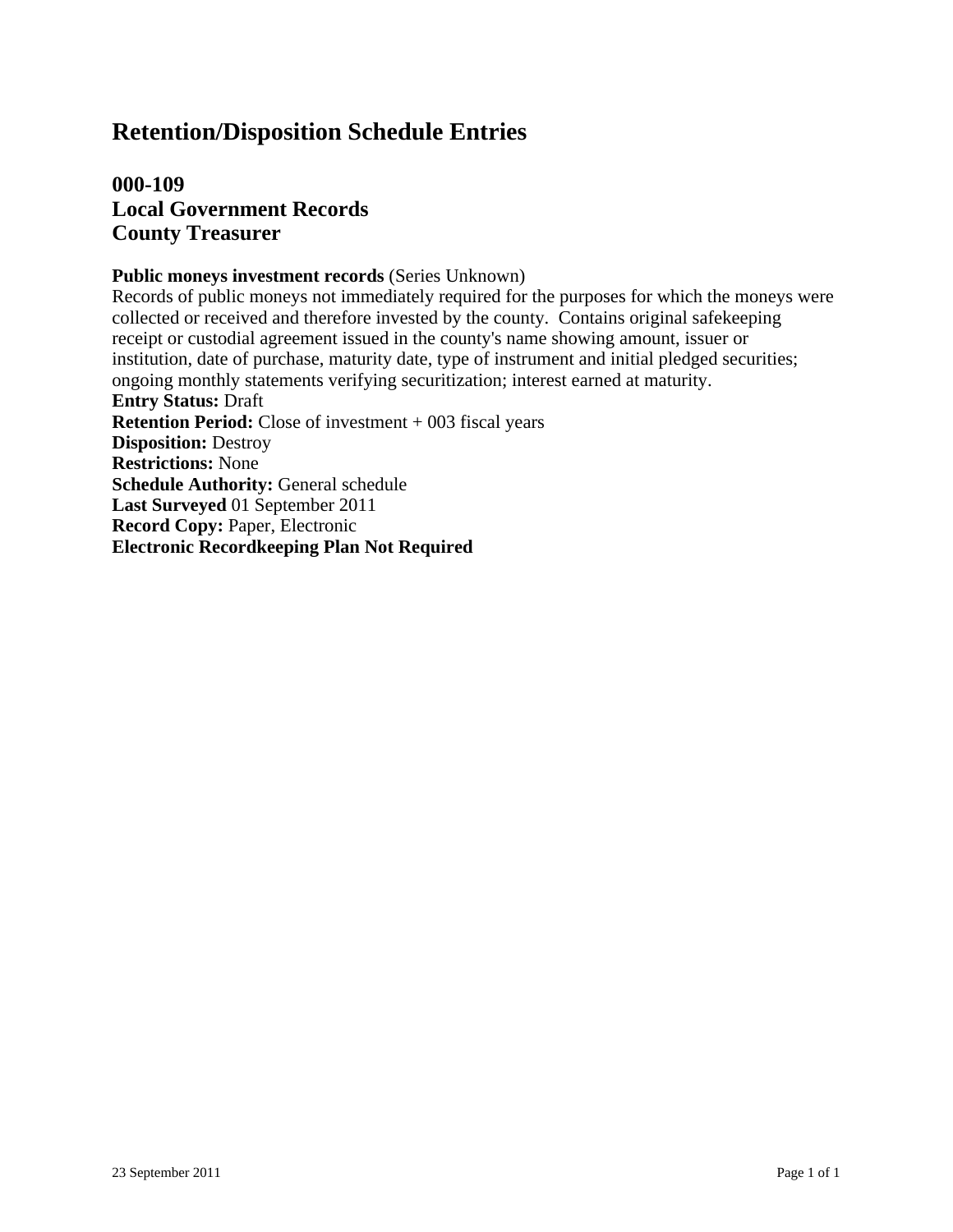# Retention/Disposition Schedule Entries

## 000-109
## Local Government Records
## County Treasurer

**Public moneys investment records** (Series Unknown)
Records of public moneys not immediately required for the purposes for which the moneys were collected or received and therefore invested by the county. Contains original safekeeping receipt or custodial agreement issued in the county's name showing amount, issuer or institution, date of purchase, maturity date, type of instrument and initial pledged securities; ongoing monthly statements verifying securitization; interest earned at maturity.
**Entry Status:** Draft
**Retention Period:** Close of investment + 003 fiscal years
**Disposition:** Destroy
**Restrictions:** None
**Schedule Authority:** General schedule
**Last Surveyed** 01 September 2011
**Record Copy:** Paper, Electronic
**Electronic Recordkeeping Plan Not Required**

23 September 2011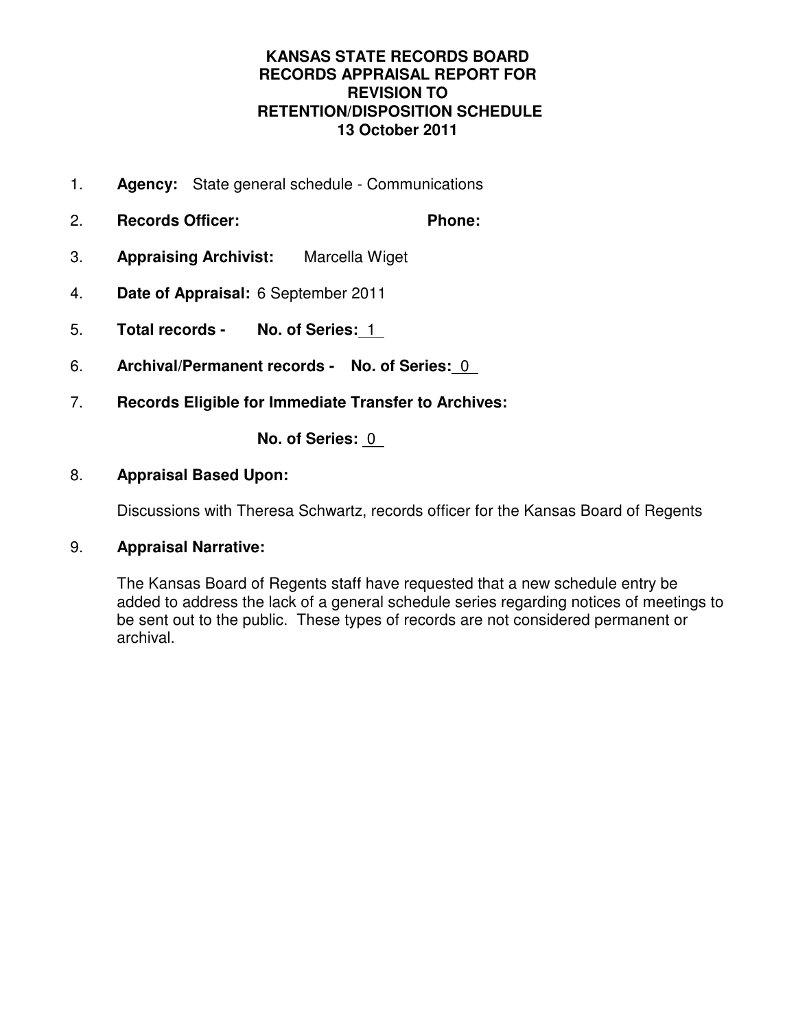**KANSAS STATE RECORDS BOARD**
**RECORDS APPRAISAL REPORT FOR**
**REVISION TO**
**RETENTION/DISPOSITION SCHEDULE**
**13 October 2011**

1. **Agency:** State general schedule - Communications

2. **Records Officer:** **Phone:**

3. **Appraising Archivist:** Marcella Wiget

4. **Date of Appraisal:** 6 September 2011

5. **Total records - No. of Series:** 1

6. **Archival/Permanent records - No. of Series:** 0

7. **Records Eligible for Immediate Transfer to Archives:**

   **No. of Series:** 0

8. **Appraisal Based Upon:**

   Discussions with Theresa Schwartz, records officer for the Kansas Board of Regents

9. **Appraisal Narrative:**

   The Kansas Board of Regents staff have requested that a new schedule entry be added to address the lack of a general schedule series regarding notices of meetings to be sent out to the public. These types of records are not considered permanent or archival.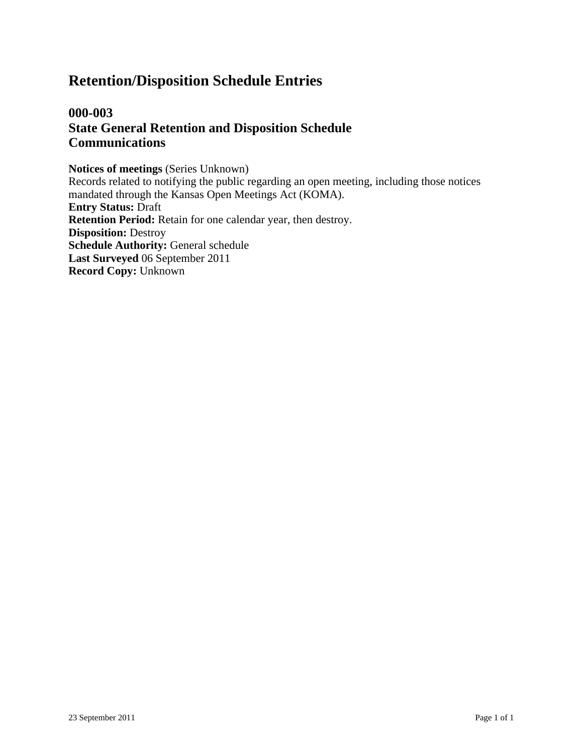# Retention/Disposition Schedule Entries

## 000-003
## State General Retention and Disposition Schedule
## Communications

**Notices of meetings** (Series Unknown)
Records related to notifying the public regarding an open meeting, including those notices mandated through the Kansas Open Meetings Act (KOMA).
**Entry Status:** Draft
**Retention Period:** Retain for one calendar year, then destroy.
**Disposition:** Destroy
**Schedule Authority:** General schedule
**Last Surveyed** 06 September 2011
**Record Copy:** Unknown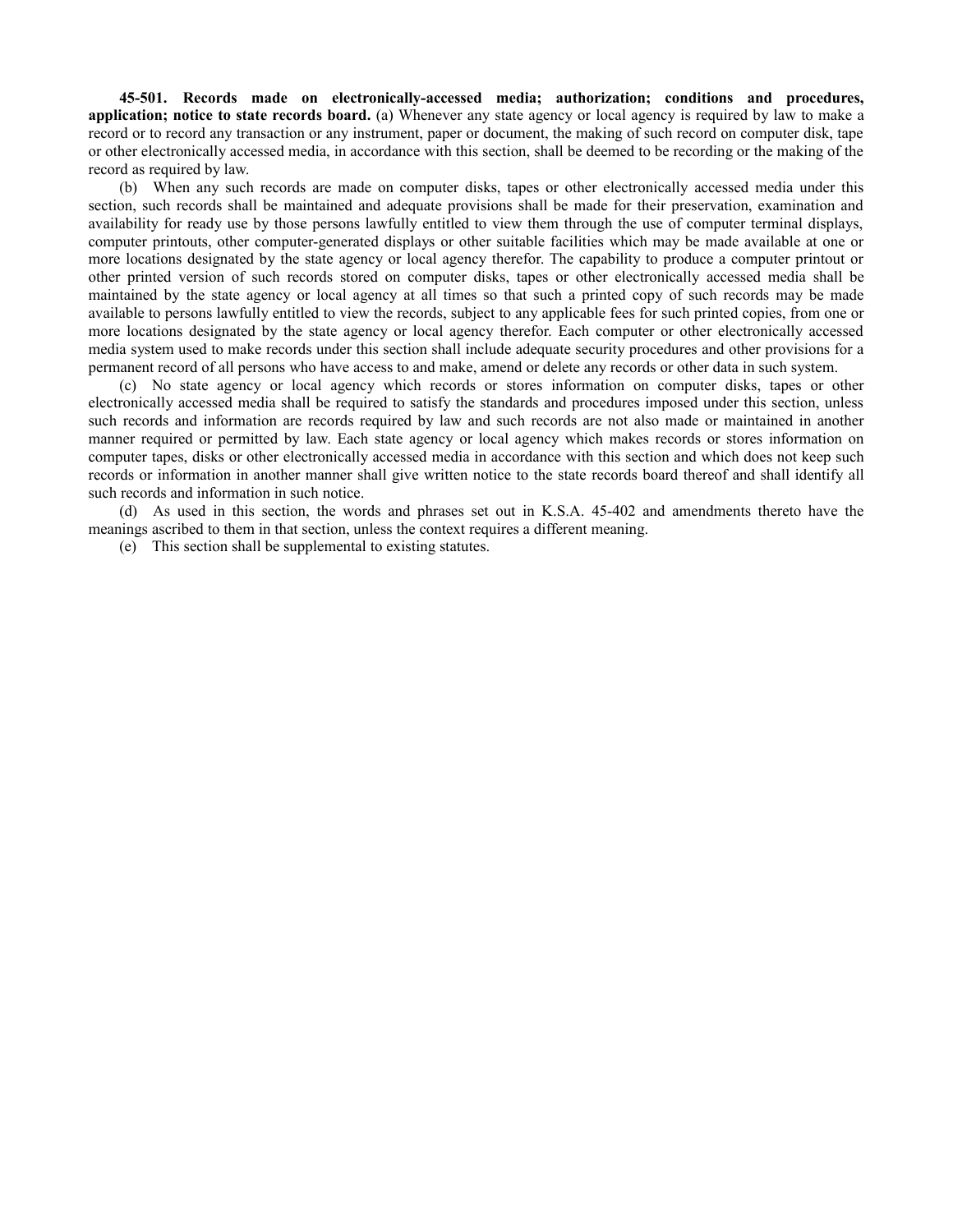**45-501. Records made on electronically-accessed media; authorization; conditions and procedures, application; notice to state records board.** (a) Whenever any state agency or local agency is required by law to make a record or to record any transaction or any instrument, paper or document, the making of such record on computer disk, tape or other electronically accessed media, in accordance with this section, shall be deemed to be recording or the making of the record as required by law.

(b) When any such records are made on computer disks, tapes or other electronically accessed media under this section, such records shall be maintained and adequate provisions shall be made for their preservation, examination and availability for ready use by those persons lawfully entitled to view them through the use of computer terminal displays, computer printouts, other computer-generated displays or other suitable facilities which may be made available at one or more locations designated by the state agency or local agency therefor. The capability to produce a computer printout or other printed version of such records stored on computer disks, tapes or other electronically accessed media shall be maintained by the state agency or local agency at all times so that such a printed copy of such records may be made available to persons lawfully entitled to view the records, subject to any applicable fees for such printed copies, from one or more locations designated by the state agency or local agency therefor. Each computer or other electronically accessed media system used to make records under this section shall include adequate security procedures and other provisions for a permanent record of all persons who have access to and make, amend or delete any records or other data in such system.

(c) No state agency or local agency which records or stores information on computer disks, tapes or other electronically accessed media shall be required to satisfy the standards and procedures imposed under this section, unless such records and information are records required by law and such records are not also made or maintained in another manner required or permitted by law. Each state agency or local agency which makes records or stores information on computer tapes, disks or other electronically accessed media in accordance with this section and which does not keep such records or information in another manner shall give written notice to the state records board thereof and shall identify all such records and information in such notice.

(d) As used in this section, the words and phrases set out in K.S.A. 45-402 and amendments thereto have the meanings ascribed to them in that section, unless the context requires a different meaning.

(e) This section shall be supplemental to existing statutes.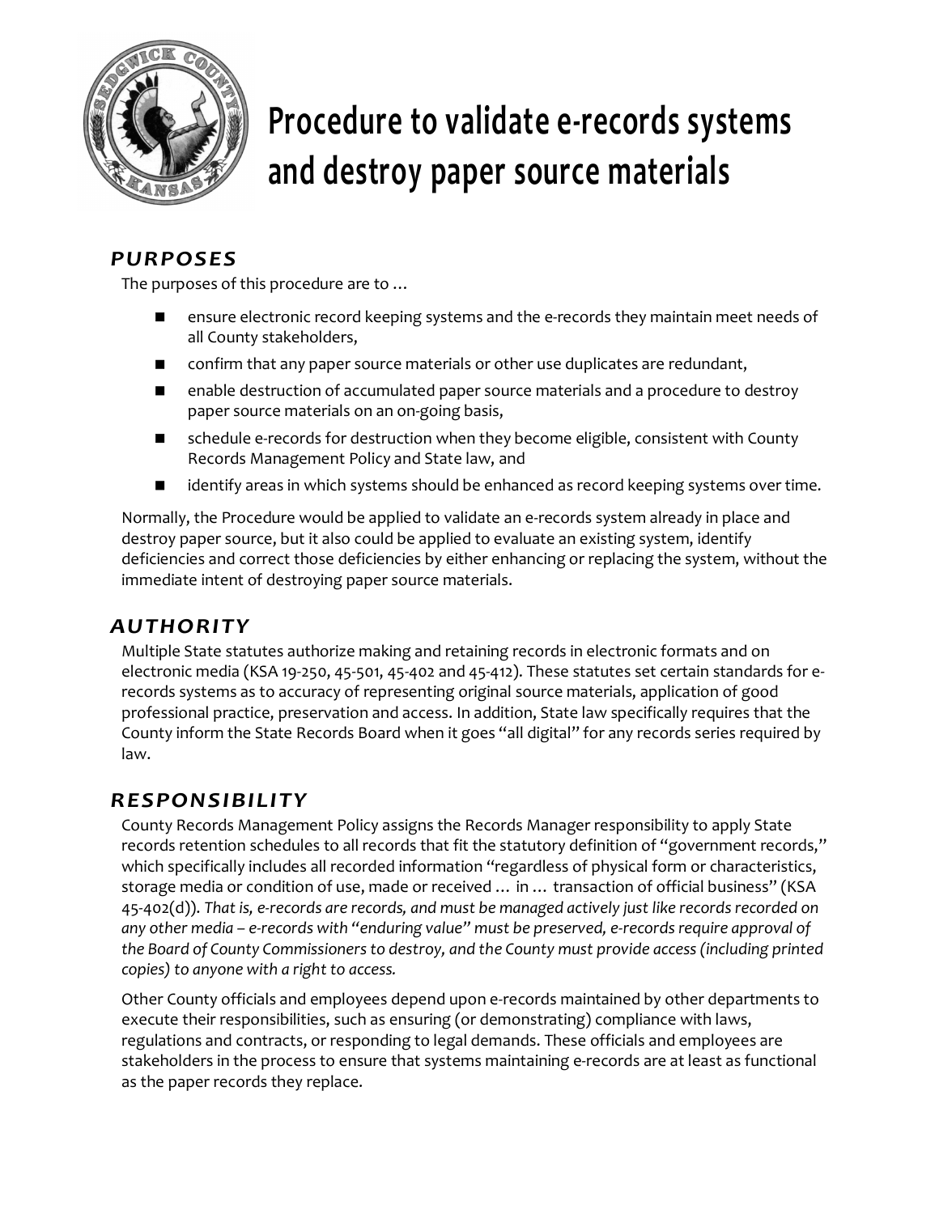# Procedure to validate e-records systems and destroy paper source materials

## *PURPOSES*

The purposes of this procedure are to …

- ensure electronic record keeping systems and the e-records they maintain meet needs of all County stakeholders,
- confirm that any paper source materials or other use duplicates are redundant,
- enable destruction of accumulated paper source materials and a procedure to destroy paper source materials on an on-going basis,
- schedule e-records for destruction when they become eligible, consistent with County Records Management Policy and State law, and
- identify areas in which systems should be enhanced as record keeping systems over time.

Normally, the Procedure would be applied to validate an e-records system already in place and destroy paper source, but it also could be applied to evaluate an existing system, identify deficiencies and correct those deficiencies by either enhancing or replacing the system, without the immediate intent of destroying paper source materials.

## *AUTHORITY*

Multiple State statutes authorize making and retaining records in electronic formats and on electronic media (KSA 19-250, 45-501, 45-402 and 45-412). These statutes set certain standards for e-records systems as to accuracy of representing original source materials, application of good professional practice, preservation and access. In addition, State law specifically requires that the County inform the State Records Board when it goes "all digital" for any records series required by law.

## *RESPONSIBILITY*

County Records Management Policy assigns the Records Manager responsibility to apply State records retention schedules to all records that fit the statutory definition of "government records," which specifically includes all recorded information "regardless of physical form or characteristics, storage media or condition of use, made or received … in … transaction of official business" (KSA 45-402(d)). *That is, e-records are records, and must be managed actively just like records recorded on any other media – e-records with "enduring value" must be preserved, e-records require approval of the Board of County Commissioners to destroy, and the County must provide access (including printed copies) to anyone with a right to access.*

Other County officials and employees depend upon e-records maintained by other departments to execute their responsibilities, such as ensuring (or demonstrating) compliance with laws, regulations and contracts, or responding to legal demands. These officials and employees are stakeholders in the process to ensure that systems maintaining e-records are at least as functional as the paper records they replace.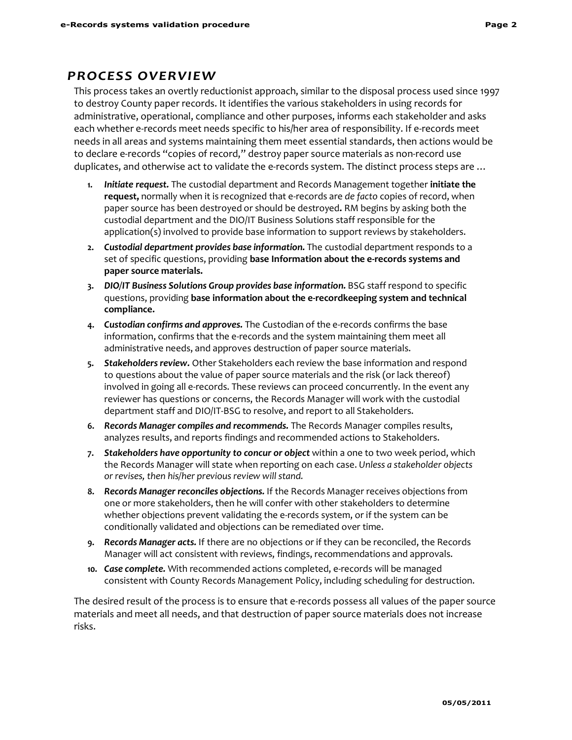## PROCESS OVERVIEW

This process takes an overtly reductionist approach, similar to the disposal process used since 1997 to destroy County paper records. It identifies the various stakeholders in using records for administrative, operational, compliance and other purposes, informs each stakeholder and asks each whether e-records meet needs specific to his/her area of responsibility. If e-records meet needs in all areas and systems maintaining them meet essential standards, then actions would be to declare e-records "copies of record," destroy paper source materials as non-record use duplicates, and otherwise act to validate the e-records system. The distinct process steps are …

1. ***Initiate request.*** The custodial department and Records Management together **initiate the request,** normally when it is recognized that e-records are *de facto* copies of record, when paper source has been destroyed or should be destroyed**.** RM begins by asking both the custodial department and the DIO/IT Business Solutions staff responsible for the application(s) involved to provide base information to support reviews by stakeholders.
2. ***Custodial department provides base information.*** The custodial department responds to a set of specific questions, providing **base Information about the e-records systems and paper source materials.**
3. ***DIO/IT Business Solutions Group provides base information.*** BSG staff respond to specific questions, providing **base information about the e-recordkeeping system and technical compliance.**
4. ***Custodian confirms and approves.*** The Custodian of the e-records confirms the base information, confirms that the e-records and the system maintaining them meet all administrative needs, and approves destruction of paper source materials.
5. ***Stakeholders review.*** Other Stakeholders each review the base information and respond to questions about the value of paper source materials and the risk (or lack thereof) involved in going all e-records. These reviews can proceed concurrently. In the event any reviewer has questions or concerns, the Records Manager will work with the custodial department staff and DIO/IT-BSG to resolve, and report to all Stakeholders.
6. ***Records Manager compiles and recommends.*** The Records Manager compiles results, analyzes results, and reports findings and recommended actions to Stakeholders.
7. ***Stakeholders have opportunity to concur or object*** within a one to two week period, which the Records Manager will state when reporting on each case. *Unless a stakeholder objects or revises, then his/her previous review will stand.*
8. ***Records Manager reconciles objections.*** If the Records Manager receives objections from one or more stakeholders, then he will confer with other stakeholders to determine whether objections prevent validating the e-records system, or if the system can be conditionally validated and objections can be remediated over time.
9. ***Records Manager acts.*** If there are no objections or if they can be reconciled, the Records Manager will act consistent with reviews, findings, recommendations and approvals.
10. ***Case complete.*** With recommended actions completed, e-records will be managed consistent with County Records Management Policy, including scheduling for destruction.

The desired result of the process is to ensure that e-records possess all values of the paper source materials and meet all needs, and that destruction of paper source materials does not increase risks.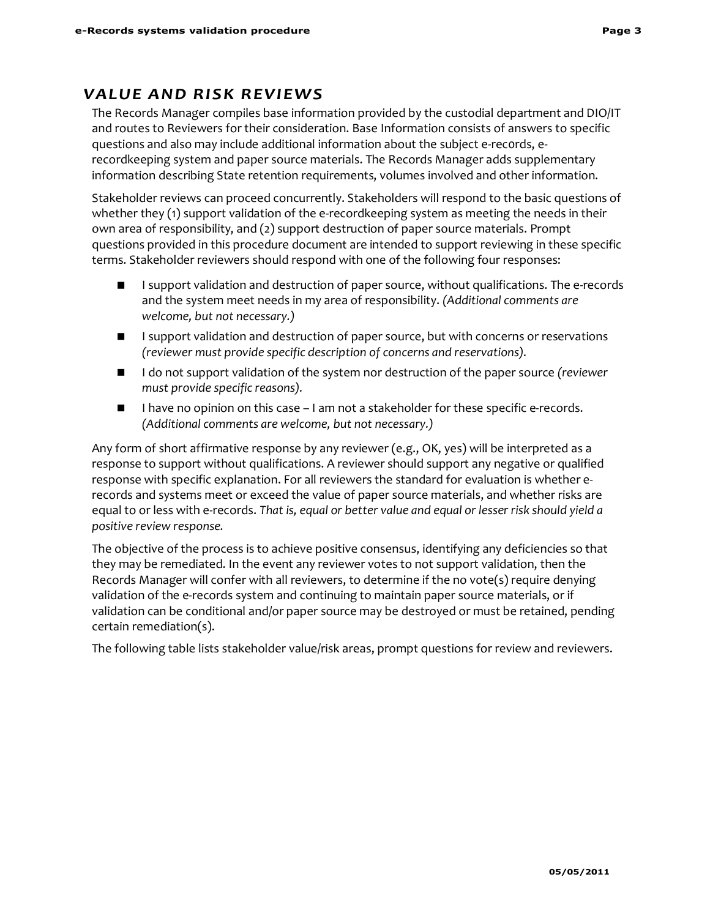## VALUE AND RISK REVIEWS

The Records Manager compiles base information provided by the custodial department and DIO/IT and routes to Reviewers for their consideration. Base Information consists of answers to specific questions and also may include additional information about the subject e-records, e-recordkeeping system and paper source materials. The Records Manager adds supplementary information describing State retention requirements, volumes involved and other information.

Stakeholder reviews can proceed concurrently. Stakeholders will respond to the basic questions of whether they (1) support validation of the e-recordkeeping system as meeting the needs in their own area of responsibility, and (2) support destruction of paper source materials. Prompt questions provided in this procedure document are intended to support reviewing in these specific terms. Stakeholder reviewers should respond with one of the following four responses:

- I support validation and destruction of paper source, without qualifications. The e-records and the system meet needs in my area of responsibility. *(Additional comments are welcome, but not necessary.)*
- I support validation and destruction of paper source, but with concerns or reservations *(reviewer must provide specific description of concerns and reservations).*
- I do not support validation of the system nor destruction of the paper source *(reviewer must provide specific reasons).*
- I have no opinion on this case – I am not a stakeholder for these specific e-records. *(Additional comments are welcome, but not necessary.)*

Any form of short affirmative response by any reviewer (e.g., OK, yes) will be interpreted as a response to support without qualifications. A reviewer should support any negative or qualified response with specific explanation. For all reviewers the standard for evaluation is whether e-records and systems meet or exceed the value of paper source materials, and whether risks are equal to or less with e-records. *That is, equal or better value and equal or lesser risk should yield a positive review response.*

The objective of the process is to achieve positive consensus, identifying any deficiencies so that they may be remediated. In the event any reviewer votes to not support validation, then the Records Manager will confer with all reviewers, to determine if the no vote(s) require denying validation of the e-records system and continuing to maintain paper source materials, or if validation can be conditional and/or paper source may be destroyed or must be retained, pending certain remediation(s).

The following table lists stakeholder value/risk areas, prompt questions for review and reviewers.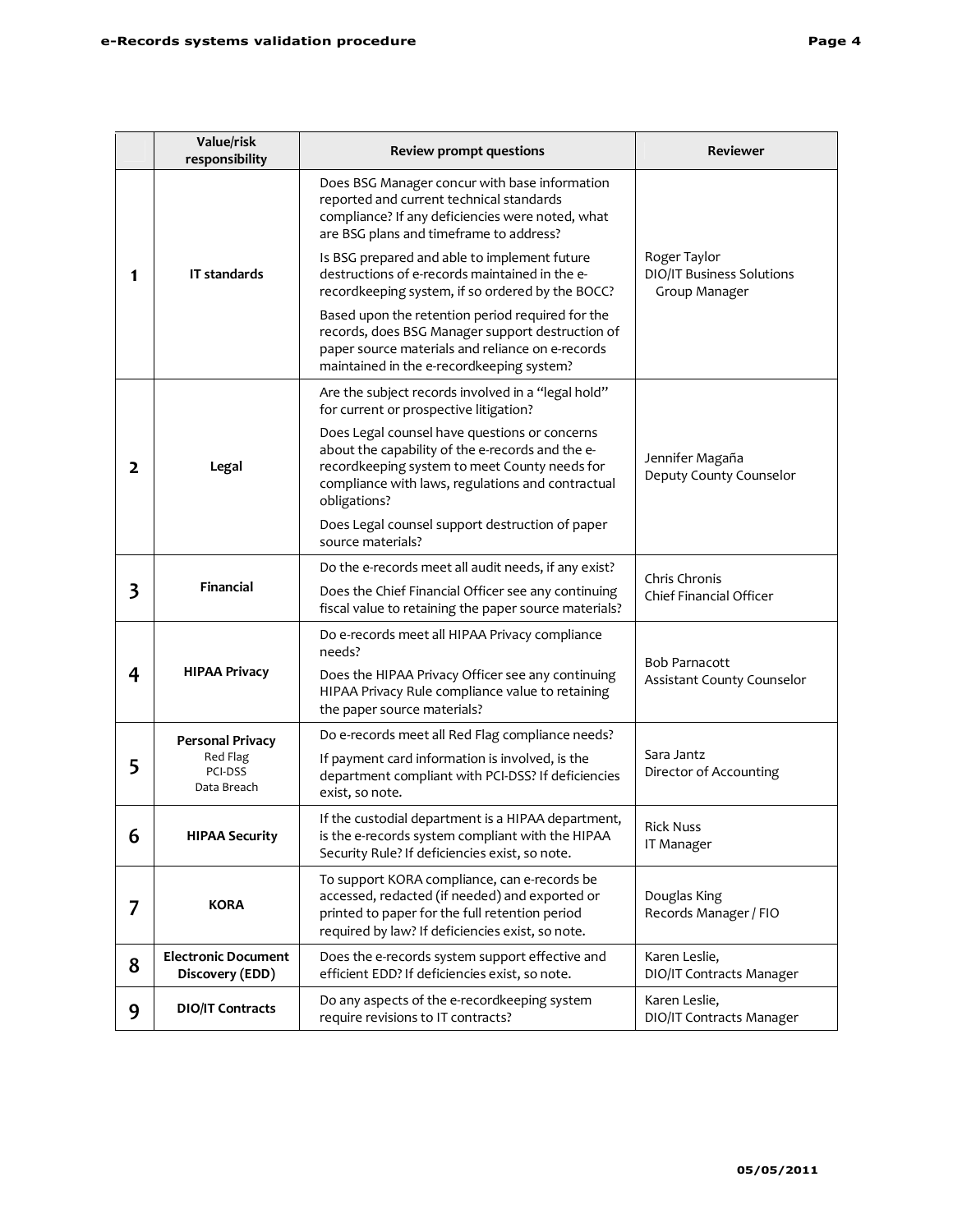| | Value/risk responsibility | Review prompt questions | Reviewer |
|---|---|---|---|
| 1 | IT standards | Does BSG Manager concur with base information reported and current technical standards compliance? If any deficiencies were noted, what are BSG plans and timeframe to address?<br><br>Is BSG prepared and able to implement future destructions of e-records maintained in the e-recordkeeping system, if so ordered by the BOCC?<br><br>Based upon the retention period required for the records, does BSG Manager support destruction of paper source materials and reliance on e-records maintained in the e-recordkeeping system? | Roger Taylor<br>DIO/IT Business Solutions Group Manager |
| 2 | Legal | Are the subject records involved in a "legal hold" for current or prospective litigation?<br><br>Does Legal counsel have questions or concerns about the capability of the e-records and the e-recordkeeping system to meet County needs for compliance with laws, regulations and contractual obligations?<br><br>Does Legal counsel support destruction of paper source materials? | Jennifer Magaña<br>Deputy County Counselor |
| 3 | Financial | Do the e-records meet all audit needs, if any exist?<br><br>Does the Chief Financial Officer see any continuing fiscal value to retaining the paper source materials? | Chris Chronis<br>Chief Financial Officer |
| 4 | HIPAA Privacy | Do e-records meet all HIPAA Privacy compliance needs?<br><br>Does the HIPAA Privacy Officer see any continuing HIPAA Privacy Rule compliance value to retaining the paper source materials? | Bob Parnacott<br>Assistant County Counselor |
| 5 | **Personal Privacy**<br>Red Flag<br>PCI-DSS<br>Data Breach | Do e-records meet all Red Flag compliance needs?<br><br>If payment card information is involved, is the department compliant with PCI-DSS? If deficiencies exist, so note. | Sara Jantz<br>Director of Accounting |
| 6 | HIPAA Security | If the custodial department is a HIPAA department, is the e-records system compliant with the HIPAA Security Rule? If deficiencies exist, so note. | Rick Nuss<br>IT Manager |
| 7 | KORA | To support KORA compliance, can e-records be accessed, redacted (if needed) and exported or printed to paper for the full retention period required by law? If deficiencies exist, so note. | Douglas King<br>Records Manager / FIO |
| 8 | Electronic Document Discovery (EDD) | Does the e-records system support effective and efficient EDD? If deficiencies exist, so note. | Karen Leslie,<br>DIO/IT Contracts Manager |
| 9 | DIO/IT Contracts | Do any aspects of the e-recordkeeping system require revisions to IT contracts? | Karen Leslie,<br>DIO/IT Contracts Manager |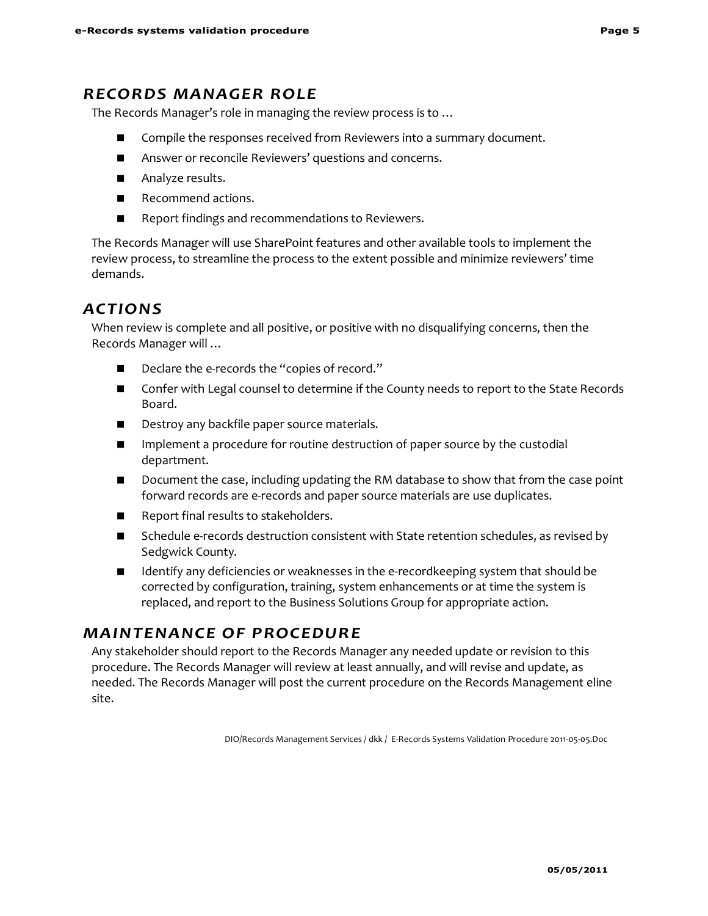## RECORDS MANAGER ROLE

The Records Manager's role in managing the review process is to …

- Compile the responses received from Reviewers into a summary document.
- Answer or reconcile Reviewers' questions and concerns.
- Analyze results.
- Recommend actions.
- Report findings and recommendations to Reviewers.

The Records Manager will use SharePoint features and other available tools to implement the review process, to streamline the process to the extent possible and minimize reviewers' time demands.

## ACTIONS

When review is complete and all positive, or positive with no disqualifying concerns, then the Records Manager will …

- Declare the e-records the "copies of record."
- Confer with Legal counsel to determine if the County needs to report to the State Records Board.
- Destroy any backfile paper source materials.
- Implement a procedure for routine destruction of paper source by the custodial department.
- Document the case, including updating the RM database to show that from the case point forward records are e-records and paper source materials are use duplicates.
- Report final results to stakeholders.
- Schedule e-records destruction consistent with State retention schedules, as revised by Sedgwick County.
- Identify any deficiencies or weaknesses in the e-recordkeeping system that should be corrected by configuration, training, system enhancements or at time the system is replaced, and report to the Business Solutions Group for appropriate action.

## MAINTENANCE OF PROCEDURE

Any stakeholder should report to the Records Manager any needed update or revision to this procedure. The Records Manager will review at least annually, and will revise and update, as needed. The Records Manager will post the current procedure on the Records Management eline site.

DIO/Records Management Services / dkk / E-Records Systems Validation Procedure 2011-05-05.Doc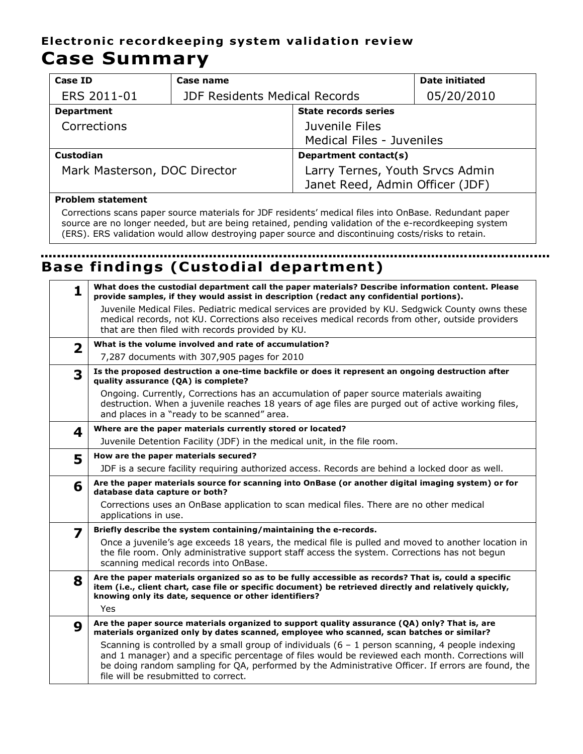**Electronic recordkeeping system validation review**

# Case Summary

| Case ID | Case name | | Date initiated |
|---|---|---|---|
| ERS 2011-01 | JDF Residents Medical Records | | 05/20/2010 |
| **Department** | | **State records series** | |
| Corrections | | Juvenile Files<br>Medical Files - Juveniles | |
| **Custodian** | | **Department contact(s)** | |
| Mark Masterson, DOC Director | | Larry Ternes, Youth Srvcs Admin<br>Janet Reed, Admin Officer (JDF) | |

**Problem statement**

Corrections scans paper source materials for JDF residents' medical files into OnBase. Redundant paper source are no longer needed, but are being retained, pending validation of the e-recordkeeping system (ERS). ERS validation would allow destroying paper source and discontinuing costs/risks to retain.

## Base findings (Custodial department)

| # | Question / Finding |
|---|---|
| **1** | **What does the custodial department call the paper materials? Describe information content. Please provide samples, if they would assist in description (redact any confidential portions).**<br>Juvenile Medical Files. Pediatric medical services are provided by KU. Sedgwick County owns these medical records, not KU. Corrections also receives medical records from other, outside providers that are then filed with records provided by KU. |
| **2** | **What is the volume involved and rate of accumulation?**<br>7,287 documents with 307,905 pages for 2010 |
| **3** | **Is the proposed destruction a one-time backfile or does it represent an ongoing destruction after quality assurance (QA) is complete?**<br>Ongoing. Currently, Corrections has an accumulation of paper source materials awaiting destruction. When a juvenile reaches 18 years of age files are purged out of active working files, and places in a "ready to be scanned" area. |
| **4** | **Where are the paper materials currently stored or located?**<br>Juvenile Detention Facility (JDF) in the medical unit, in the file room. |
| **5** | **How are the paper materials secured?**<br>JDF is a secure facility requiring authorized access. Records are behind a locked door as well. |
| **6** | **Are the paper materials source for scanning into OnBase (or another digital imaging system) or for database data capture or both?**<br>Corrections uses an OnBase application to scan medical files. There are no other medical applications in use. |
| **7** | **Briefly describe the system containing/maintaining the e-records.**<br>Once a juvenile's age exceeds 18 years, the medical file is pulled and moved to another location in the file room. Only administrative support staff access the system. Corrections has not begun scanning medical records into OnBase. |
| **8** | **Are the paper materials organized so as to be fully accessible as records? That is, could a specific item (i.e., client chart, case file or specific document) be retrieved directly and relatively quickly, knowing only its date, sequence or other identifiers?**<br>Yes |
| **9** | **Are the paper source materials organized to support quality assurance (QA) only? That is, are materials organized only by dates scanned, employee who scanned, scan batches or similar?**<br>Scanning is controlled by a small group of individuals (6 – 1 person scanning, 4 people indexing and 1 manager) and a specific percentage of files would be reviewed each month. Corrections will be doing random sampling for QA, performed by the Administrative Officer. If errors are found, the file will be resubmitted to correct. |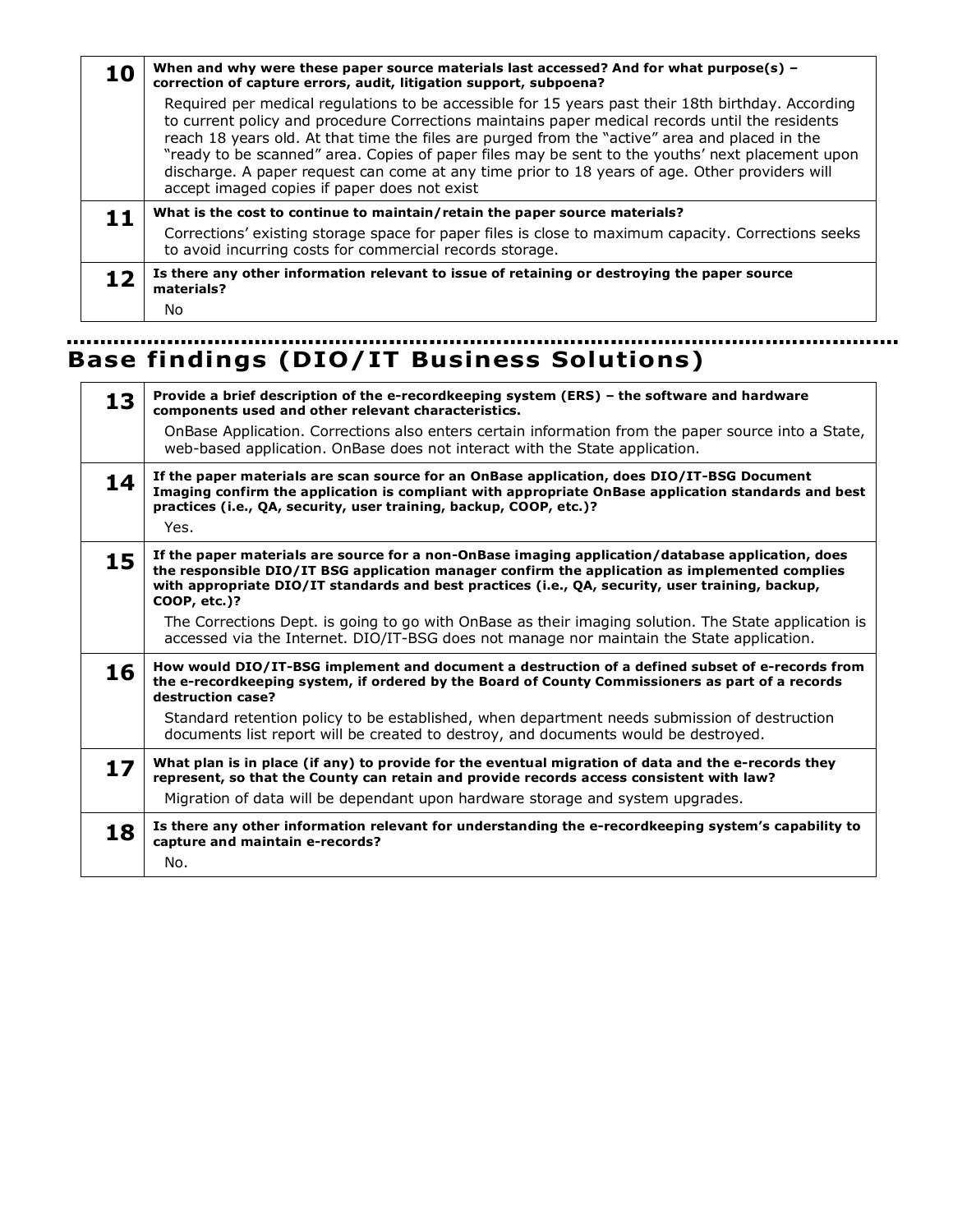| | |
|---|---|
| **10** | **When and why were these paper source materials last accessed? And for what purpose(s) – correction of capture errors, audit, litigation support, subpoena?**<br>Required per medical regulations to be accessible for 15 years past their 18th birthday. According to current policy and procedure Corrections maintains paper medical records until the residents reach 18 years old. At that time the files are purged from the "active" area and placed in the "ready to be scanned" area. Copies of paper files may be sent to the youths' next placement upon discharge. A paper request can come at any time prior to 18 years of age. Other providers will accept imaged copies if paper does not exist |
| **11** | **What is the cost to continue to maintain/retain the paper source materials?**<br>Corrections' existing storage space for paper files is close to maximum capacity. Corrections seeks to avoid incurring costs for commercial records storage. |
| **12** | **Is there any other information relevant to issue of retaining or destroying the paper source materials?**<br>No |

## Base findings (DIO/IT Business Solutions)

| | |
|---|---|
| **13** | **Provide a brief description of the e-recordkeeping system (ERS) – the software and hardware components used and other relevant characteristics.**<br>OnBase Application. Corrections also enters certain information from the paper source into a State, web-based application. OnBase does not interact with the State application. |
| **14** | **If the paper materials are scan source for an OnBase application, does DIO/IT-BSG Document Imaging confirm the application is compliant with appropriate OnBase application standards and best practices (i.e., QA, security, user training, backup, COOP, etc.)?**<br>Yes. |
| **15** | **If the paper materials are source for a non-OnBase imaging application/database application, does the responsible DIO/IT BSG application manager confirm the application as implemented complies with appropriate DIO/IT standards and best practices (i.e., QA, security, user training, backup, COOP, etc.)?**<br>The Corrections Dept. is going to go with OnBase as their imaging solution. The State application is accessed via the Internet. DIO/IT-BSG does not manage nor maintain the State application. |
| **16** | **How would DIO/IT-BSG implement and document a destruction of a defined subset of e-records from the e-recordkeeping system, if ordered by the Board of County Commissioners as part of a records destruction case?**<br>Standard retention policy to be established, when department needs submission of destruction documents list report will be created to destroy, and documents would be destroyed. |
| **17** | **What plan is in place (if any) to provide for the eventual migration of data and the e-records they represent, so that the County can retain and provide records access consistent with law?**<br>Migration of data will be dependant upon hardware storage and system upgrades. |
| **18** | **Is there any other information relevant for understanding the e-recordkeeping system's capability to capture and maintain e-records?**<br>No. |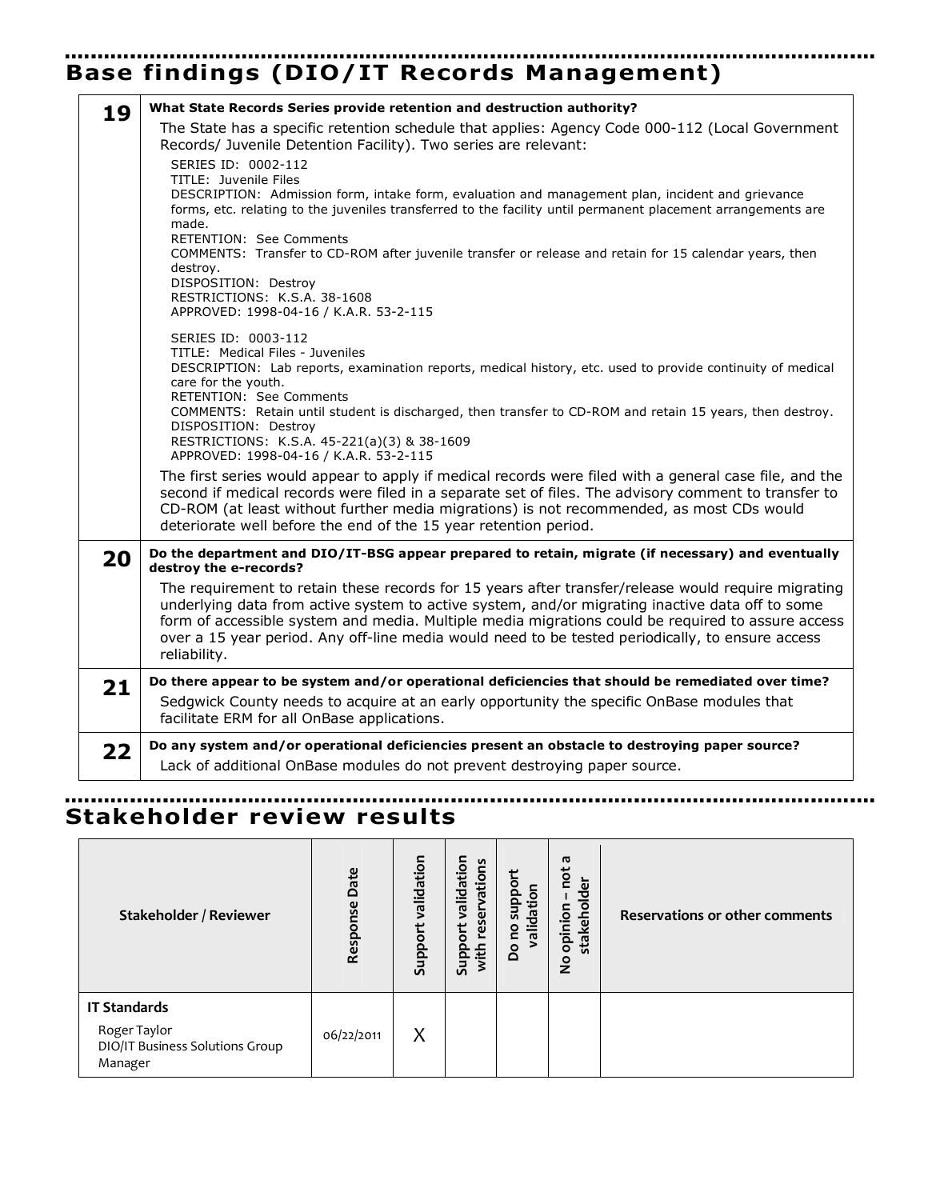## Base findings (DIO/IT Records Management)

| | |
|---|---|
| **19** | **What State Records Series provide retention and destruction authority?**<br>The State has a specific retention schedule that applies: Agency Code 000-112 (Local Government Records/ Juvenile Detention Facility). Two series are relevant:<br>SERIES ID: 0002-112<br>TITLE: Juvenile Files<br>DESCRIPTION: Admission form, intake form, evaluation and management plan, incident and grievance forms, etc. relating to the juveniles transferred to the facility until permanent placement arrangements are made.<br>RETENTION: See Comments<br>COMMENTS: Transfer to CD-ROM after juvenile transfer or release and retain for 15 calendar years, then destroy.<br>DISPOSITION: Destroy<br>RESTRICTIONS: K.S.A. 38-1608<br>APPROVED: 1998-04-16 / K.A.R. 53-2-115<br><br>SERIES ID: 0003-112<br>TITLE: Medical Files - Juveniles<br>DESCRIPTION: Lab reports, examination reports, medical history, etc. used to provide continuity of medical care for the youth.<br>RETENTION: See Comments<br>COMMENTS: Retain until student is discharged, then transfer to CD-ROM and retain 15 years, then destroy.<br>DISPOSITION: Destroy<br>RESTRICTIONS: K.S.A. 45-221(a)(3) & 38-1609<br>APPROVED: 1998-04-16 / K.A.R. 53-2-115<br><br>The first series would appear to apply if medical records were filed with a general case file, and the second if medical records were filed in a separate set of files. The advisory comment to transfer to CD-ROM (at least without further media migrations) is not recommended, as most CDs would deteriorate well before the end of the 15 year retention period. |
| **20** | **Do the department and DIO/IT-BSG appear prepared to retain, migrate (if necessary) and eventually destroy the e-records?**<br>The requirement to retain these records for 15 years after transfer/release would require migrating underlying data from active system to active system, and/or migrating inactive data off to some form of accessible system and media. Multiple media migrations could be required to assure access over a 15 year period. Any off-line media would need to be tested periodically, to ensure access reliability. |
| **21** | **Do there appear to be system and/or operational deficiencies that should be remediated over time?**<br>Sedgwick County needs to acquire at an early opportunity the specific OnBase modules that facilitate ERM for all OnBase applications. |
| **22** | **Do any system and/or operational deficiencies present an obstacle to destroying paper source?**<br>Lack of additional OnBase modules do not prevent destroying paper source. |

## Stakeholder review results

| Stakeholder / Reviewer | Response Date | Support validation | Support validation with reservations | Do no support validation | No opinion – not a stakeholder | Reservations or other comments |
|---|---|---|---|---|---|---|
| **IT Standards**<br>Roger Taylor<br>DIO/IT Business Solutions Group Manager | 06/22/2011 | X | | | | |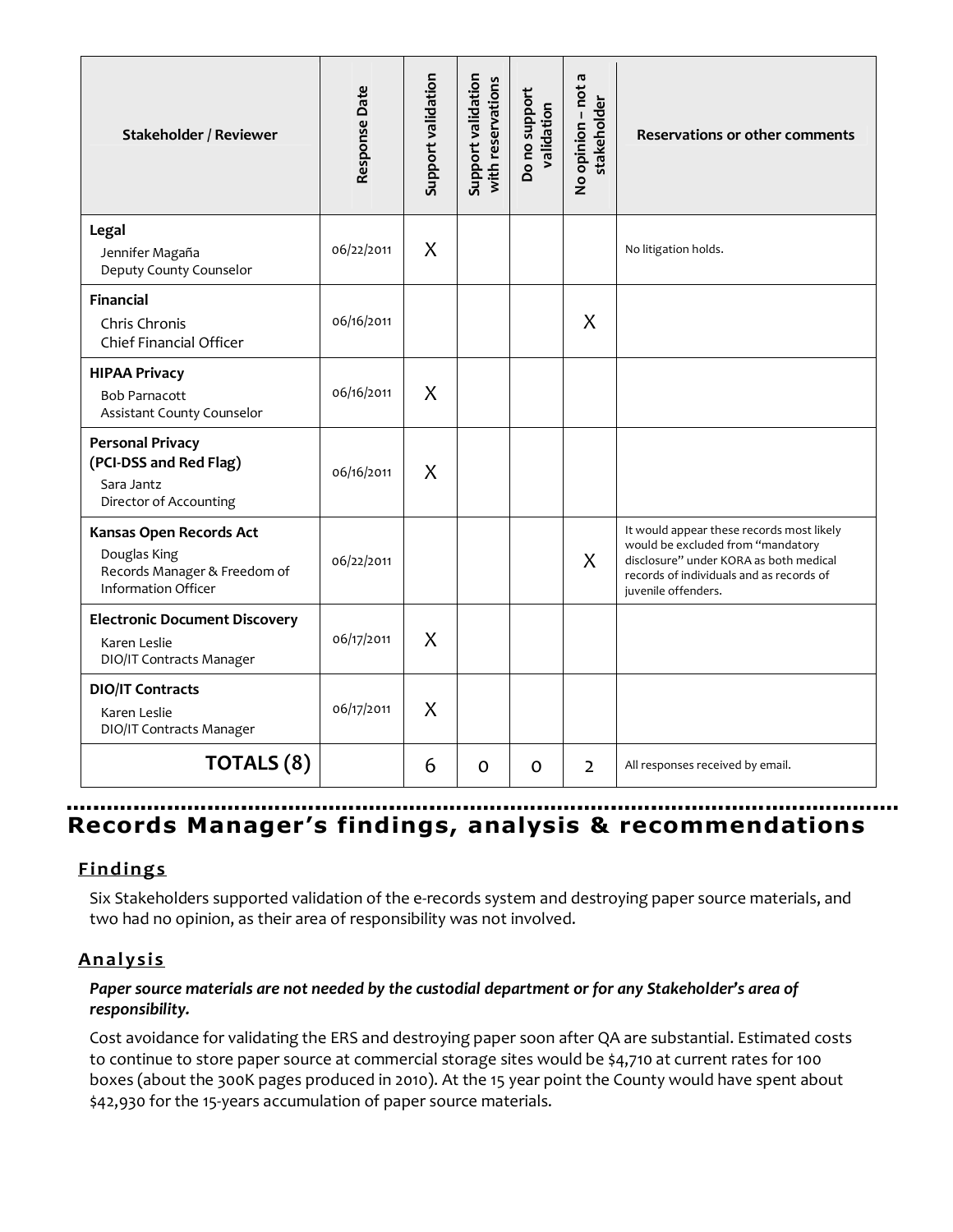| Stakeholder / Reviewer | Response Date | Support validation | Support validation with reservations | Do no support validation | No opinion – not a stakeholder | Reservations or other comments |
|---|---|---|---|---|---|---|
| **Legal**<br>Jennifer Magaña<br>Deputy County Counselor | 06/22/2011 | X | | | | No litigation holds. |
| **Financial**<br>Chris Chronis<br>Chief Financial Officer | 06/16/2011 | | | | X | |
| **HIPAA Privacy**<br>Bob Parnacott<br>Assistant County Counselor | 06/16/2011 | X | | | | |
| **Personal Privacy (PCI-DSS and Red Flag)**<br>Sara Jantz<br>Director of Accounting | 06/16/2011 | X | | | | |
| **Kansas Open Records Act**<br>Douglas King<br>Records Manager & Freedom of Information Officer | 06/22/2011 | | | | X | It would appear these records most likely would be excluded from "mandatory disclosure" under KORA as both medical records of individuals and as records of juvenile offenders. |
| **Electronic Document Discovery**<br>Karen Leslie<br>DIO/IT Contracts Manager | 06/17/2011 | X | | | | |
| **DIO/IT Contracts**<br>Karen Leslie<br>DIO/IT Contracts Manager | 06/17/2011 | X | | | | |
| **TOTALS (8)** | | 6 | 0 | 0 | 2 | All responses received by email. |

# Records Manager's findings, analysis & recommendations

## Findings

Six Stakeholders supported validation of the e-records system and destroying paper source materials, and two had no opinion, as their area of responsibility was not involved.

## Analysis

***Paper source materials are not needed by the custodial department or for any Stakeholder's area of responsibility.***

Cost avoidance for validating the ERS and destroying paper soon after QA are substantial. Estimated costs to continue to store paper source at commercial storage sites would be $4,710 at current rates for 100 boxes (about the 300K pages produced in 2010). At the 15 year point the County would have spent about $42,930 for the 15-years accumulation of paper source materials.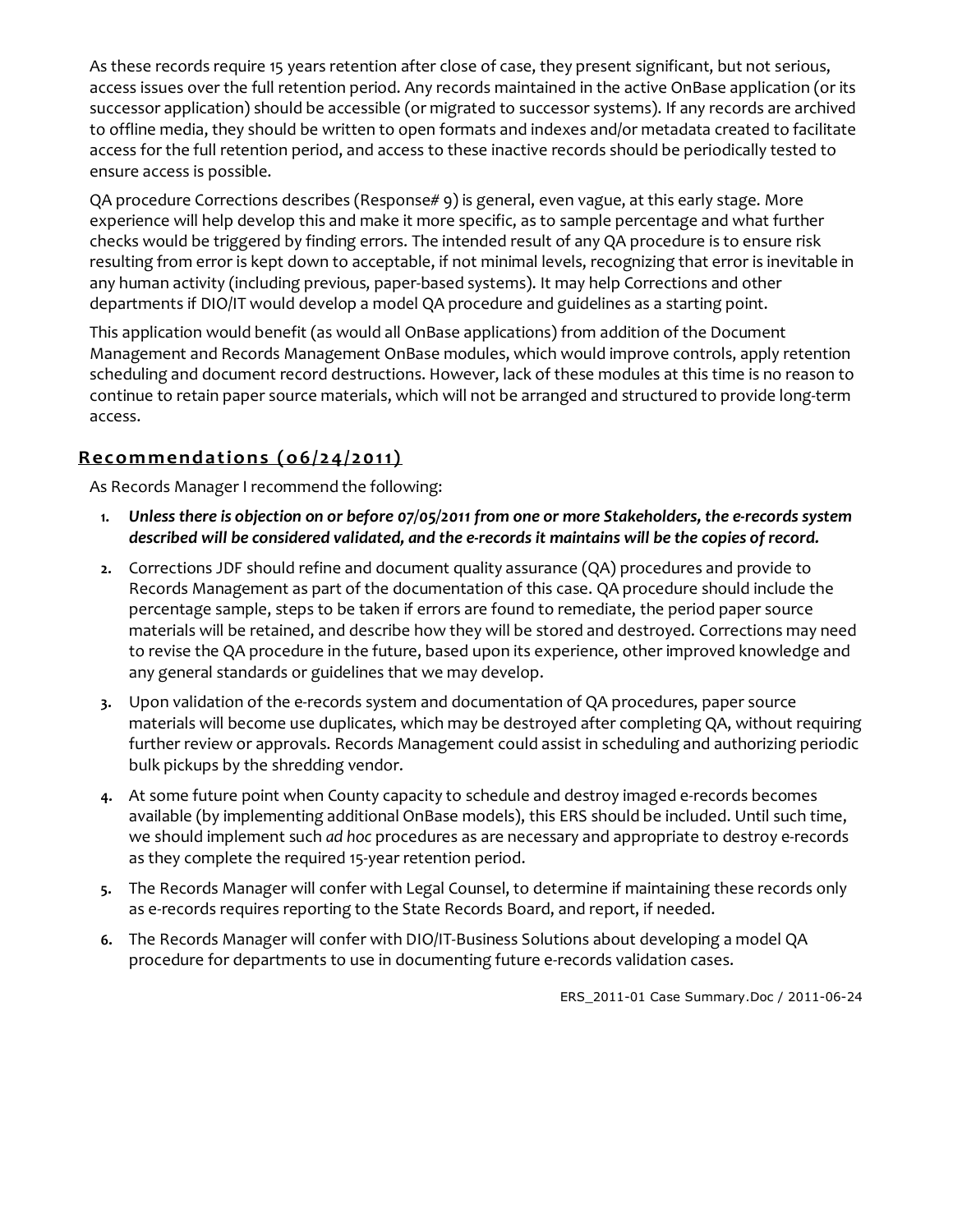As these records require 15 years retention after close of case, they present significant, but not serious, access issues over the full retention period. Any records maintained in the active OnBase application (or its successor application) should be accessible (or migrated to successor systems). If any records are archived to offline media, they should be written to open formats and indexes and/or metadata created to facilitate access for the full retention period, and access to these inactive records should be periodically tested to ensure access is possible.

QA procedure Corrections describes (Response# 9) is general, even vague, at this early stage. More experience will help develop this and make it more specific, as to sample percentage and what further checks would be triggered by finding errors. The intended result of any QA procedure is to ensure risk resulting from error is kept down to acceptable, if not minimal levels, recognizing that error is inevitable in any human activity (including previous, paper-based systems). It may help Corrections and other departments if DIO/IT would develop a model QA procedure and guidelines as a starting point.

This application would benefit (as would all OnBase applications) from addition of the Document Management and Records Management OnBase modules, which would improve controls, apply retention scheduling and document record destructions. However, lack of these modules at this time is no reason to continue to retain paper source materials, which will not be arranged and structured to provide long-term access.

## Recommendations (06/24/2011)

As Records Manager I recommend the following:

1. ***Unless there is objection on or before 07/05/2011 from one or more Stakeholders, the e-records system described will be considered validated, and the e-records it maintains will be the copies of record.***
2. Corrections JDF should refine and document quality assurance (QA) procedures and provide to Records Management as part of the documentation of this case. QA procedure should include the percentage sample, steps to be taken if errors are found to remediate, the period paper source materials will be retained, and describe how they will be stored and destroyed. Corrections may need to revise the QA procedure in the future, based upon its experience, other improved knowledge and any general standards or guidelines that we may develop.
3. Upon validation of the e-records system and documentation of QA procedures, paper source materials will become use duplicates, which may be destroyed after completing QA, without requiring further review or approvals. Records Management could assist in scheduling and authorizing periodic bulk pickups by the shredding vendor.
4. At some future point when County capacity to schedule and destroy imaged e-records becomes available (by implementing additional OnBase models), this ERS should be included. Until such time, we should implement such *ad hoc* procedures as are necessary and appropriate to destroy e-records as they complete the required 15-year retention period.
5. The Records Manager will confer with Legal Counsel, to determine if maintaining these records only as e-records requires reporting to the State Records Board, and report, if needed.
6. The Records Manager will confer with DIO/IT-Business Solutions about developing a model QA procedure for departments to use in documenting future e-records validation cases.

ERS_2011-01 Case Summary.Doc / 2011-06-24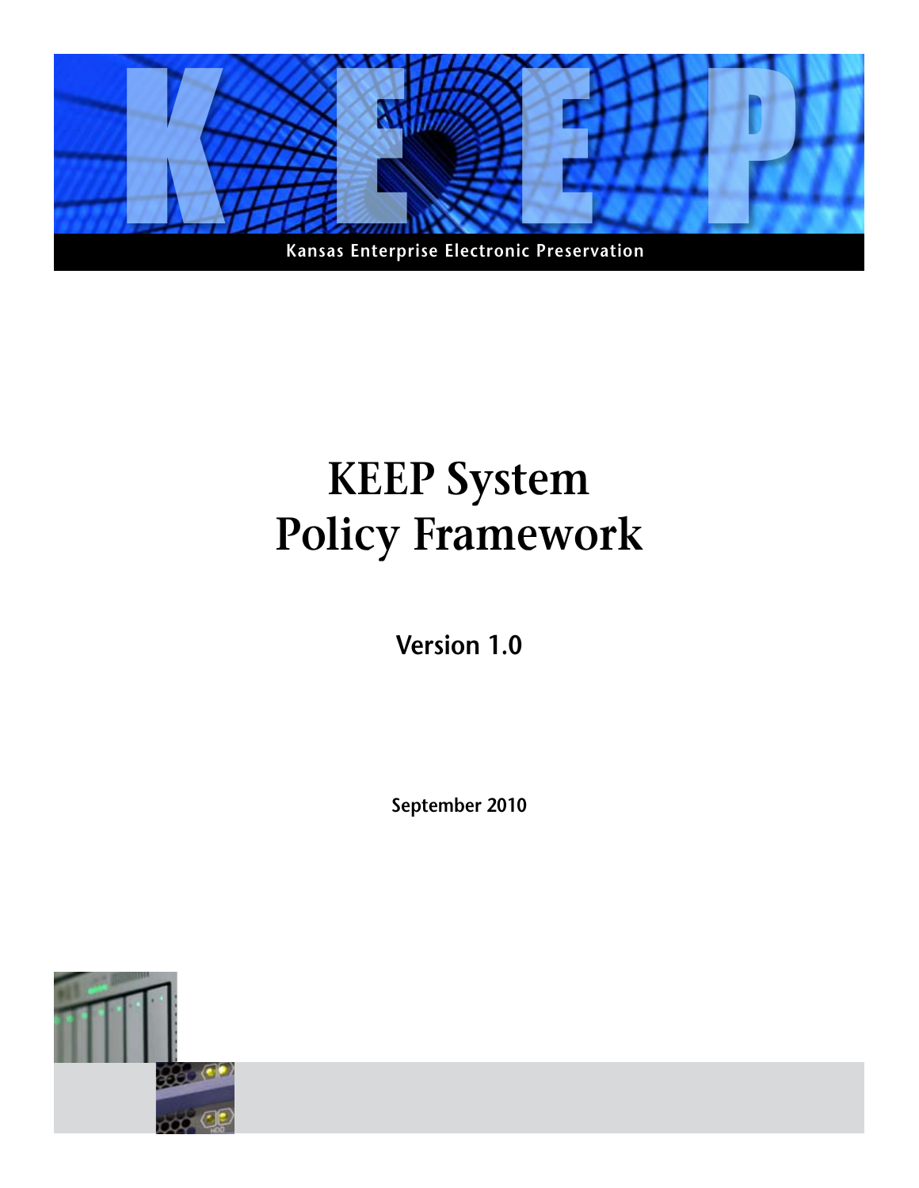Kansas Enterprise Electronic Preservation

# KEEP System Policy Framework

**Version 1.0**

**September 2010**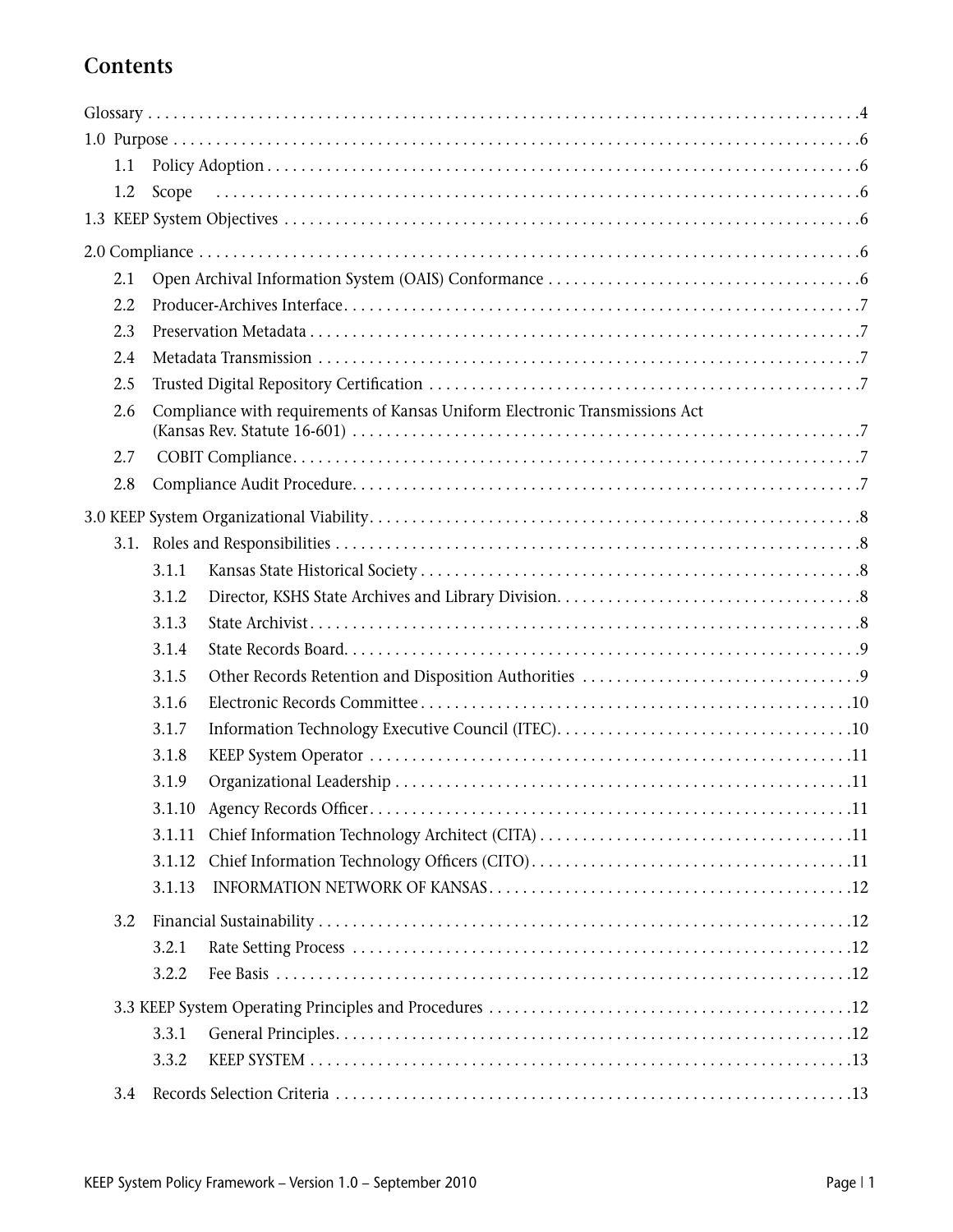# Contents

Glossary . . . . . . . . . . 4

1.0 Purpose . . . . . . . . . . 6

- 1.1 Policy Adoption . . . . . . . . . . 6
- 1.2 Scope . . . . . . . . . . 6

1.3 KEEP System Objectives . . . . . . . . . . 6

2.0 Compliance . . . . . . . . . . 6

- 2.1 Open Archival Information System (OAIS) Conformance . . . . . . . . . . 6
- 2.2 Producer-Archives Interface . . . . . . . . . . 7
- 2.3 Preservation Metadata . . . . . . . . . . 7
- 2.4 Metadata Transmission . . . . . . . . . . 7
- 2.5 Trusted Digital Repository Certification . . . . . . . . . . 7
- 2.6 Compliance with requirements of Kansas Uniform Electronic Transmissions Act (Kansas Rev. Statute 16-601) . . . . . . . . . . 7
- 2.7 COBIT Compliance . . . . . . . . . . 7
- 2.8 Compliance Audit Procedure . . . . . . . . . . 7

3.0 KEEP System Organizational Viability . . . . . . . . . . 8

- 3.1. Roles and Responsibilities . . . . . . . . . . 8
  - 3.1.1 Kansas State Historical Society . . . . . . . . . . 8
  - 3.1.2 Director, KSHS State Archives and Library Division . . . . . . . . . . 8
  - 3.1.3 State Archivist . . . . . . . . . . 8
  - 3.1.4 State Records Board . . . . . . . . . . 9
  - 3.1.5 Other Records Retention and Disposition Authorities . . . . . . . . . . 9
  - 3.1.6 Electronic Records Committee . . . . . . . . . . 10
  - 3.1.7 Information Technology Executive Council (ITEC) . . . . . . . . . . 10
  - 3.1.8 KEEP System Operator . . . . . . . . . . 11
  - 3.1.9 Organizational Leadership . . . . . . . . . . 11
  - 3.1.10 Agency Records Officer . . . . . . . . . . 11
  - 3.1.11 Chief Information Technology Architect (CITA) . . . . . . . . . . 11
  - 3.1.12 Chief Information Technology Officers (CITO) . . . . . . . . . . 11
  - 3.1.13 INFORMATION NETWORK OF KANSAS . . . . . . . . . . 12
- 3.2 Financial Sustainability . . . . . . . . . . 12
  - 3.2.1 Rate Setting Process . . . . . . . . . . 12
  - 3.2.2 Fee Basis . . . . . . . . . . 12
- 3.3 KEEP System Operating Principles and Procedures . . . . . . . . . . 12
  - 3.3.1 General Principles . . . . . . . . . . 12
  - 3.3.2 KEEP SYSTEM . . . . . . . . . . 13
- 3.4 Records Selection Criteria . . . . . . . . . . 13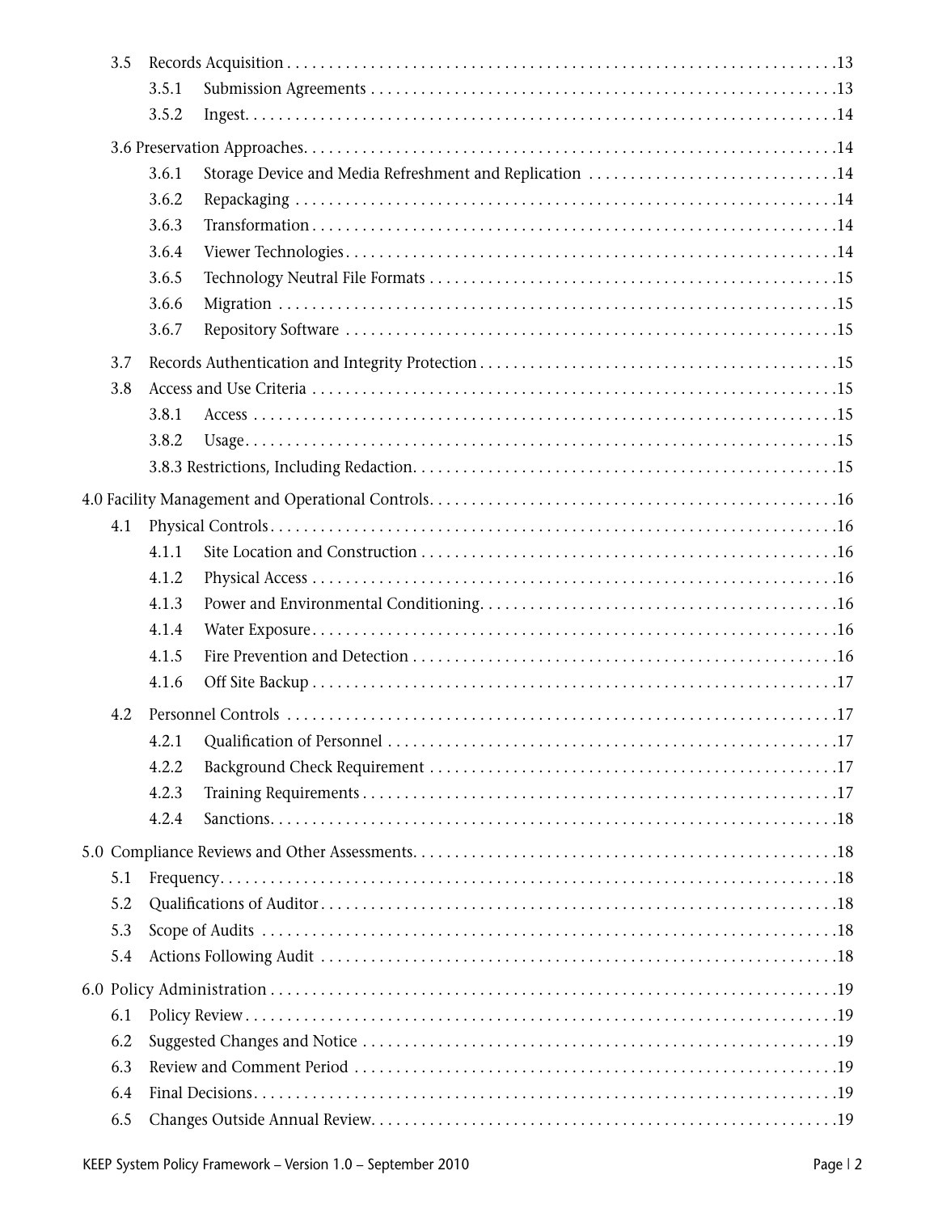3.5 Records Acquisition .......................................................................13
  3.5.1 Submission Agreements ...............................................................13
  3.5.2 Ingest..........................................................................................14

3.6 Preservation Approaches.................................................................14
  3.6.1 Storage Device and Media Refreshment and Replication .................14
  3.6.2 Repackaging ...............................................................................14
  3.6.3 Transformation............................................................................14
  3.6.4 Viewer Technologies.....................................................................14
  3.6.5 Technology Neutral File Formats .................................................15
  3.6.6 Migration ...................................................................................15
  3.6.7 Repository Software .....................................................................15

3.7 Records Authentication and Integrity Protection ..............................15

3.8 Access and Use Criteria .....................................................................15
  3.8.1 Access ........................................................................................15
  3.8.2 Usage..........................................................................................15
  3.8.3 Restrictions, Including Redaction.....................................................15

4.0 Facility Management and Operational Controls.....................................16

4.1 Physical Controls..............................................................................16
  4.1.1 Site Location and Construction .....................................................16
  4.1.2 Physical Access ...........................................................................16
  4.1.3 Power and Environmental Conditioning.........................................16
  4.1.4 Water Exposure............................................................................16
  4.1.5 Fire Prevention and Detection .....................................................16
  4.1.6 Off Site Backup ...........................................................................17

4.2 Personnel Controls ...........................................................................17
  4.2.1 Qualification of Personnel ............................................................17
  4.2.2 Background Check Requirement ..................................................17
  4.2.3 Training Requirements .................................................................17
  4.2.4 Sanctions.....................................................................................18

5.0 Compliance Reviews and Other Assessments.......................................18

5.1 Frequency.........................................................................................18
5.2 Qualifications of Auditor....................................................................18
5.3 Scope of Audits ................................................................................18
5.4 Actions Following Audit ....................................................................18

6.0 Policy Administration ...........................................................................19

6.1 Policy Review....................................................................................19
6.2 Suggested Changes and Notice ..........................................................19
6.3 Review and Comment Period .............................................................19
6.4 Final Decisions.................................................................................19
6.5 Changes Outside Annual Review..........................................................19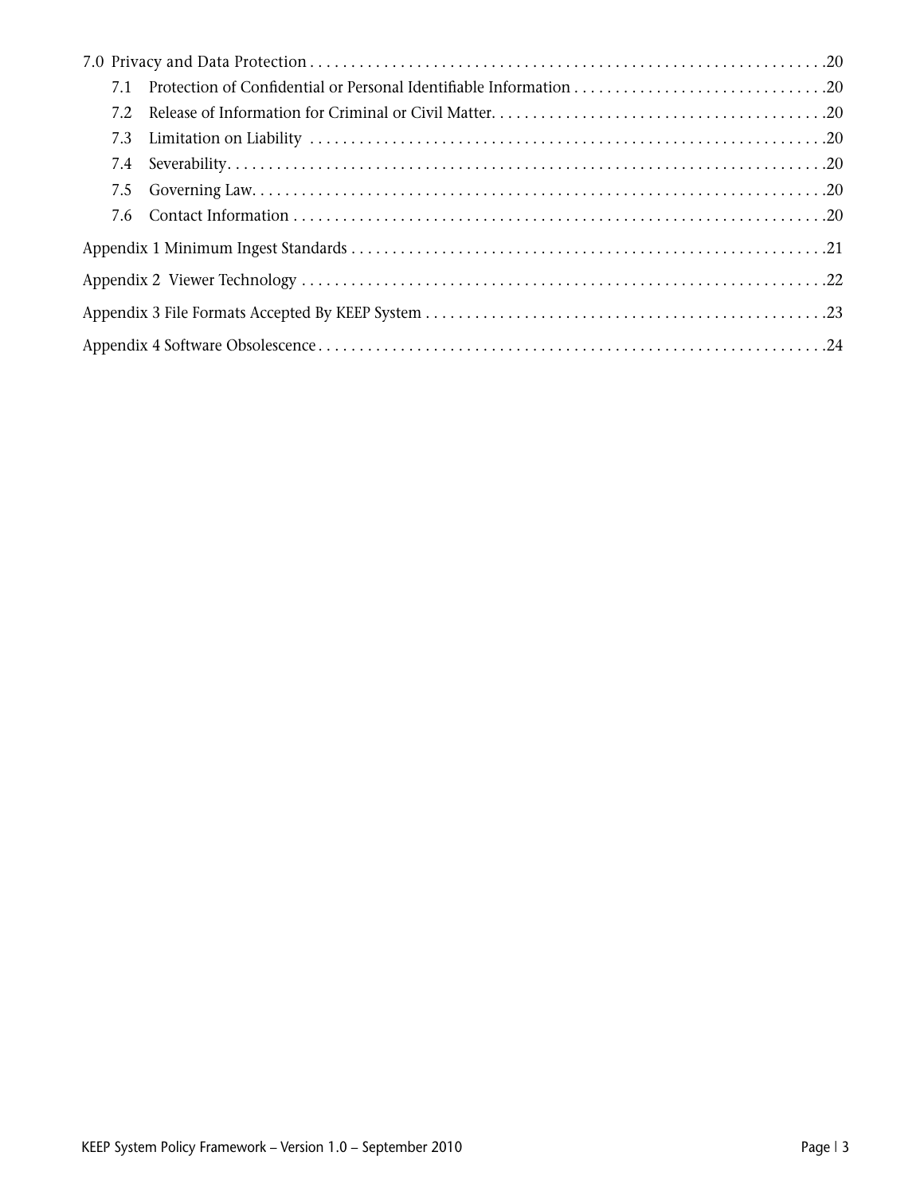7.0 Privacy and Data Protection .20
- 7.1 Protection of Confidential or Personal Identifiable Information .20
- 7.2 Release of Information for Criminal or Civil Matter .20
- 7.3 Limitation on Liability .20
- 7.4 Severability .20
- 7.5 Governing Law .20
- 7.6 Contact Information .20

Appendix 1 Minimum Ingest Standards .21

Appendix 2 Viewer Technology .22

Appendix 3 File Formats Accepted By KEEP System .23

Appendix 4 Software Obsolescence .24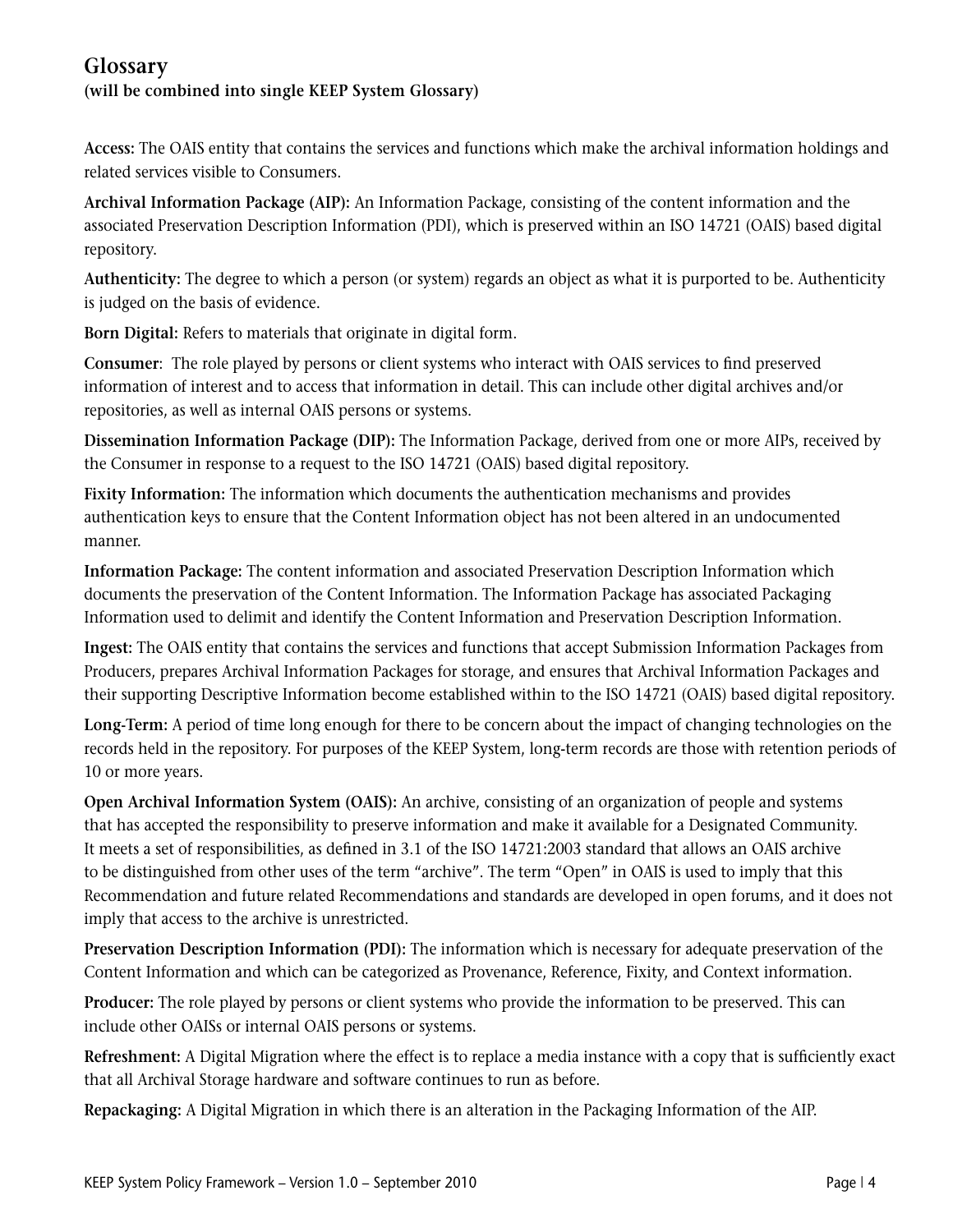## Glossary

**(will be combined into single KEEP System Glossary)**

**Access:** The OAIS entity that contains the services and functions which make the archival information holdings and related services visible to Consumers.

**Archival Information Package (AIP):** An Information Package, consisting of the content information and the associated Preservation Description Information (PDI), which is preserved within an ISO 14721 (OAIS) based digital repository.

**Authenticity:** The degree to which a person (or system) regards an object as what it is purported to be. Authenticity is judged on the basis of evidence.

**Born Digital:** Refers to materials that originate in digital form.

**Consumer**: The role played by persons or client systems who interact with OAIS services to find preserved information of interest and to access that information in detail. This can include other digital archives and/or repositories, as well as internal OAIS persons or systems.

**Dissemination Information Package (DIP):** The Information Package, derived from one or more AIPs, received by the Consumer in response to a request to the ISO 14721 (OAIS) based digital repository.

**Fixity Information:** The information which documents the authentication mechanisms and provides authentication keys to ensure that the Content Information object has not been altered in an undocumented manner.

**Information Package:** The content information and associated Preservation Description Information which documents the preservation of the Content Information. The Information Package has associated Packaging Information used to delimit and identify the Content Information and Preservation Description Information.

**Ingest:** The OAIS entity that contains the services and functions that accept Submission Information Packages from Producers, prepares Archival Information Packages for storage, and ensures that Archival Information Packages and their supporting Descriptive Information become established within to the ISO 14721 (OAIS) based digital repository.

**Long-Term:** A period of time long enough for there to be concern about the impact of changing technologies on the records held in the repository. For purposes of the KEEP System, long-term records are those with retention periods of 10 or more years.

**Open Archival Information System (OAIS):** An archive, consisting of an organization of people and systems that has accepted the responsibility to preserve information and make it available for a Designated Community. It meets a set of responsibilities, as defined in 3.1 of the ISO 14721:2003 standard that allows an OAIS archive to be distinguished from other uses of the term "archive". The term "Open" in OAIS is used to imply that this Recommendation and future related Recommendations and standards are developed in open forums, and it does not imply that access to the archive is unrestricted.

**Preservation Description Information (PDI):** The information which is necessary for adequate preservation of the Content Information and which can be categorized as Provenance, Reference, Fixity, and Context information.

**Producer:** The role played by persons or client systems who provide the information to be preserved. This can include other OAISs or internal OAIS persons or systems.

**Refreshment:** A Digital Migration where the effect is to replace a media instance with a copy that is sufficiently exact that all Archival Storage hardware and software continues to run as before.

**Repackaging:** A Digital Migration in which there is an alteration in the Packaging Information of the AIP.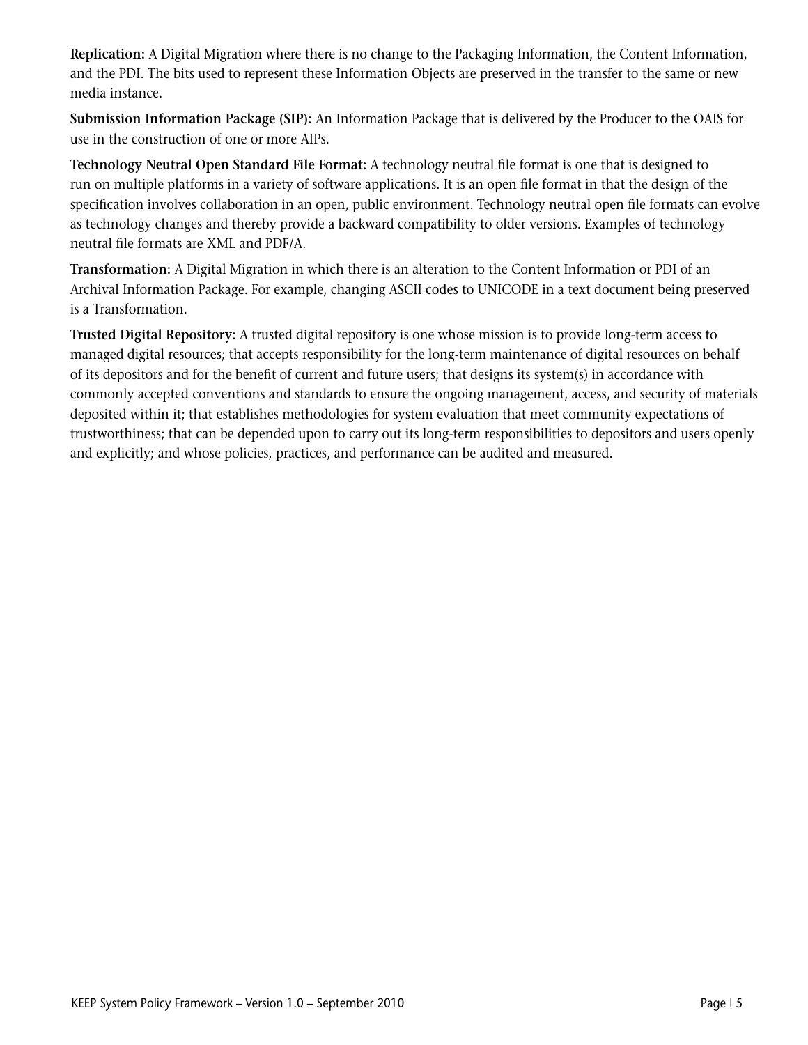**Replication:** A Digital Migration where there is no change to the Packaging Information, the Content Information, and the PDI. The bits used to represent these Information Objects are preserved in the transfer to the same or new media instance.

**Submission Information Package (SIP):** An Information Package that is delivered by the Producer to the OAIS for use in the construction of one or more AIPs.

**Technology Neutral Open Standard File Format:** A technology neutral file format is one that is designed to run on multiple platforms in a variety of software applications. It is an open file format in that the design of the specification involves collaboration in an open, public environment. Technology neutral open file formats can evolve as technology changes and thereby provide a backward compatibility to older versions. Examples of technology neutral file formats are XML and PDF/A.

**Transformation:** A Digital Migration in which there is an alteration to the Content Information or PDI of an Archival Information Package. For example, changing ASCII codes to UNICODE in a text document being preserved is a Transformation.

**Trusted Digital Repository:** A trusted digital repository is one whose mission is to provide long-term access to managed digital resources; that accepts responsibility for the long-term maintenance of digital resources on behalf of its depositors and for the benefit of current and future users; that designs its system(s) in accordance with commonly accepted conventions and standards to ensure the ongoing management, access, and security of materials deposited within it; that establishes methodologies for system evaluation that meet community expectations of trustworthiness; that can be depended upon to carry out its long-term responsibilities to depositors and users openly and explicitly; and whose policies, practices, and performance can be audited and measured.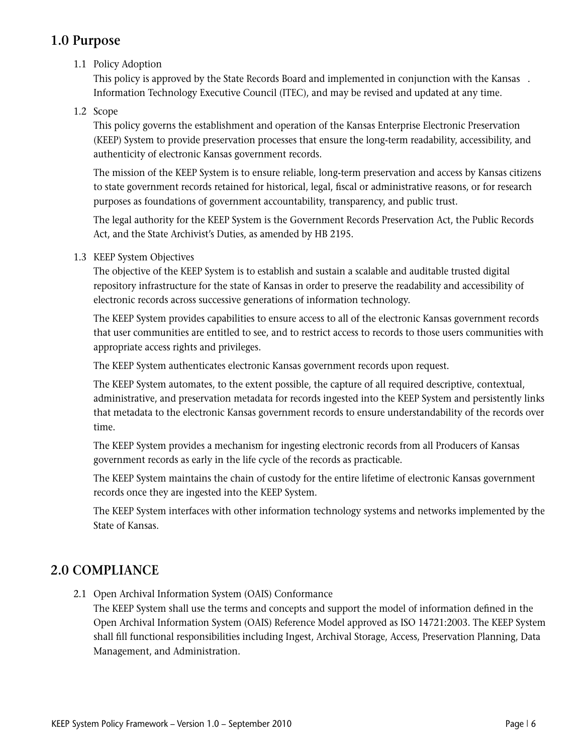## 1.0 Purpose

1.1 Policy Adoption

This policy is approved by the State Records Board and implemented in conjunction with the Kansas . Information Technology Executive Council (ITEC), and may be revised and updated at any time.

1.2 Scope

This policy governs the establishment and operation of the Kansas Enterprise Electronic Preservation (KEEP) System to provide preservation processes that ensure the long-term readability, accessibility, and authenticity of electronic Kansas government records.

The mission of the KEEP System is to ensure reliable, long-term preservation and access by Kansas citizens to state government records retained for historical, legal, fiscal or administrative reasons, or for research purposes as foundations of government accountability, transparency, and public trust.

The legal authority for the KEEP System is the Government Records Preservation Act, the Public Records Act, and the State Archivist's Duties, as amended by HB 2195.

1.3 KEEP System Objectives

The objective of the KEEP System is to establish and sustain a scalable and auditable trusted digital repository infrastructure for the state of Kansas in order to preserve the readability and accessibility of electronic records across successive generations of information technology.

The KEEP System provides capabilities to ensure access to all of the electronic Kansas government records that user communities are entitled to see, and to restrict access to records to those users communities with appropriate access rights and privileges.

The KEEP System authenticates electronic Kansas government records upon request.

The KEEP System automates, to the extent possible, the capture of all required descriptive, contextual, administrative, and preservation metadata for records ingested into the KEEP System and persistently links that metadata to the electronic Kansas government records to ensure understandability of the records over time.

The KEEP System provides a mechanism for ingesting electronic records from all Producers of Kansas government records as early in the life cycle of the records as practicable.

The KEEP System maintains the chain of custody for the entire lifetime of electronic Kansas government records once they are ingested into the KEEP System.

The KEEP System interfaces with other information technology systems and networks implemented by the State of Kansas.

## 2.0 COMPLIANCE

2.1 Open Archival Information System (OAIS) Conformance

The KEEP System shall use the terms and concepts and support the model of information defined in the Open Archival Information System (OAIS) Reference Model approved as ISO 14721:2003. The KEEP System shall fill functional responsibilities including Ingest, Archival Storage, Access, Preservation Planning, Data Management, and Administration.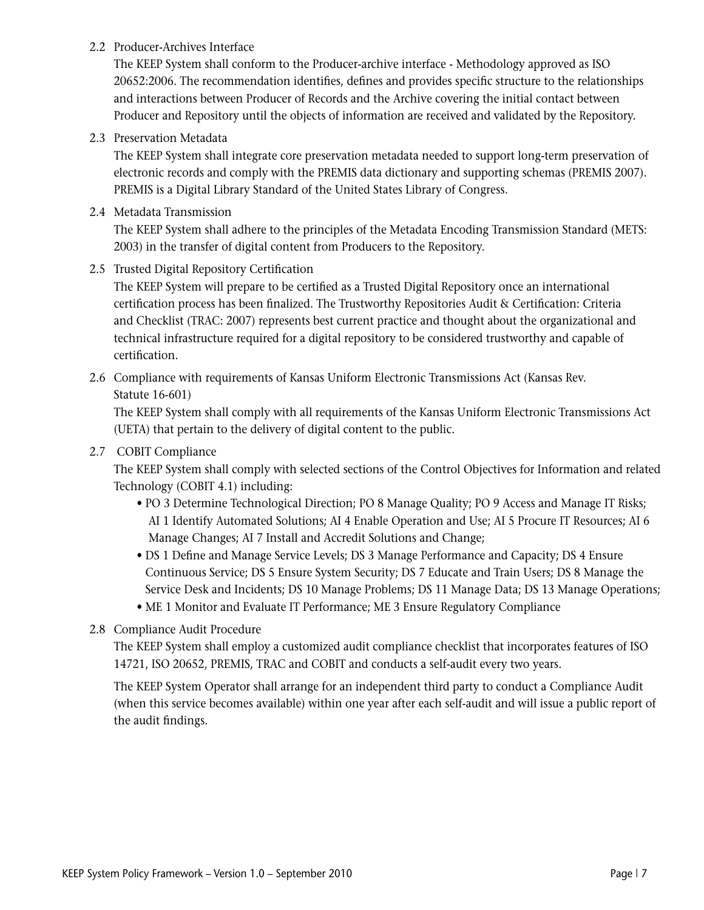2.2 Producer-Archives Interface

The KEEP System shall conform to the Producer-archive interface - Methodology approved as ISO 20652:2006. The recommendation identifies, defines and provides specific structure to the relationships and interactions between Producer of Records and the Archive covering the initial contact between Producer and Repository until the objects of information are received and validated by the Repository.

2.3 Preservation Metadata

The KEEP System shall integrate core preservation metadata needed to support long-term preservation of electronic records and comply with the PREMIS data dictionary and supporting schemas (PREMIS 2007). PREMIS is a Digital Library Standard of the United States Library of Congress.

2.4 Metadata Transmission

The KEEP System shall adhere to the principles of the Metadata Encoding Transmission Standard (METS: 2003) in the transfer of digital content from Producers to the Repository.

2.5 Trusted Digital Repository Certification

The KEEP System will prepare to be certified as a Trusted Digital Repository once an international certification process has been finalized. The Trustworthy Repositories Audit & Certification: Criteria and Checklist (TRAC: 2007) represents best current practice and thought about the organizational and technical infrastructure required for a digital repository to be considered trustworthy and capable of certification.

2.6 Compliance with requirements of Kansas Uniform Electronic Transmissions Act (Kansas Rev. Statute 16-601)

The KEEP System shall comply with all requirements of the Kansas Uniform Electronic Transmissions Act (UETA) that pertain to the delivery of digital content to the public.

2.7 COBIT Compliance

The KEEP System shall comply with selected sections of the Control Objectives for Information and related Technology (COBIT 4.1) including:

- PO 3 Determine Technological Direction; PO 8 Manage Quality; PO 9 Access and Manage IT Risks; AI 1 Identify Automated Solutions; AI 4 Enable Operation and Use; AI 5 Procure IT Resources; AI 6 Manage Changes; AI 7 Install and Accredit Solutions and Change;
- DS 1 Define and Manage Service Levels; DS 3 Manage Performance and Capacity; DS 4 Ensure Continuous Service; DS 5 Ensure System Security; DS 7 Educate and Train Users; DS 8 Manage the Service Desk and Incidents; DS 10 Manage Problems; DS 11 Manage Data; DS 13 Manage Operations;
- ME 1 Monitor and Evaluate IT Performance; ME 3 Ensure Regulatory Compliance

2.8 Compliance Audit Procedure

The KEEP System shall employ a customized audit compliance checklist that incorporates features of ISO 14721, ISO 20652, PREMIS, TRAC and COBIT and conducts a self-audit every two years.

The KEEP System Operator shall arrange for an independent third party to conduct a Compliance Audit (when this service becomes available) within one year after each self-audit and will issue a public report of the audit findings.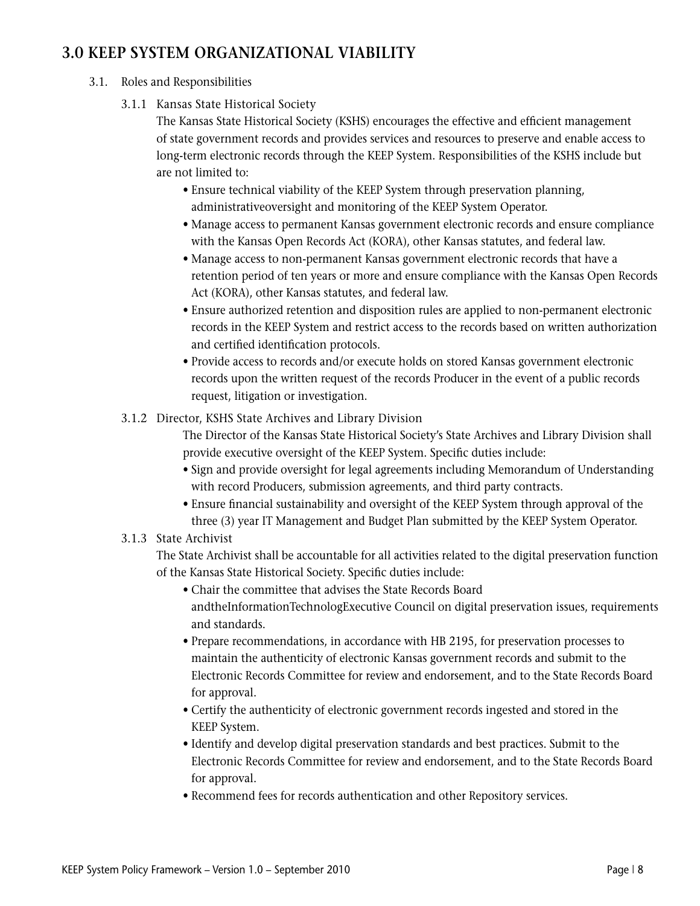## 3.0 KEEP SYSTEM ORGANIZATIONAL VIABILITY

3.1. Roles and Responsibilities

3.1.1 Kansas State Historical Society

The Kansas State Historical Society (KSHS) encourages the effective and efficient management of state government records and provides services and resources to preserve and enable access to long-term electronic records through the KEEP System. Responsibilities of the KSHS include but are not limited to:

- Ensure technical viability of the KEEP System through preservation planning, administrativeoversight and monitoring of the KEEP System Operator.
- Manage access to permanent Kansas government electronic records and ensure compliance with the Kansas Open Records Act (KORA), other Kansas statutes, and federal law.
- Manage access to non-permanent Kansas government electronic records that have a retention period of ten years or more and ensure compliance with the Kansas Open Records Act (KORA), other Kansas statutes, and federal law.
- Ensure authorized retention and disposition rules are applied to non-permanent electronic records in the KEEP System and restrict access to the records based on written authorization and certified identification protocols.
- Provide access to records and/or execute holds on stored Kansas government electronic records upon the written request of the records Producer in the event of a public records request, litigation or investigation.

3.1.2 Director, KSHS State Archives and Library Division

The Director of the Kansas State Historical Society's State Archives and Library Division shall provide executive oversight of the KEEP System. Specific duties include:

- Sign and provide oversight for legal agreements including Memorandum of Understanding with record Producers, submission agreements, and third party contracts.
- Ensure financial sustainability and oversight of the KEEP System through approval of the three (3) year IT Management and Budget Plan submitted by the KEEP System Operator.

3.1.3 State Archivist

The State Archivist shall be accountable for all activities related to the digital preservation function of the Kansas State Historical Society. Specific duties include:

- Chair the committee that advises the State Records Board andtheInformationTechnologExecutive Council on digital preservation issues, requirements and standards.
- Prepare recommendations, in accordance with HB 2195, for preservation processes to maintain the authenticity of electronic Kansas government records and submit to the Electronic Records Committee for review and endorsement, and to the State Records Board for approval.
- Certify the authenticity of electronic government records ingested and stored in the KEEP System.
- Identify and develop digital preservation standards and best practices. Submit to the Electronic Records Committee for review and endorsement, and to the State Records Board for approval.
- Recommend fees for records authentication and other Repository services.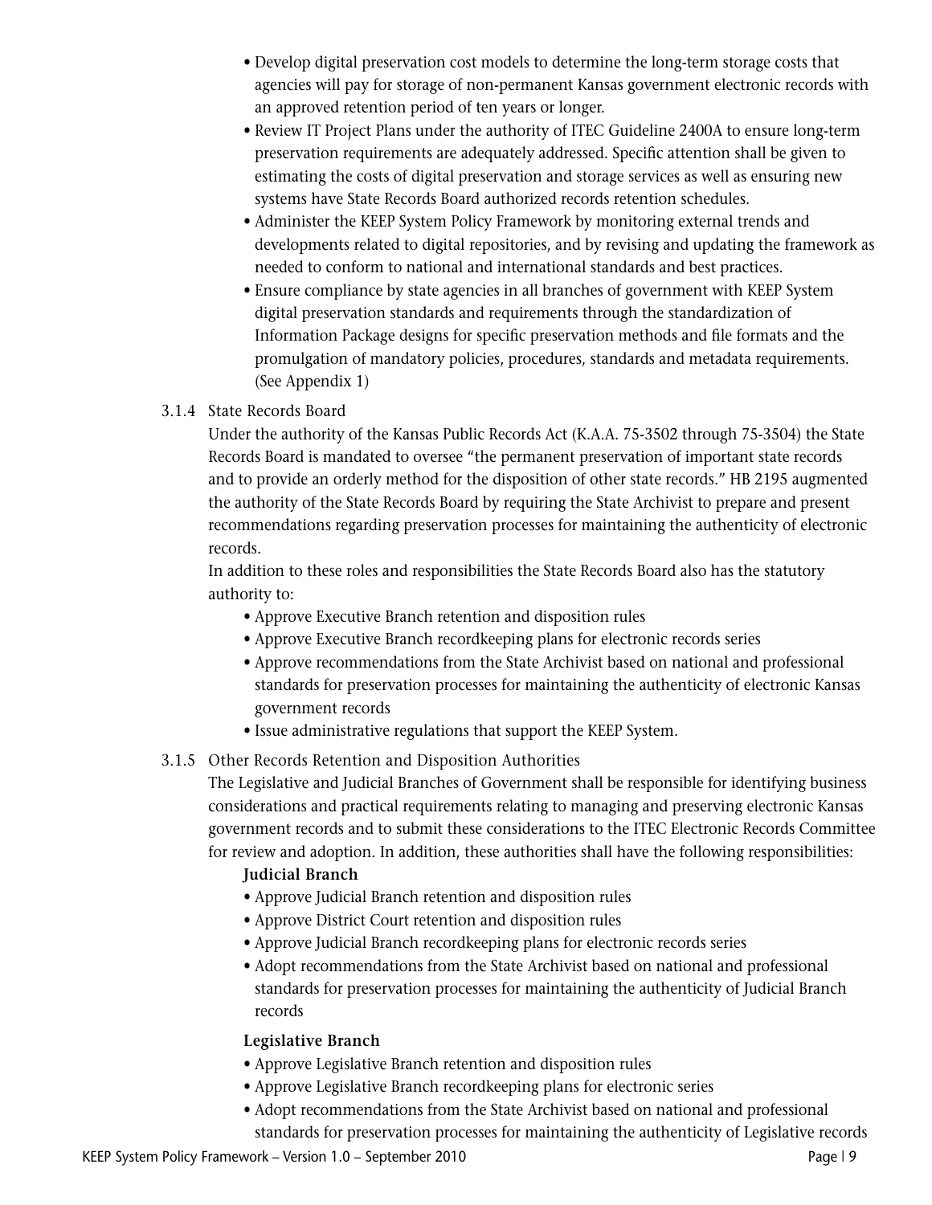- Develop digital preservation cost models to determine the long-term storage costs that agencies will pay for storage of non-permanent Kansas government electronic records with an approved retention period of ten years or longer.
- Review IT Project Plans under the authority of ITEC Guideline 2400A to ensure long-term preservation requirements are adequately addressed. Specific attention shall be given to estimating the costs of digital preservation and storage services as well as ensuring new systems have State Records Board authorized records retention schedules.
- Administer the KEEP System Policy Framework by monitoring external trends and developments related to digital repositories, and by revising and updating the framework as needed to conform to national and international standards and best practices.
- Ensure compliance by state agencies in all branches of government with KEEP System digital preservation standards and requirements through the standardization of Information Package designs for specific preservation methods and file formats and the promulgation of mandatory policies, procedures, standards and metadata requirements. (See Appendix 1)

### 3.1.4 State Records Board

Under the authority of the Kansas Public Records Act (K.A.A. 75-3502 through 75-3504) the State Records Board is mandated to oversee "the permanent preservation of important state records and to provide an orderly method for the disposition of other state records." HB 2195 augmented the authority of the State Records Board by requiring the State Archivist to prepare and present recommendations regarding preservation processes for maintaining the authenticity of electronic records.

In addition to these roles and responsibilities the State Records Board also has the statutory authority to:

- Approve Executive Branch retention and disposition rules
- Approve Executive Branch recordkeeping plans for electronic records series
- Approve recommendations from the State Archivist based on national and professional standards for preservation processes for maintaining the authenticity of electronic Kansas government records
- Issue administrative regulations that support the KEEP System.

### 3.1.5 Other Records Retention and Disposition Authorities

The Legislative and Judicial Branches of Government shall be responsible for identifying business considerations and practical requirements relating to managing and preserving electronic Kansas government records and to submit these considerations to the ITEC Electronic Records Committee for review and adoption. In addition, these authorities shall have the following responsibilities:

**Judicial Branch**

- Approve Judicial Branch retention and disposition rules
- Approve District Court retention and disposition rules
- Approve Judicial Branch recordkeeping plans for electronic records series
- Adopt recommendations from the State Archivist based on national and professional standards for preservation processes for maintaining the authenticity of Judicial Branch records

**Legislative Branch**

- Approve Legislative Branch retention and disposition rules
- Approve Legislative Branch recordkeeping plans for electronic series
- Adopt recommendations from the State Archivist based on national and professional standards for preservation processes for maintaining the authenticity of Legislative records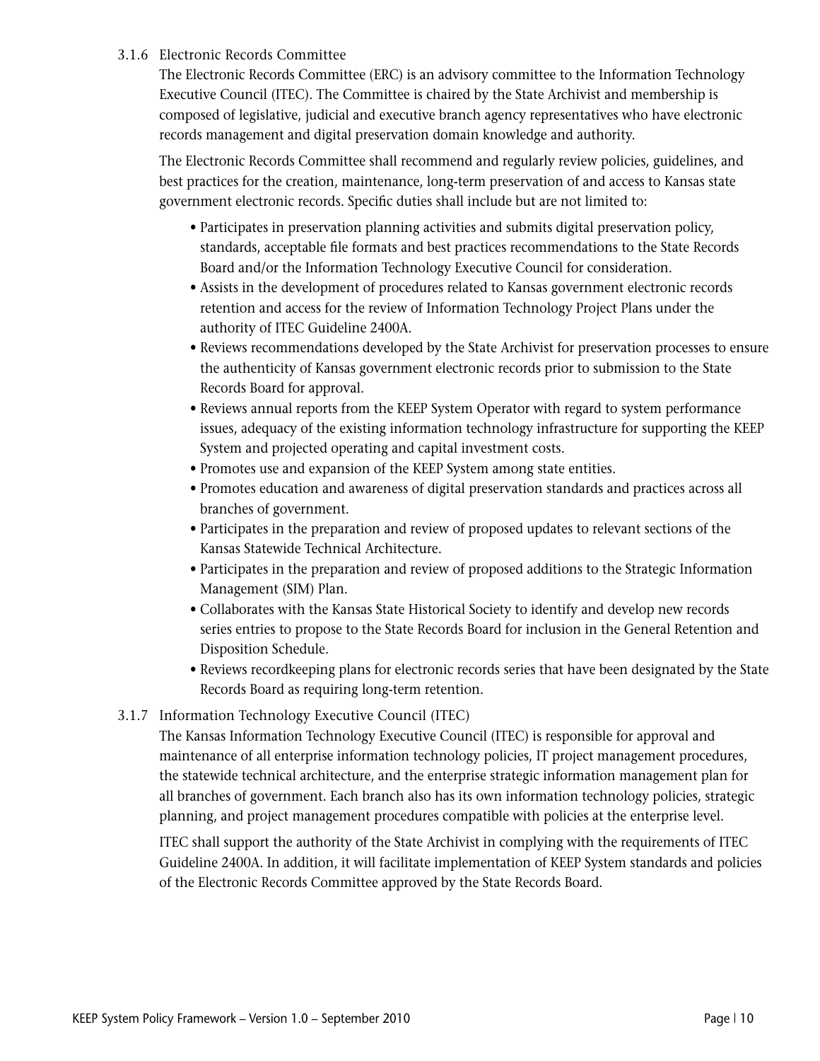### 3.1.6 Electronic Records Committee

The Electronic Records Committee (ERC) is an advisory committee to the Information Technology Executive Council (ITEC). The Committee is chaired by the State Archivist and membership is composed of legislative, judicial and executive branch agency representatives who have electronic records management and digital preservation domain knowledge and authority.

The Electronic Records Committee shall recommend and regularly review policies, guidelines, and best practices for the creation, maintenance, long-term preservation of and access to Kansas state government electronic records. Specific duties shall include but are not limited to:

- Participates in preservation planning activities and submits digital preservation policy, standards, acceptable file formats and best practices recommendations to the State Records Board and/or the Information Technology Executive Council for consideration.
- Assists in the development of procedures related to Kansas government electronic records retention and access for the review of Information Technology Project Plans under the authority of ITEC Guideline 2400A.
- Reviews recommendations developed by the State Archivist for preservation processes to ensure the authenticity of Kansas government electronic records prior to submission to the State Records Board for approval.
- Reviews annual reports from the KEEP System Operator with regard to system performance issues, adequacy of the existing information technology infrastructure for supporting the KEEP System and projected operating and capital investment costs.
- Promotes use and expansion of the KEEP System among state entities.
- Promotes education and awareness of digital preservation standards and practices across all branches of government.
- Participates in the preparation and review of proposed updates to relevant sections of the Kansas Statewide Technical Architecture.
- Participates in the preparation and review of proposed additions to the Strategic Information Management (SIM) Plan.
- Collaborates with the Kansas State Historical Society to identify and develop new records series entries to propose to the State Records Board for inclusion in the General Retention and Disposition Schedule.
- Reviews recordkeeping plans for electronic records series that have been designated by the State Records Board as requiring long-term retention.

### 3.1.7 Information Technology Executive Council (ITEC)

The Kansas Information Technology Executive Council (ITEC) is responsible for approval and maintenance of all enterprise information technology policies, IT project management procedures, the statewide technical architecture, and the enterprise strategic information management plan for all branches of government. Each branch also has its own information technology policies, strategic planning, and project management procedures compatible with policies at the enterprise level.

ITEC shall support the authority of the State Archivist in complying with the requirements of ITEC Guideline 2400A. In addition, it will facilitate implementation of KEEP System standards and policies of the Electronic Records Committee approved by the State Records Board.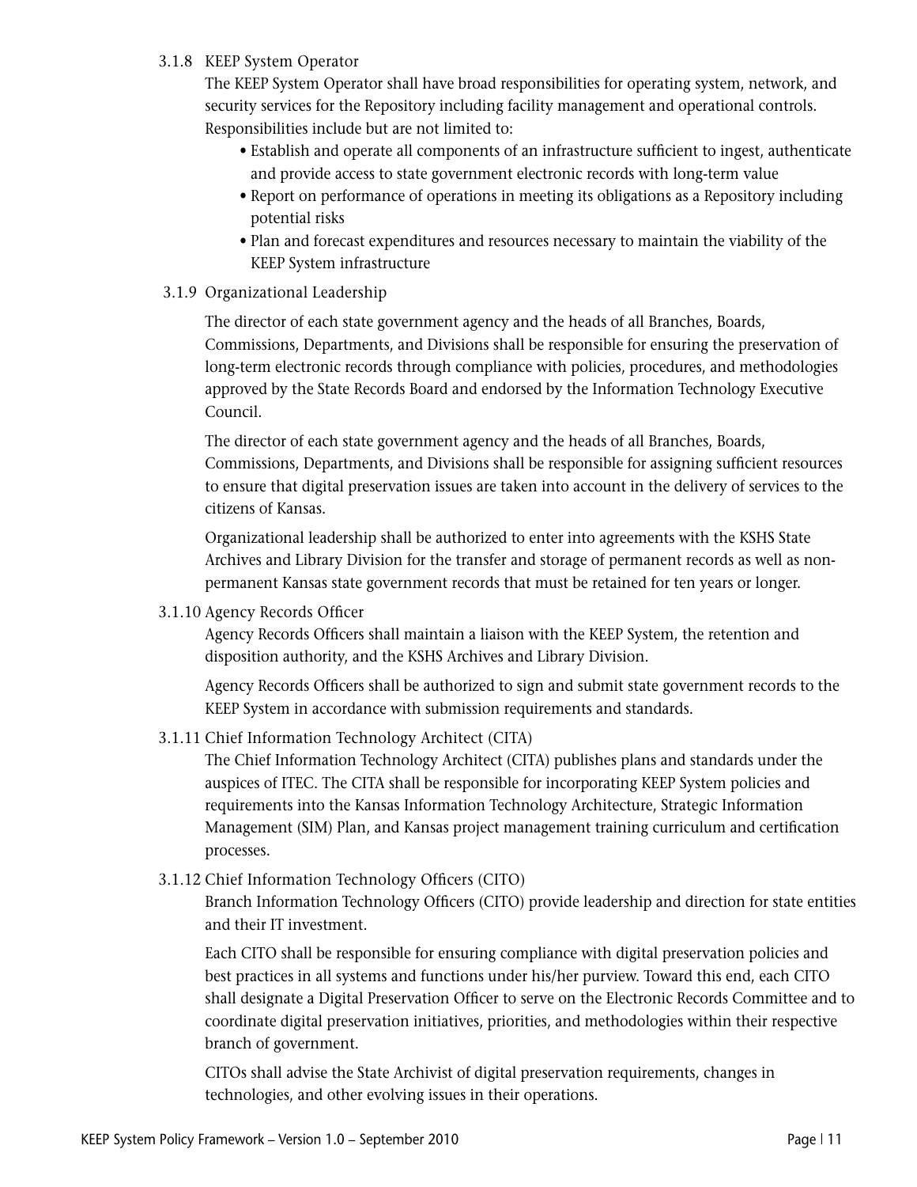#### 3.1.8 KEEP System Operator

The KEEP System Operator shall have broad responsibilities for operating system, network, and security services for the Repository including facility management and operational controls. Responsibilities include but are not limited to:

- Establish and operate all components of an infrastructure sufficient to ingest, authenticate and provide access to state government electronic records with long-term value
- Report on performance of operations in meeting its obligations as a Repository including potential risks
- Plan and forecast expenditures and resources necessary to maintain the viability of the KEEP System infrastructure

#### 3.1.9 Organizational Leadership

The director of each state government agency and the heads of all Branches, Boards, Commissions, Departments, and Divisions shall be responsible for ensuring the preservation of long-term electronic records through compliance with policies, procedures, and methodologies approved by the State Records Board and endorsed by the Information Technology Executive Council.

The director of each state government agency and the heads of all Branches, Boards, Commissions, Departments, and Divisions shall be responsible for assigning sufficient resources to ensure that digital preservation issues are taken into account in the delivery of services to the citizens of Kansas.

Organizational leadership shall be authorized to enter into agreements with the KSHS State Archives and Library Division for the transfer and storage of permanent records as well as non-permanent Kansas state government records that must be retained for ten years or longer.

#### 3.1.10 Agency Records Officer

Agency Records Officers shall maintain a liaison with the KEEP System, the retention and disposition authority, and the KSHS Archives and Library Division.

Agency Records Officers shall be authorized to sign and submit state government records to the KEEP System in accordance with submission requirements and standards.

#### 3.1.11 Chief Information Technology Architect (CITA)

The Chief Information Technology Architect (CITA) publishes plans and standards under the auspices of ITEC. The CITA shall be responsible for incorporating KEEP System policies and requirements into the Kansas Information Technology Architecture, Strategic Information Management (SIM) Plan, and Kansas project management training curriculum and certification processes.

#### 3.1.12 Chief Information Technology Officers (CITO)

Branch Information Technology Officers (CITO) provide leadership and direction for state entities and their IT investment.

Each CITO shall be responsible for ensuring compliance with digital preservation policies and best practices in all systems and functions under his/her purview. Toward this end, each CITO shall designate a Digital Preservation Officer to serve on the Electronic Records Committee and to coordinate digital preservation initiatives, priorities, and methodologies within their respective branch of government.

CITOs shall advise the State Archivist of digital preservation requirements, changes in technologies, and other evolving issues in their operations.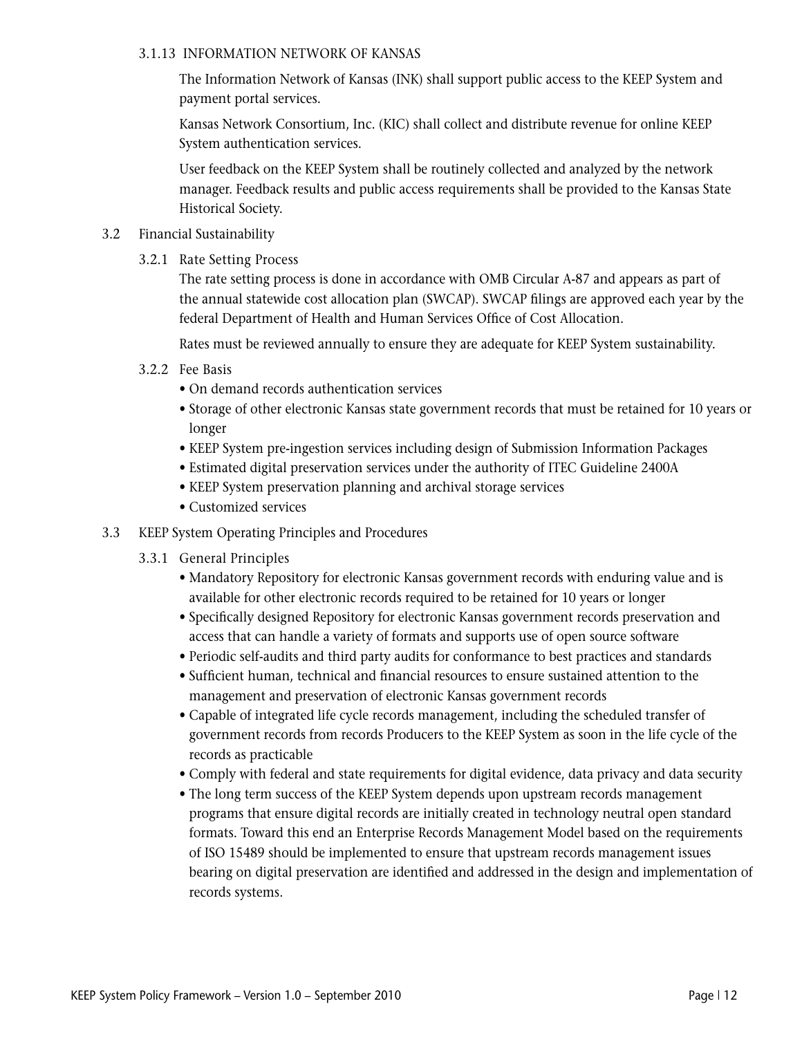#### 3.1.13 INFORMATION NETWORK OF KANSAS

The Information Network of Kansas (INK) shall support public access to the KEEP System and payment portal services.

Kansas Network Consortium, Inc. (KIC) shall collect and distribute revenue for online KEEP System authentication services.

User feedback on the KEEP System shall be routinely collected and analyzed by the network manager. Feedback results and public access requirements shall be provided to the Kansas State Historical Society.

### 3.2 Financial Sustainability

#### 3.2.1 Rate Setting Process

The rate setting process is done in accordance with OMB Circular A-87 and appears as part of the annual statewide cost allocation plan (SWCAP). SWCAP filings are approved each year by the federal Department of Health and Human Services Office of Cost Allocation.

Rates must be reviewed annually to ensure they are adequate for KEEP System sustainability.

#### 3.2.2 Fee Basis

- On demand records authentication services
- Storage of other electronic Kansas state government records that must be retained for 10 years or longer
- KEEP System pre-ingestion services including design of Submission Information Packages
- Estimated digital preservation services under the authority of ITEC Guideline 2400A
- KEEP System preservation planning and archival storage services
- Customized services

### 3.3 KEEP System Operating Principles and Procedures

#### 3.3.1 General Principles

- Mandatory Repository for electronic Kansas government records with enduring value and is available for other electronic records required to be retained for 10 years or longer
- Specifically designed Repository for electronic Kansas government records preservation and access that can handle a variety of formats and supports use of open source software
- Periodic self-audits and third party audits for conformance to best practices and standards
- Sufficient human, technical and financial resources to ensure sustained attention to the management and preservation of electronic Kansas government records
- Capable of integrated life cycle records management, including the scheduled transfer of government records from records Producers to the KEEP System as soon in the life cycle of the records as practicable
- Comply with federal and state requirements for digital evidence, data privacy and data security
- The long term success of the KEEP System depends upon upstream records management programs that ensure digital records are initially created in technology neutral open standard formats. Toward this end an Enterprise Records Management Model based on the requirements of ISO 15489 should be implemented to ensure that upstream records management issues bearing on digital preservation are identified and addressed in the design and implementation of records systems.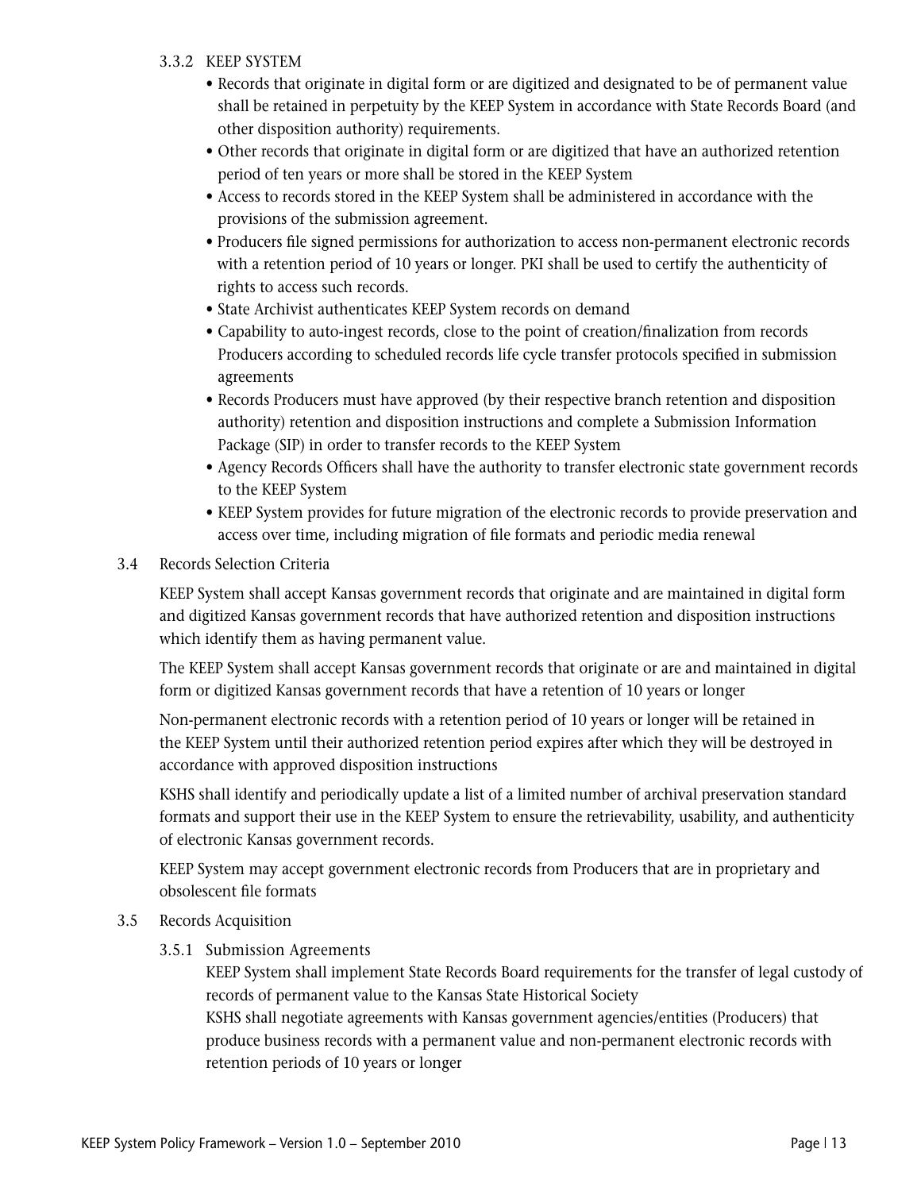#### 3.3.2 KEEP SYSTEM

- Records that originate in digital form or are digitized and designated to be of permanent value shall be retained in perpetuity by the KEEP System in accordance with State Records Board (and other disposition authority) requirements.
- Other records that originate in digital form or are digitized that have an authorized retention period of ten years or more shall be stored in the KEEP System
- Access to records stored in the KEEP System shall be administered in accordance with the provisions of the submission agreement.
- Producers file signed permissions for authorization to access non-permanent electronic records with a retention period of 10 years or longer. PKI shall be used to certify the authenticity of rights to access such records.
- State Archivist authenticates KEEP System records on demand
- Capability to auto-ingest records, close to the point of creation/finalization from records Producers according to scheduled records life cycle transfer protocols specified in submission agreements
- Records Producers must have approved (by their respective branch retention and disposition authority) retention and disposition instructions and complete a Submission Information Package (SIP) in order to transfer records to the KEEP System
- Agency Records Officers shall have the authority to transfer electronic state government records to the KEEP System
- KEEP System provides for future migration of the electronic records to provide preservation and access over time, including migration of file formats and periodic media renewal

### 3.4 Records Selection Criteria

KEEP System shall accept Kansas government records that originate and are maintained in digital form and digitized Kansas government records that have authorized retention and disposition instructions which identify them as having permanent value.

The KEEP System shall accept Kansas government records that originate or are and maintained in digital form or digitized Kansas government records that have a retention of 10 years or longer

Non-permanent electronic records with a retention period of 10 years or longer will be retained in the KEEP System until their authorized retention period expires after which they will be destroyed in accordance with approved disposition instructions

KSHS shall identify and periodically update a list of a limited number of archival preservation standard formats and support their use in the KEEP System to ensure the retrievability, usability, and authenticity of electronic Kansas government records.

KEEP System may accept government electronic records from Producers that are in proprietary and obsolescent file formats

### 3.5 Records Acquisition

#### 3.5.1 Submission Agreements

KEEP System shall implement State Records Board requirements for the transfer of legal custody of records of permanent value to the Kansas State Historical Society

KSHS shall negotiate agreements with Kansas government agencies/entities (Producers) that produce business records with a permanent value and non-permanent electronic records with retention periods of 10 years or longer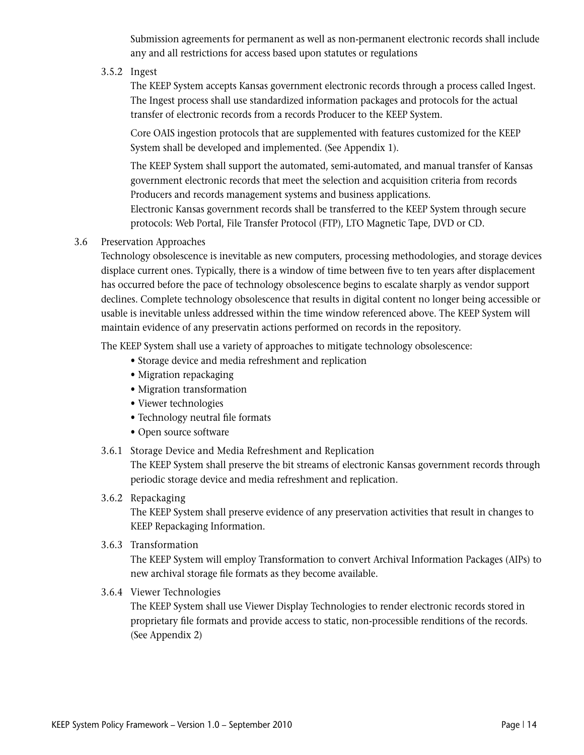Submission agreements for permanent as well as non-permanent electronic records shall include any and all restrictions for access based upon statutes or regulations

#### 3.5.2 Ingest

The KEEP System accepts Kansas government electronic records through a process called Ingest. The Ingest process shall use standardized information packages and protocols for the actual transfer of electronic records from a records Producer to the KEEP System.

Core OAIS ingestion protocols that are supplemented with features customized for the KEEP System shall be developed and implemented. (See Appendix 1).

The KEEP System shall support the automated, semi-automated, and manual transfer of Kansas government electronic records that meet the selection and acquisition criteria from records Producers and records management systems and business applications.
Electronic Kansas government records shall be transferred to the KEEP System through secure protocols: Web Portal, File Transfer Protocol (FTP), LTO Magnetic Tape, DVD or CD.

### 3.6 Preservation Approaches

Technology obsolescence is inevitable as new computers, processing methodologies, and storage devices displace current ones. Typically, there is a window of time between five to ten years after displacement has occurred before the pace of technology obsolescence begins to escalate sharply as vendor support declines. Complete technology obsolescence that results in digital content no longer being accessible or usable is inevitable unless addressed within the time window referenced above. The KEEP System will maintain evidence of any preservatin actions performed on records in the repository.

The KEEP System shall use a variety of approaches to mitigate technology obsolescence:

- Storage device and media refreshment and replication
- Migration repackaging
- Migration transformation
- Viewer technologies
- Technology neutral file formats
- Open source software

#### 3.6.1 Storage Device and Media Refreshment and Replication

The KEEP System shall preserve the bit streams of electronic Kansas government records through periodic storage device and media refreshment and replication.

#### 3.6.2 Repackaging

The KEEP System shall preserve evidence of any preservation activities that result in changes to KEEP Repackaging Information.

#### 3.6.3 Transformation

The KEEP System will employ Transformation to convert Archival Information Packages (AIPs) to new archival storage file formats as they become available.

#### 3.6.4 Viewer Technologies

The KEEP System shall use Viewer Display Technologies to render electronic records stored in proprietary file formats and provide access to static, non-processible renditions of the records. (See Appendix 2)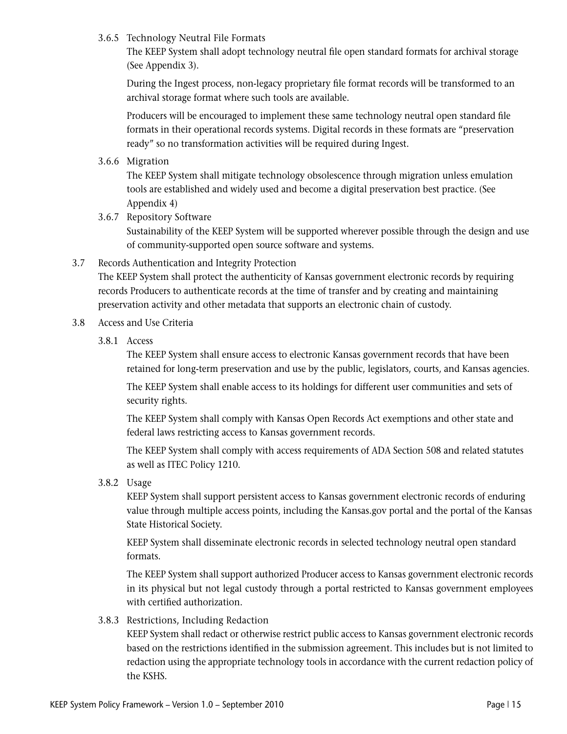#### 3.6.5 Technology Neutral File Formats

The KEEP System shall adopt technology neutral file open standard formats for archival storage (See Appendix 3).

During the Ingest process, non-legacy proprietary file format records will be transformed to an archival storage format where such tools are available.

Producers will be encouraged to implement these same technology neutral open standard file formats in their operational records systems. Digital records in these formats are "preservation ready" so no transformation activities will be required during Ingest.

#### 3.6.6 Migration

The KEEP System shall mitigate technology obsolescence through migration unless emulation tools are established and widely used and become a digital preservation best practice. (See Appendix 4)

#### 3.6.7 Repository Software

Sustainability of the KEEP System will be supported wherever possible through the design and use of community-supported open source software and systems.

### 3.7 Records Authentication and Integrity Protection

The KEEP System shall protect the authenticity of Kansas government electronic records by requiring records Producers to authenticate records at the time of transfer and by creating and maintaining preservation activity and other metadata that supports an electronic chain of custody.

### 3.8 Access and Use Criteria

#### 3.8.1 Access

The KEEP System shall ensure access to electronic Kansas government records that have been retained for long-term preservation and use by the public, legislators, courts, and Kansas agencies.

The KEEP System shall enable access to its holdings for different user communities and sets of security rights.

The KEEP System shall comply with Kansas Open Records Act exemptions and other state and federal laws restricting access to Kansas government records.

The KEEP System shall comply with access requirements of ADA Section 508 and related statutes as well as ITEC Policy 1210.

#### 3.8.2 Usage

KEEP System shall support persistent access to Kansas government electronic records of enduring value through multiple access points, including the Kansas.gov portal and the portal of the Kansas State Historical Society.

KEEP System shall disseminate electronic records in selected technology neutral open standard formats.

The KEEP System shall support authorized Producer access to Kansas government electronic records in its physical but not legal custody through a portal restricted to Kansas government employees with certified authorization.

#### 3.8.3 Restrictions, Including Redaction

KEEP System shall redact or otherwise restrict public access to Kansas government electronic records based on the restrictions identified in the submission agreement. This includes but is not limited to redaction using the appropriate technology tools in accordance with the current redaction policy of the KSHS.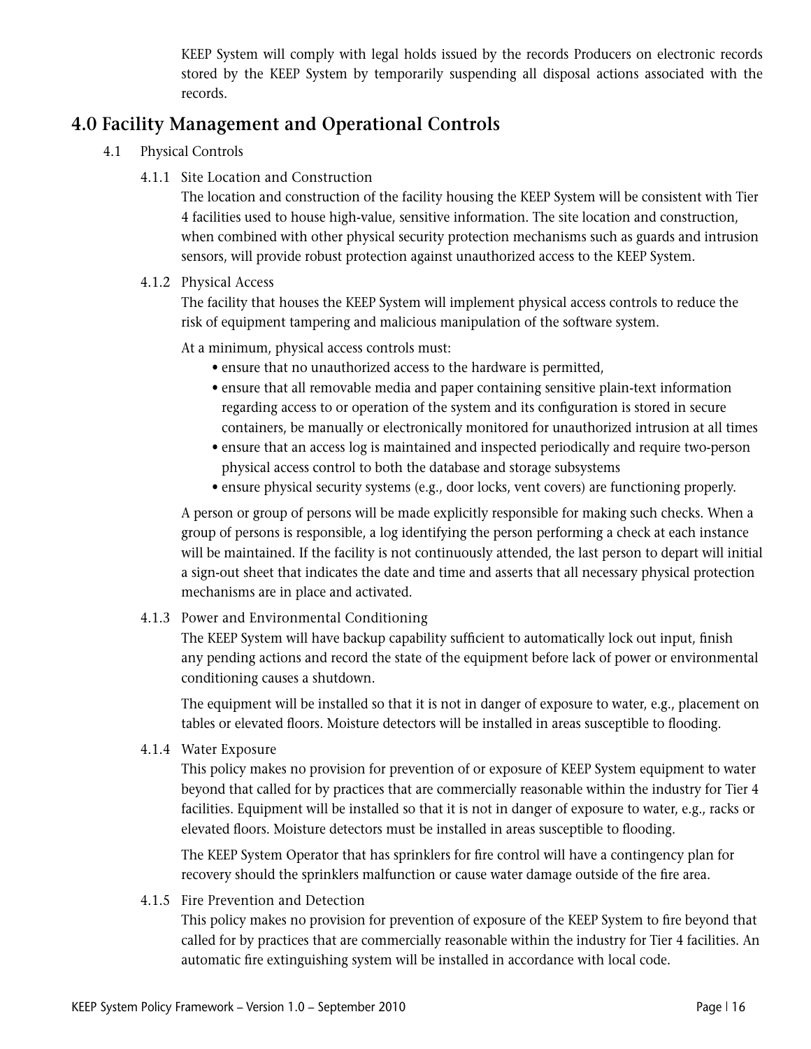KEEP System will comply with legal holds issued by the records Producers on electronic records stored by the KEEP System by temporarily suspending all disposal actions associated with the records.

## 4.0 Facility Management and Operational Controls

4.1 Physical Controls

4.1.1 Site Location and Construction

The location and construction of the facility housing the KEEP System will be consistent with Tier 4 facilities used to house high-value, sensitive information. The site location and construction, when combined with other physical security protection mechanisms such as guards and intrusion sensors, will provide robust protection against unauthorized access to the KEEP System.

4.1.2 Physical Access

The facility that houses the KEEP System will implement physical access controls to reduce the risk of equipment tampering and malicious manipulation of the software system.

At a minimum, physical access controls must:

- ensure that no unauthorized access to the hardware is permitted,
- ensure that all removable media and paper containing sensitive plain-text information regarding access to or operation of the system and its configuration is stored in secure containers, be manually or electronically monitored for unauthorized intrusion at all times
- ensure that an access log is maintained and inspected periodically and require two-person physical access control to both the database and storage subsystems
- ensure physical security systems (e.g., door locks, vent covers) are functioning properly.

A person or group of persons will be made explicitly responsible for making such checks. When a group of persons is responsible, a log identifying the person performing a check at each instance will be maintained. If the facility is not continuously attended, the last person to depart will initial a sign-out sheet that indicates the date and time and asserts that all necessary physical protection mechanisms are in place and activated.

4.1.3 Power and Environmental Conditioning

The KEEP System will have backup capability sufficient to automatically lock out input, finish any pending actions and record the state of the equipment before lack of power or environmental conditioning causes a shutdown.

The equipment will be installed so that it is not in danger of exposure to water, e.g., placement on tables or elevated floors. Moisture detectors will be installed in areas susceptible to flooding.

4.1.4 Water Exposure

This policy makes no provision for prevention of or exposure of KEEP System equipment to water beyond that called for by practices that are commercially reasonable within the industry for Tier 4 facilities. Equipment will be installed so that it is not in danger of exposure to water, e.g., racks or elevated floors. Moisture detectors must be installed in areas susceptible to flooding.

The KEEP System Operator that has sprinklers for fire control will have a contingency plan for recovery should the sprinklers malfunction or cause water damage outside of the fire area.

4.1.5 Fire Prevention and Detection

This policy makes no provision for prevention of exposure of the KEEP System to fire beyond that called for by practices that are commercially reasonable within the industry for Tier 4 facilities. An automatic fire extinguishing system will be installed in accordance with local code.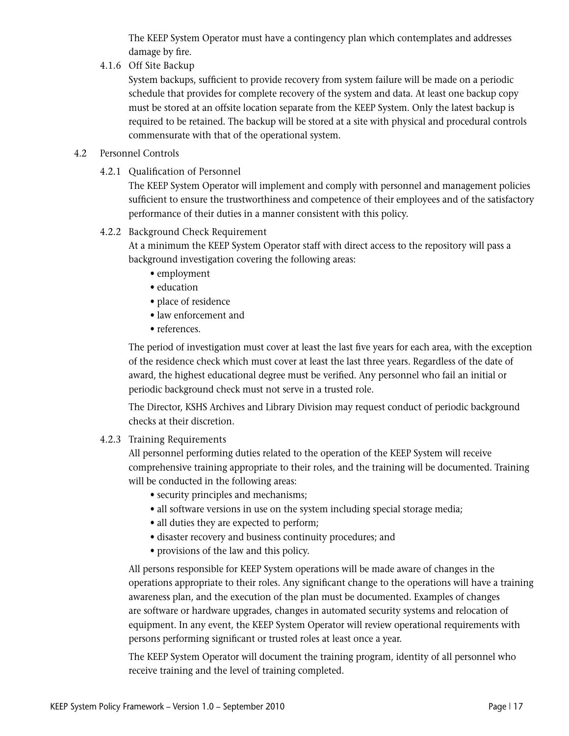The KEEP System Operator must have a contingency plan which contemplates and addresses damage by fire.

#### 4.1.6 Off Site Backup

System backups, sufficient to provide recovery from system failure will be made on a periodic schedule that provides for complete recovery of the system and data. At least one backup copy must be stored at an offsite location separate from the KEEP System. Only the latest backup is required to be retained. The backup will be stored at a site with physical and procedural controls commensurate with that of the operational system.

### 4.2 Personnel Controls

#### 4.2.1 Qualification of Personnel

The KEEP System Operator will implement and comply with personnel and management policies sufficient to ensure the trustworthiness and competence of their employees and of the satisfactory performance of their duties in a manner consistent with this policy.

#### 4.2.2 Background Check Requirement

At a minimum the KEEP System Operator staff with direct access to the repository will pass a background investigation covering the following areas:

- employment
- education
- place of residence
- law enforcement and
- references.

The period of investigation must cover at least the last five years for each area, with the exception of the residence check which must cover at least the last three years. Regardless of the date of award, the highest educational degree must be verified. Any personnel who fail an initial or periodic background check must not serve in a trusted role.

The Director, KSHS Archives and Library Division may request conduct of periodic background checks at their discretion.

#### 4.2.3 Training Requirements

All personnel performing duties related to the operation of the KEEP System will receive comprehensive training appropriate to their roles, and the training will be documented. Training will be conducted in the following areas:

- security principles and mechanisms;
- all software versions in use on the system including special storage media;
- all duties they are expected to perform;
- disaster recovery and business continuity procedures; and
- provisions of the law and this policy.

All persons responsible for KEEP System operations will be made aware of changes in the operations appropriate to their roles. Any significant change to the operations will have a training awareness plan, and the execution of the plan must be documented. Examples of changes are software or hardware upgrades, changes in automated security systems and relocation of equipment. In any event, the KEEP System Operator will review operational requirements with persons performing significant or trusted roles at least once a year.

The KEEP System Operator will document the training program, identity of all personnel who receive training and the level of training completed.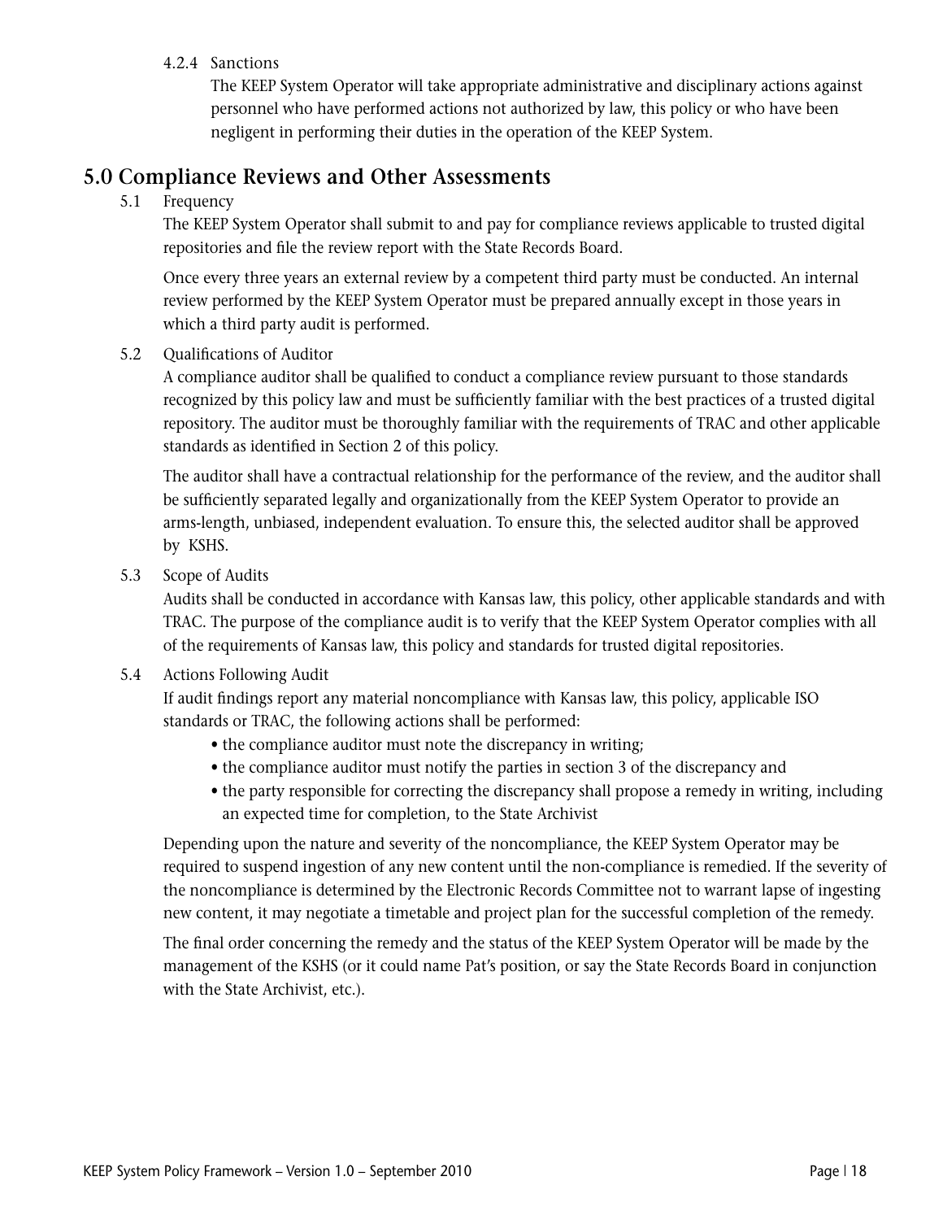#### 4.2.4 Sanctions

The KEEP System Operator will take appropriate administrative and disciplinary actions against personnel who have performed actions not authorized by law, this policy or who have been negligent in performing their duties in the operation of the KEEP System.

## 5.0 Compliance Reviews and Other Assessments

### 5.1 Frequency

The KEEP System Operator shall submit to and pay for compliance reviews applicable to trusted digital repositories and file the review report with the State Records Board.

Once every three years an external review by a competent third party must be conducted. An internal review performed by the KEEP System Operator must be prepared annually except in those years in which a third party audit is performed.

### 5.2 Qualifications of Auditor

A compliance auditor shall be qualified to conduct a compliance review pursuant to those standards recognized by this policy law and must be sufficiently familiar with the best practices of a trusted digital repository. The auditor must be thoroughly familiar with the requirements of TRAC and other applicable standards as identified in Section 2 of this policy.

The auditor shall have a contractual relationship for the performance of the review, and the auditor shall be sufficiently separated legally and organizationally from the KEEP System Operator to provide an arms-length, unbiased, independent evaluation. To ensure this, the selected auditor shall be approved by KSHS.

### 5.3 Scope of Audits

Audits shall be conducted in accordance with Kansas law, this policy, other applicable standards and with TRAC. The purpose of the compliance audit is to verify that the KEEP System Operator complies with all of the requirements of Kansas law, this policy and standards for trusted digital repositories.

### 5.4 Actions Following Audit

If audit findings report any material noncompliance with Kansas law, this policy, applicable ISO standards or TRAC, the following actions shall be performed:

- the compliance auditor must note the discrepancy in writing;
- the compliance auditor must notify the parties in section 3 of the discrepancy and
- the party responsible for correcting the discrepancy shall propose a remedy in writing, including an expected time for completion, to the State Archivist

Depending upon the nature and severity of the noncompliance, the KEEP System Operator may be required to suspend ingestion of any new content until the non-compliance is remedied. If the severity of the noncompliance is determined by the Electronic Records Committee not to warrant lapse of ingesting new content, it may negotiate a timetable and project plan for the successful completion of the remedy.

The final order concerning the remedy and the status of the KEEP System Operator will be made by the management of the KSHS (or it could name Pat's position, or say the State Records Board in conjunction with the State Archivist, etc.).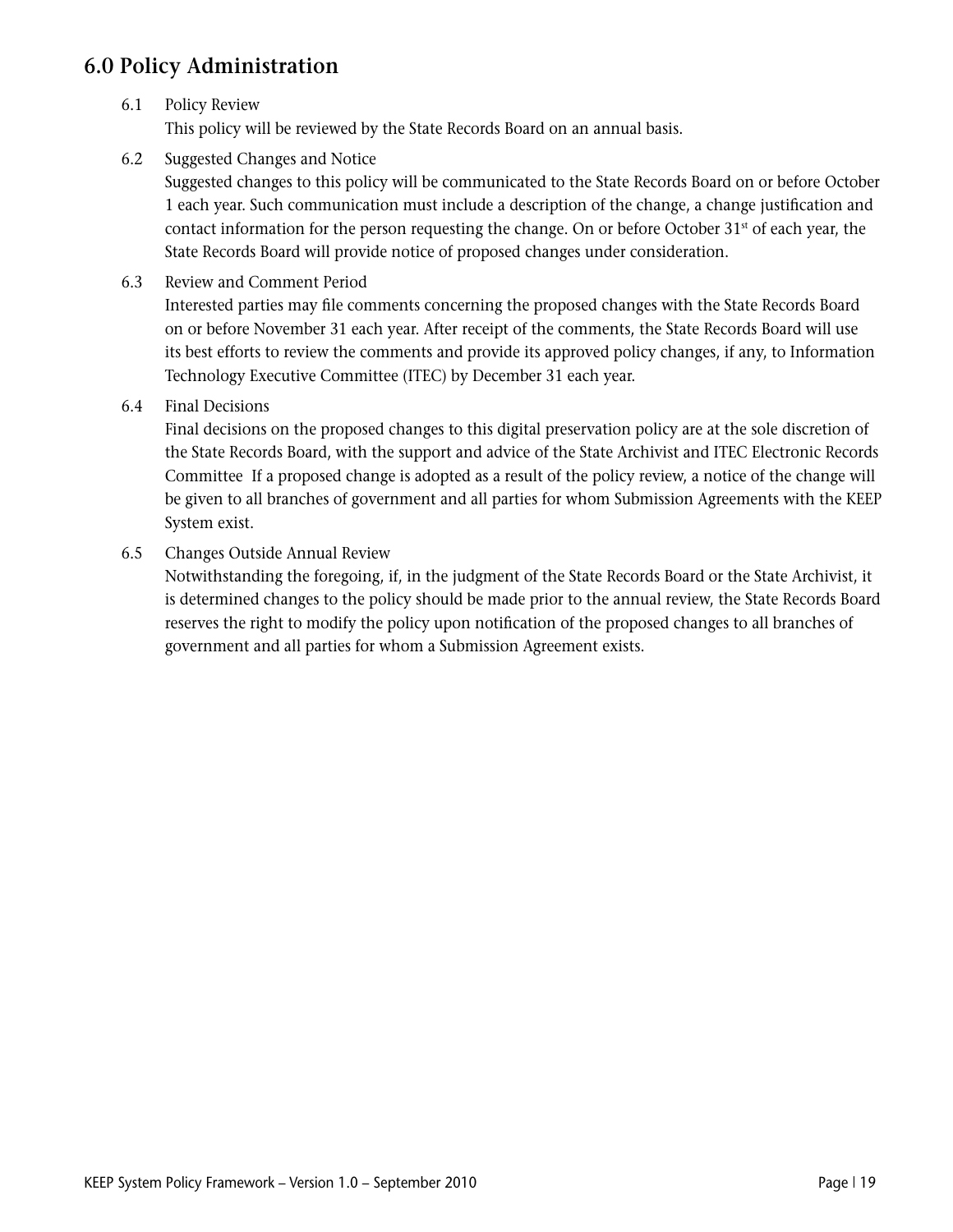## 6.0 Policy Administration

6.1 Policy Review

This policy will be reviewed by the State Records Board on an annual basis.

6.2 Suggested Changes and Notice

Suggested changes to this policy will be communicated to the State Records Board on or before October 1 each year. Such communication must include a description of the change, a change justification and contact information for the person requesting the change. On or before October 31st of each year, the State Records Board will provide notice of proposed changes under consideration.

6.3 Review and Comment Period

Interested parties may file comments concerning the proposed changes with the State Records Board on or before November 31 each year. After receipt of the comments, the State Records Board will use its best efforts to review the comments and provide its approved policy changes, if any, to Information Technology Executive Committee (ITEC) by December 31 each year.

6.4 Final Decisions

Final decisions on the proposed changes to this digital preservation policy are at the sole discretion of the State Records Board, with the support and advice of the State Archivist and ITEC Electronic Records Committee  If a proposed change is adopted as a result of the policy review, a notice of the change will be given to all branches of government and all parties for whom Submission Agreements with the KEEP System exist.

6.5 Changes Outside Annual Review

Notwithstanding the foregoing, if, in the judgment of the State Records Board or the State Archivist, it is determined changes to the policy should be made prior to the annual review, the State Records Board reserves the right to modify the policy upon notification of the proposed changes to all branches of government and all parties for whom a Submission Agreement exists.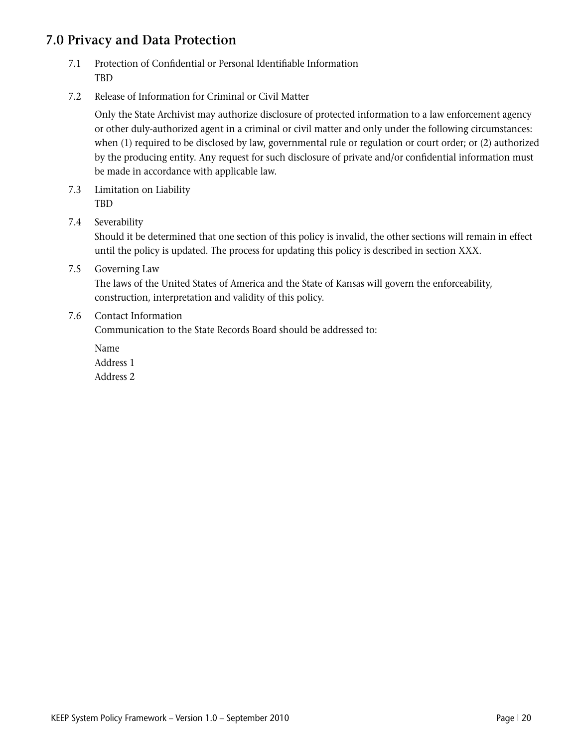## 7.0 Privacy and Data Protection

7.1 Protection of Confidential or Personal Identifiable Information

TBD

7.2 Release of Information for Criminal or Civil Matter

Only the State Archivist may authorize disclosure of protected information to a law enforcement agency or other duly-authorized agent in a criminal or civil matter and only under the following circumstances: when (1) required to be disclosed by law, governmental rule or regulation or court order; or (2) authorized by the producing entity. Any request for such disclosure of private and/or confidential information must be made in accordance with applicable law.

7.3 Limitation on Liability

TBD

7.4 Severability

Should it be determined that one section of this policy is invalid, the other sections will remain in effect until the policy is updated. The process for updating this policy is described in section XXX.

7.5 Governing Law

The laws of the United States of America and the State of Kansas will govern the enforceability, construction, interpretation and validity of this policy.

7.6 Contact Information

Communication to the State Records Board should be addressed to:

Name
Address 1
Address 2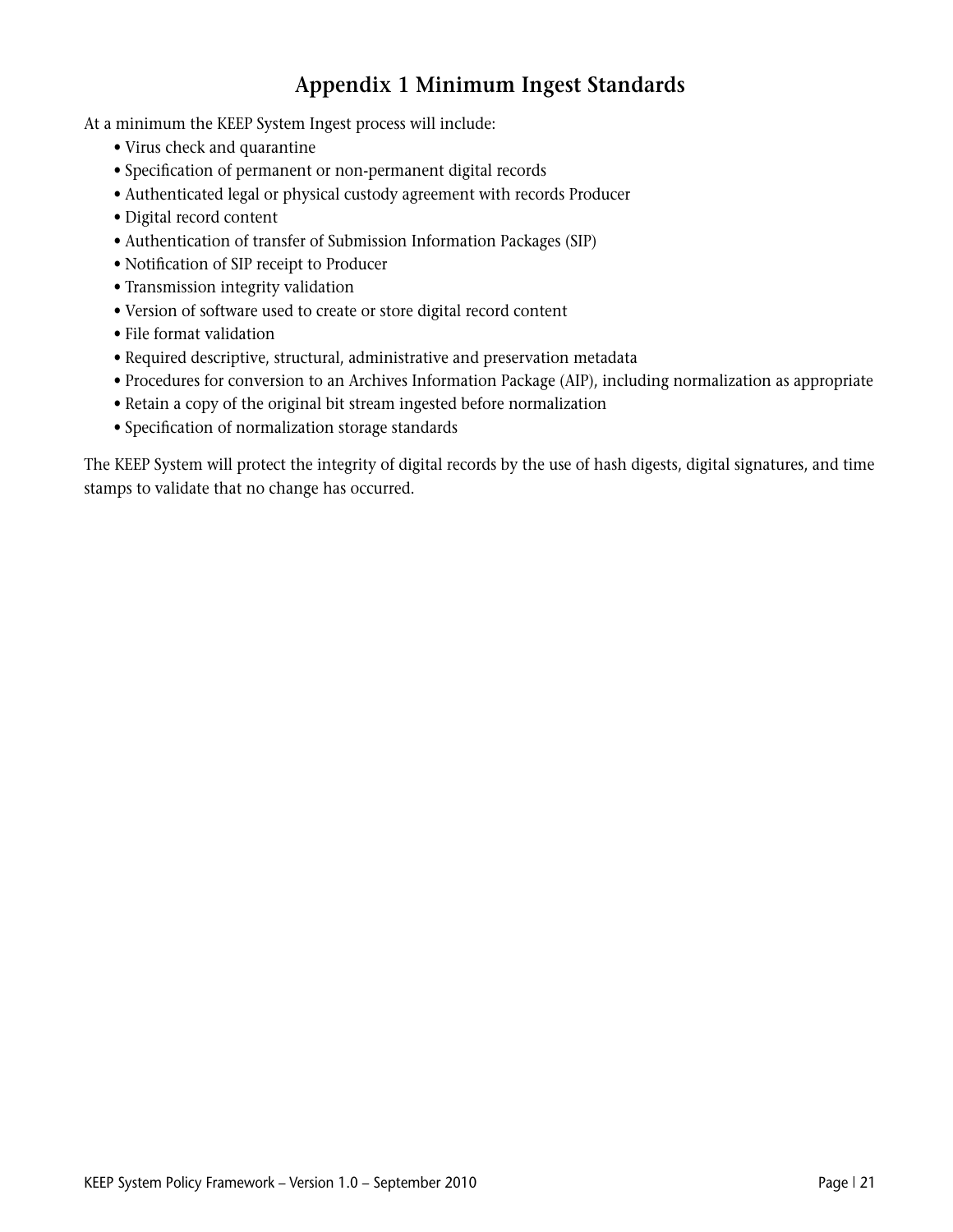# Appendix 1 Minimum Ingest Standards

At a minimum the KEEP System Ingest process will include:

- Virus check and quarantine
- Specification of permanent or non-permanent digital records
- Authenticated legal or physical custody agreement with records Producer
- Digital record content
- Authentication of transfer of Submission Information Packages (SIP)
- Notification of SIP receipt to Producer
- Transmission integrity validation
- Version of software used to create or store digital record content
- File format validation
- Required descriptive, structural, administrative and preservation metadata
- Procedures for conversion to an Archives Information Package (AIP), including normalization as appropriate
- Retain a copy of the original bit stream ingested before normalization
- Specification of normalization storage standards

The KEEP System will protect the integrity of digital records by the use of hash digests, digital signatures, and time stamps to validate that no change has occurred.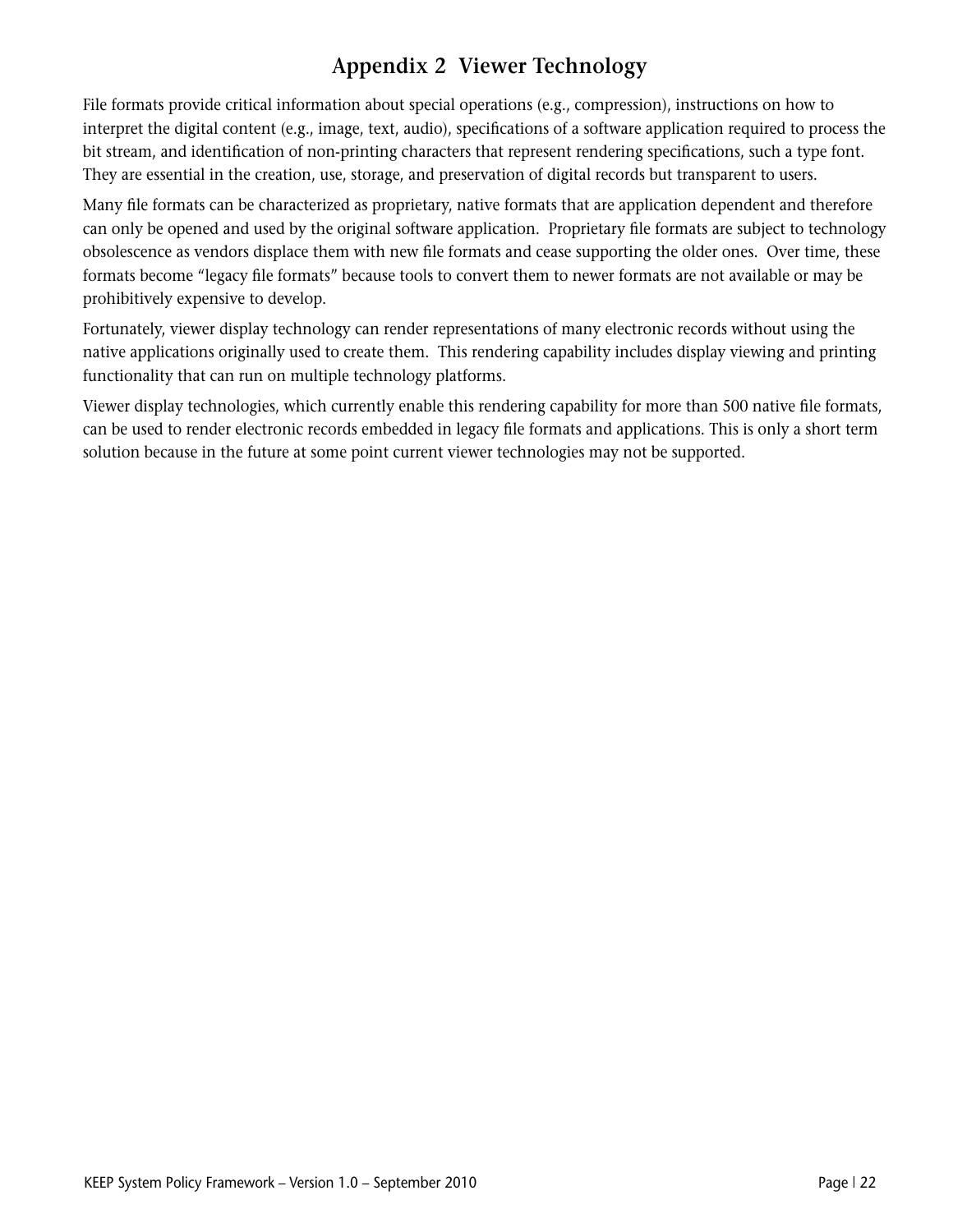# Appendix 2 Viewer Technology

File formats provide critical information about special operations (e.g., compression), instructions on how to interpret the digital content (e.g., image, text, audio), specifications of a software application required to process the bit stream, and identification of non-printing characters that represent rendering specifications, such a type font. They are essential in the creation, use, storage, and preservation of digital records but transparent to users.

Many file formats can be characterized as proprietary, native formats that are application dependent and therefore can only be opened and used by the original software application. Proprietary file formats are subject to technology obsolescence as vendors displace them with new file formats and cease supporting the older ones. Over time, these formats become "legacy file formats" because tools to convert them to newer formats are not available or may be prohibitively expensive to develop.

Fortunately, viewer display technology can render representations of many electronic records without using the native applications originally used to create them. This rendering capability includes display viewing and printing functionality that can run on multiple technology platforms.

Viewer display technologies, which currently enable this rendering capability for more than 500 native file formats, can be used to render electronic records embedded in legacy file formats and applications. This is only a short term solution because in the future at some point current viewer technologies may not be supported.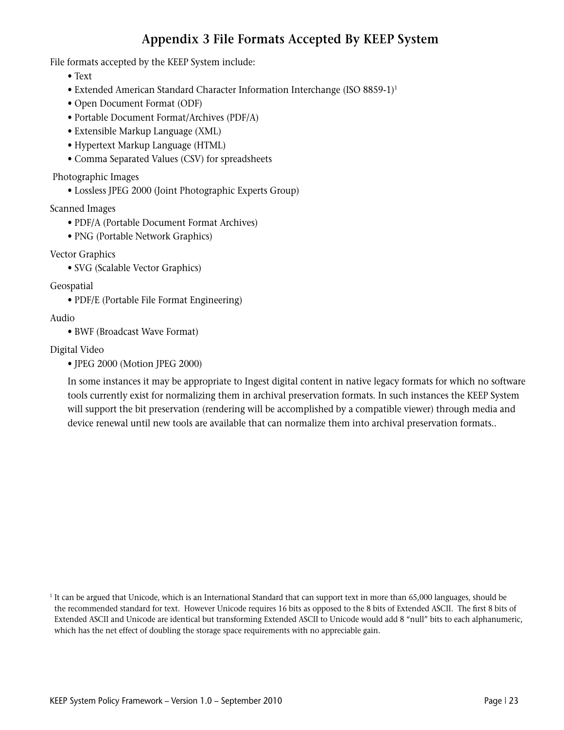# Appendix 3 File Formats Accepted By KEEP System

File formats accepted by the KEEP System include:

- Text
- Extended American Standard Character Information Interchange (ISO 8859-1)[1]
- Open Document Format (ODF)
- Portable Document Format/Archives (PDF/A)
- Extensible Markup Language (XML)
- Hypertext Markup Language (HTML)
- Comma Separated Values (CSV) for spreadsheets

Photographic Images

- Lossless JPEG 2000 (Joint Photographic Experts Group)

Scanned Images

- PDF/A (Portable Document Format Archives)
- PNG (Portable Network Graphics)

Vector Graphics

- SVG (Scalable Vector Graphics)

Geospatial

- PDF/E (Portable File Format Engineering)

Audio

- BWF (Broadcast Wave Format)

Digital Video

- JPEG 2000 (Motion JPEG 2000)

In some instances it may be appropriate to Ingest digital content in native legacy formats for which no software tools currently exist for normalizing them in archival preservation formats. In such instances the KEEP System will support the bit preservation (rendering will be accomplished by a compatible viewer) through media and device renewal until new tools are available that can normalize them into archival preservation formats..

[1] It can be argued that Unicode, which is an International Standard that can support text in more than 65,000 languages, should be the recommended standard for text. However Unicode requires 16 bits as opposed to the 8 bits of Extended ASCII. The first 8 bits of Extended ASCII and Unicode are identical but transforming Extended ASCII to Unicode would add 8 "null" bits to each alphanumeric, which has the net effect of doubling the storage space requirements with no appreciable gain.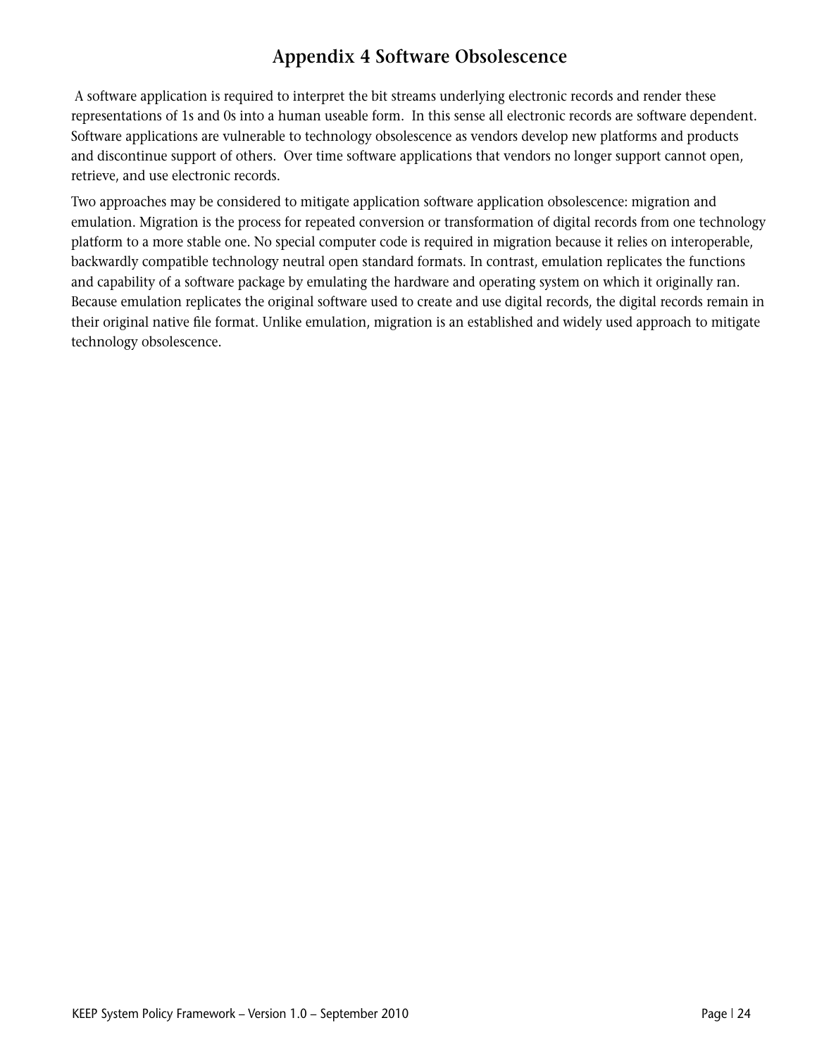# Appendix 4 Software Obsolescence

A software application is required to interpret the bit streams underlying electronic records and render these representations of 1s and 0s into a human useable form. In this sense all electronic records are software dependent. Software applications are vulnerable to technology obsolescence as vendors develop new platforms and products and discontinue support of others. Over time software applications that vendors no longer support cannot open, retrieve, and use electronic records.

Two approaches may be considered to mitigate application software application obsolescence: migration and emulation. Migration is the process for repeated conversion or transformation of digital records from one technology platform to a more stable one. No special computer code is required in migration because it relies on interoperable, backwardly compatible technology neutral open standard formats. In contrast, emulation replicates the functions and capability of a software package by emulating the hardware and operating system on which it originally ran. Because emulation replicates the original software used to create and use digital records, the digital records remain in their original native file format. Unlike emulation, migration is an established and widely used approach to mitigate technology obsolescence.